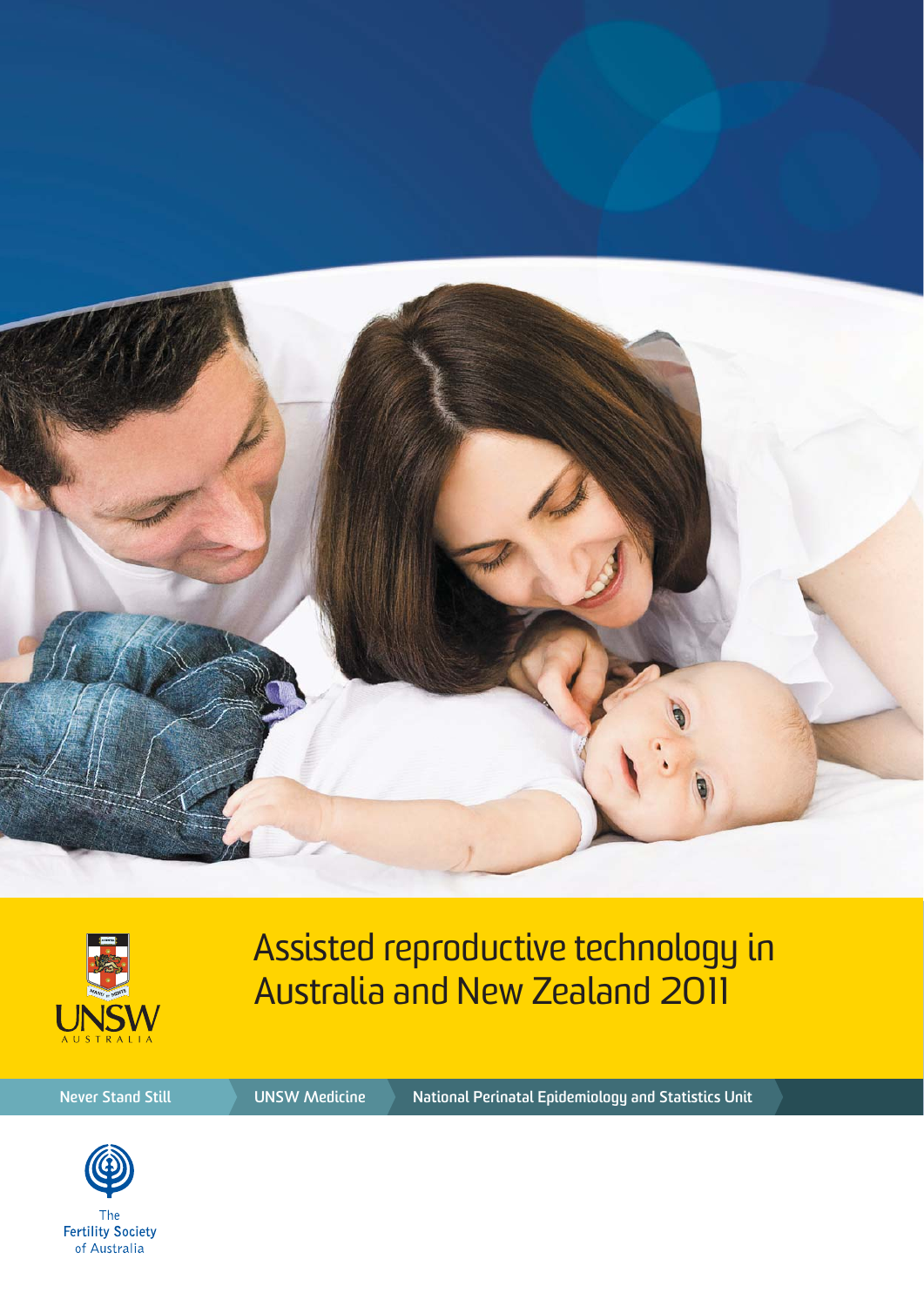UNSW AUSTRALIA

# Assisted reproductive technology in Australia and New Zealand 2011

Never Stand Still | UNSW Medicine | National Perinatal Epidemiology and Statistics Unit

The Fertility Society of Australia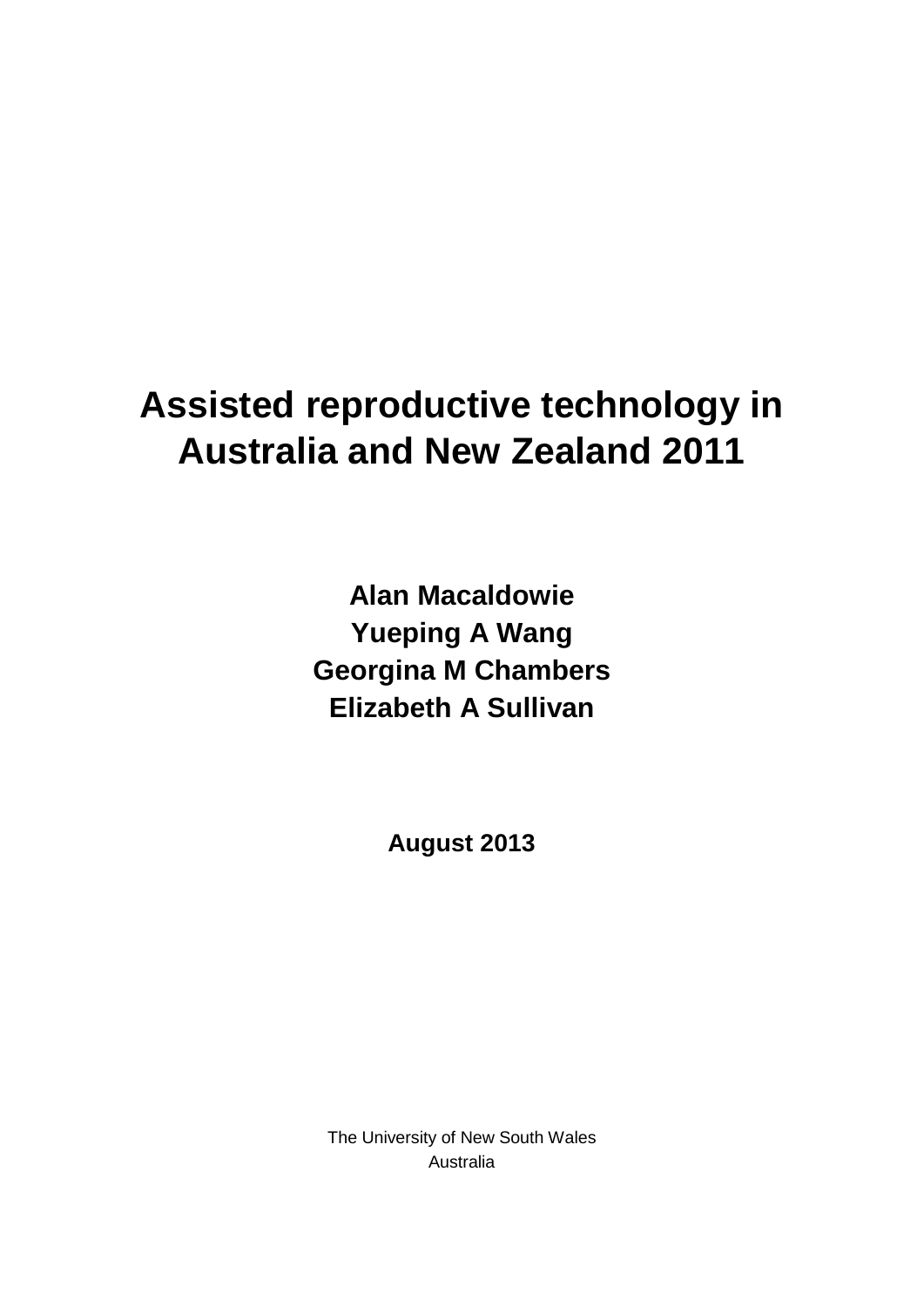# Assisted reproductive technology in Australia and New Zealand 2011

**Alan Macaldowie**
**Yueping A Wang**
**Georgina M Chambers**
**Elizabeth A Sullivan**

**August 2013**

The University of New South Wales
Australia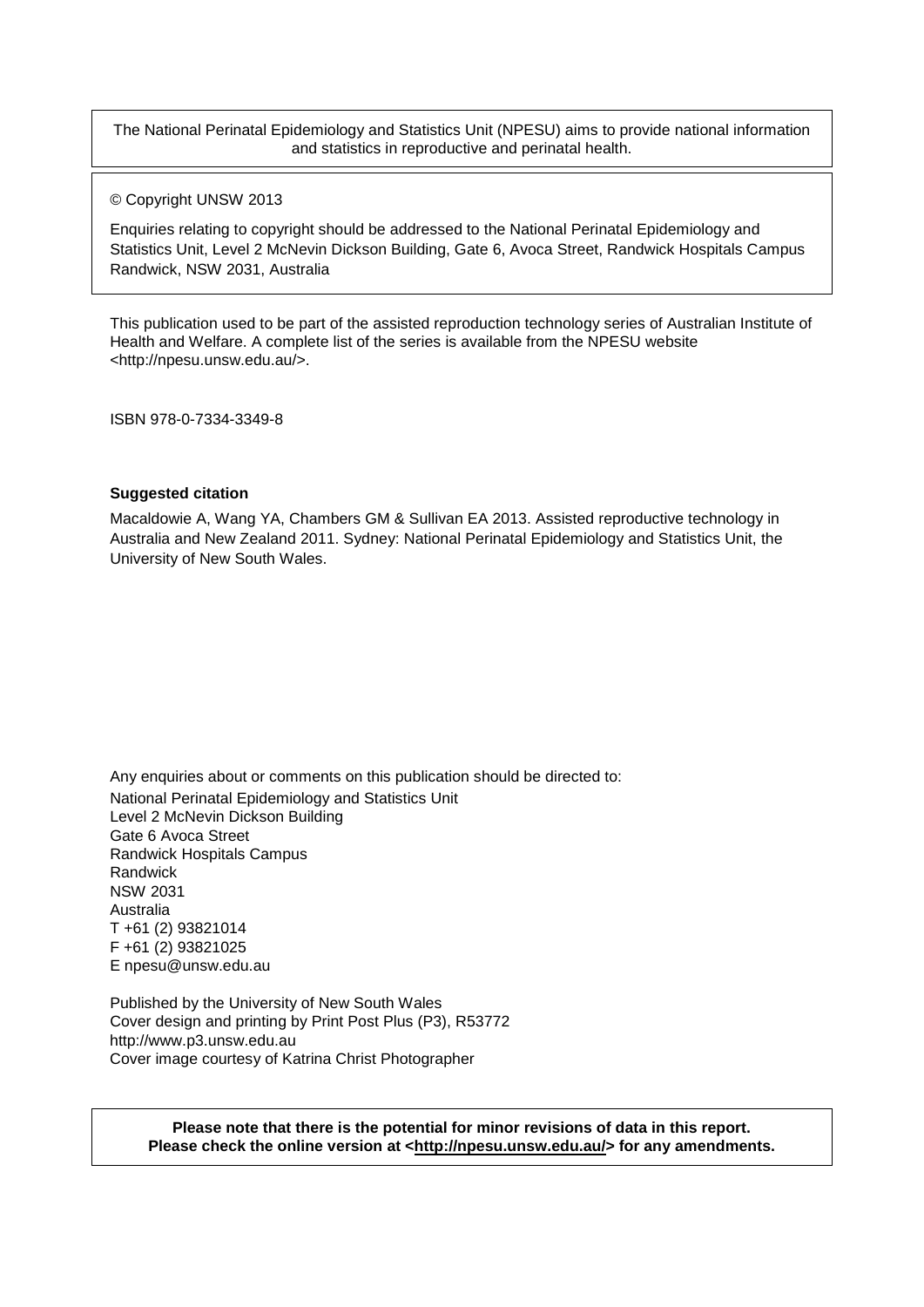The National Perinatal Epidemiology and Statistics Unit (NPESU) aims to provide national information and statistics in reproductive and perinatal health.

© Copyright UNSW 2013

Enquiries relating to copyright should be addressed to the National Perinatal Epidemiology and Statistics Unit, Level 2 McNevin Dickson Building, Gate 6, Avoca Street, Randwick Hospitals Campus Randwick, NSW 2031, Australia

This publication used to be part of the assisted reproduction technology series of Australian Institute of Health and Welfare. A complete list of the series is available from the NPESU website <http://npesu.unsw.edu.au/>.

ISBN 978-0-7334-3349-8

**Suggested citation**

Macaldowie A, Wang YA, Chambers GM & Sullivan EA 2013. Assisted reproductive technology in Australia and New Zealand 2011. Sydney: National Perinatal Epidemiology and Statistics Unit, the University of New South Wales.

Any enquiries about or comments on this publication should be directed to:
National Perinatal Epidemiology and Statistics Unit
Level 2 McNevin Dickson Building
Gate 6 Avoca Street
Randwick Hospitals Campus
Randwick
NSW 2031
Australia
T +61 (2) 93821014
F +61 (2) 93821025
E npesu@unsw.edu.au

Published by the University of New South Wales
Cover design and printing by Print Post Plus (P3), R53772
http://www.p3.unsw.edu.au
Cover image courtesy of Katrina Christ Photographer

**Please note that there is the potential for minor revisions of data in this report. Please check the online version at <http://npesu.unsw.edu.au/> for any amendments.**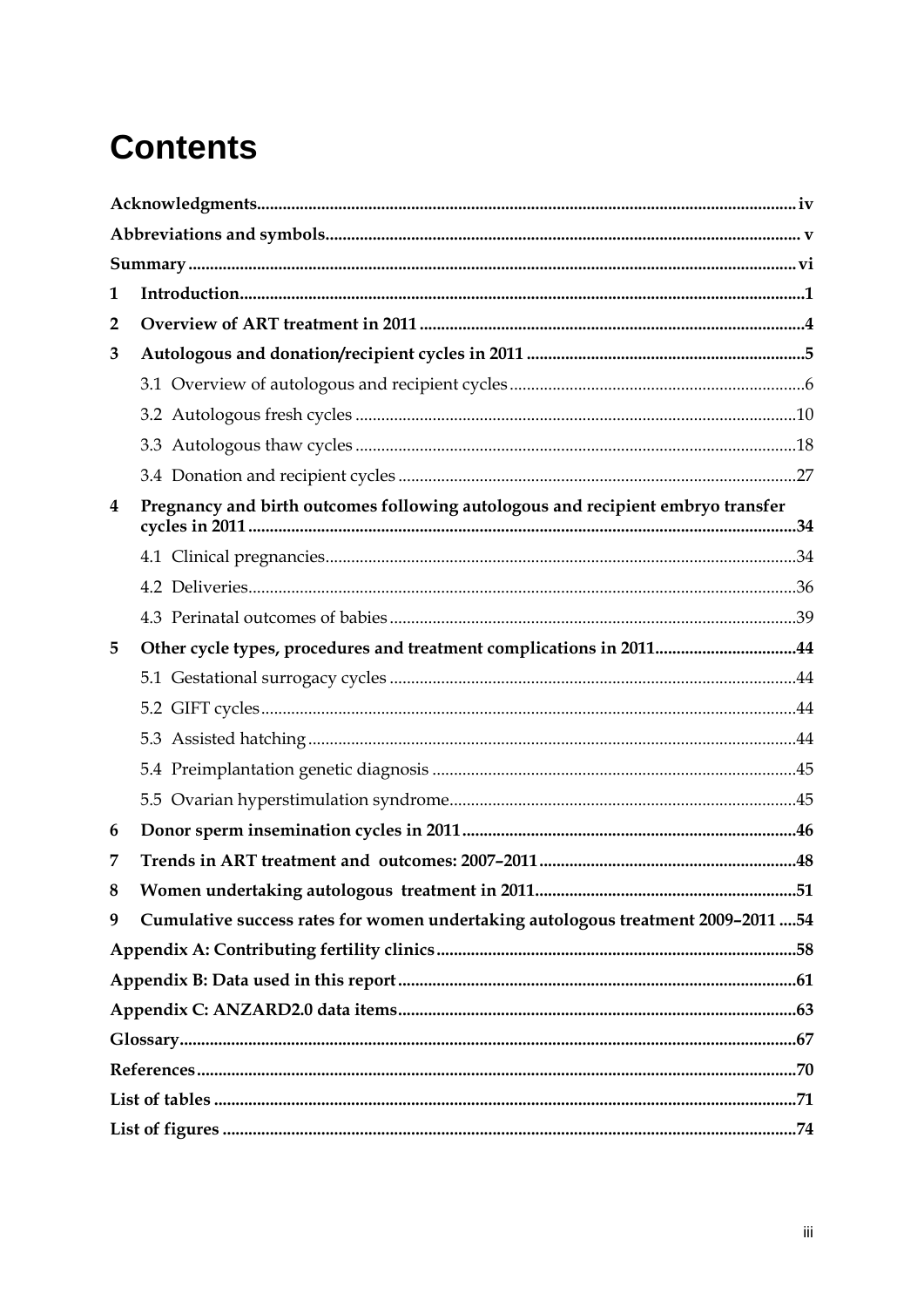# Contents

Acknowledgments ..... iv

Abbreviations and symbols ..... v

Summary ..... vi

1 Introduction ..... 1

2 Overview of ART treatment in 2011 ..... 4

3 Autologous and donation/recipient cycles in 2011 ..... 5

- 3.1 Overview of autologous and recipient cycles ..... 6
- 3.2 Autologous fresh cycles ..... 10
- 3.3 Autologous thaw cycles ..... 18
- 3.4 Donation and recipient cycles ..... 27

4 Pregnancy and birth outcomes following autologous and recipient embryo transfer cycles in 2011 ..... 34

- 4.1 Clinical pregnancies ..... 34
- 4.2 Deliveries ..... 36
- 4.3 Perinatal outcomes of babies ..... 39

5 Other cycle types, procedures and treatment complications in 2011 ..... 44

- 5.1 Gestational surrogacy cycles ..... 44
- 5.2 GIFT cycles ..... 44
- 5.3 Assisted hatching ..... 44
- 5.4 Preimplantation genetic diagnosis ..... 45
- 5.5 Ovarian hyperstimulation syndrome ..... 45

6 Donor sperm insemination cycles in 2011 ..... 46

7 Trends in ART treatment and outcomes: 2007–2011 ..... 48

8 Women undertaking autologous treatment in 2011 ..... 51

9 Cumulative success rates for women undertaking autologous treatment 2009–2011 ..... 54

Appendix A: Contributing fertility clinics ..... 58

Appendix B: Data used in this report ..... 61

Appendix C: ANZARD2.0 data items ..... 63

Glossary ..... 67

References ..... 70

List of tables ..... 71

List of figures ..... 74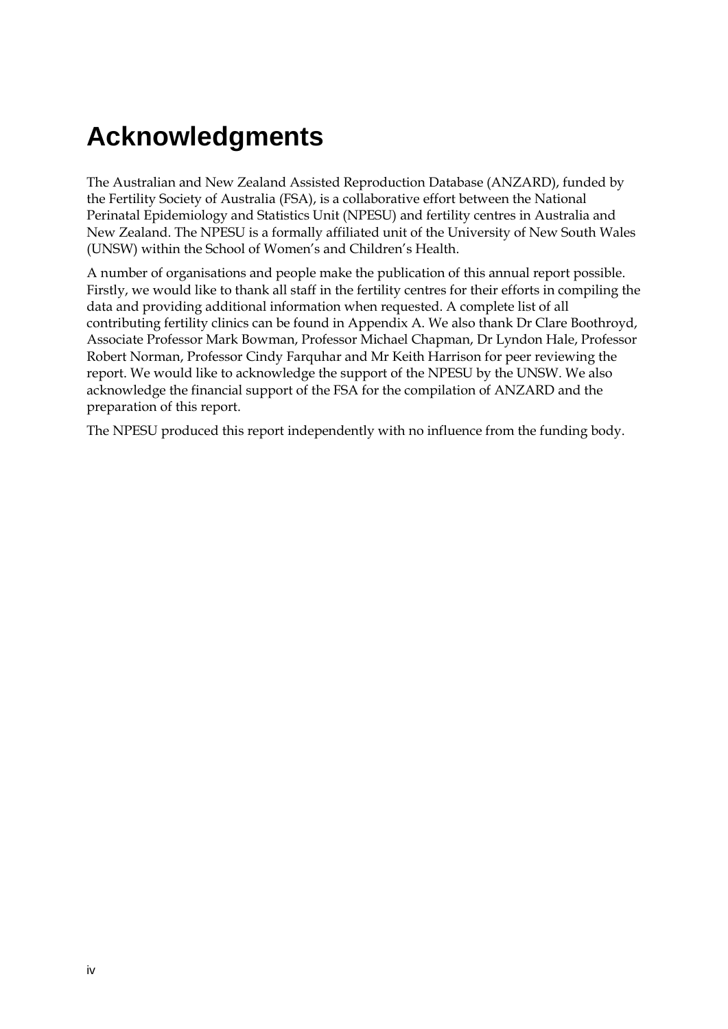# Acknowledgments

The Australian and New Zealand Assisted Reproduction Database (ANZARD), funded by the Fertility Society of Australia (FSA), is a collaborative effort between the National Perinatal Epidemiology and Statistics Unit (NPESU) and fertility centres in Australia and New Zealand. The NPESU is a formally affiliated unit of the University of New South Wales (UNSW) within the School of Women's and Children's Health.

A number of organisations and people make the publication of this annual report possible. Firstly, we would like to thank all staff in the fertility centres for their efforts in compiling the data and providing additional information when requested. A complete list of all contributing fertility clinics can be found in Appendix A. We also thank Dr Clare Boothroyd, Associate Professor Mark Bowman, Professor Michael Chapman, Dr Lyndon Hale, Professor Robert Norman, Professor Cindy Farquhar and Mr Keith Harrison for peer reviewing the report. We would like to acknowledge the support of the NPESU by the UNSW. We also acknowledge the financial support of the FSA for the compilation of ANZARD and the preparation of this report.

The NPESU produced this report independently with no influence from the funding body.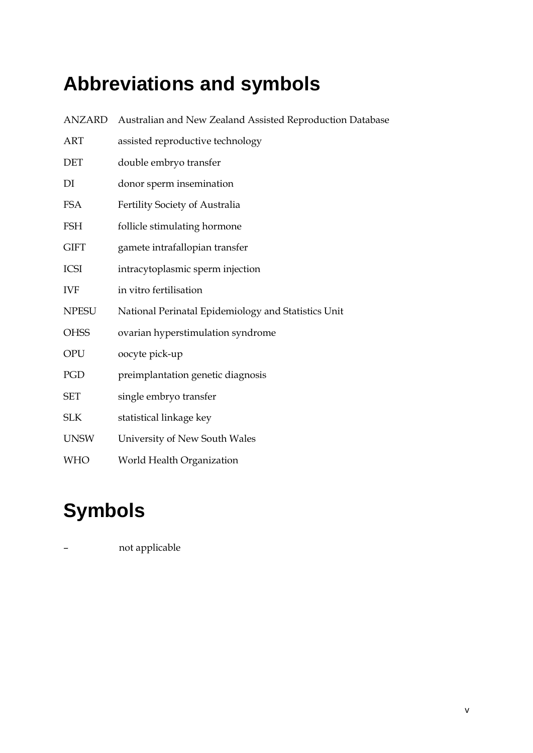# Abbreviations and symbols

| | |
|---|---|
| ANZARD | Australian and New Zealand Assisted Reproduction Database |
| ART | assisted reproductive technology |
| DET | double embryo transfer |
| DI | donor sperm insemination |
| FSA | Fertility Society of Australia |
| FSH | follicle stimulating hormone |
| GIFT | gamete intrafallopian transfer |
| ICSI | intracytoplasmic sperm injection |
| IVF | in vitro fertilisation |
| NPESU | National Perinatal Epidemiology and Statistics Unit |
| OHSS | ovarian hyperstimulation syndrome |
| OPU | oocyte pick-up |
| PGD | preimplantation genetic diagnosis |
| SET | single embryo transfer |
| SLK | statistical linkage key |
| UNSW | University of New South Wales |
| WHO | World Health Organization |

# Symbols

| | |
|---|---|
| – | not applicable |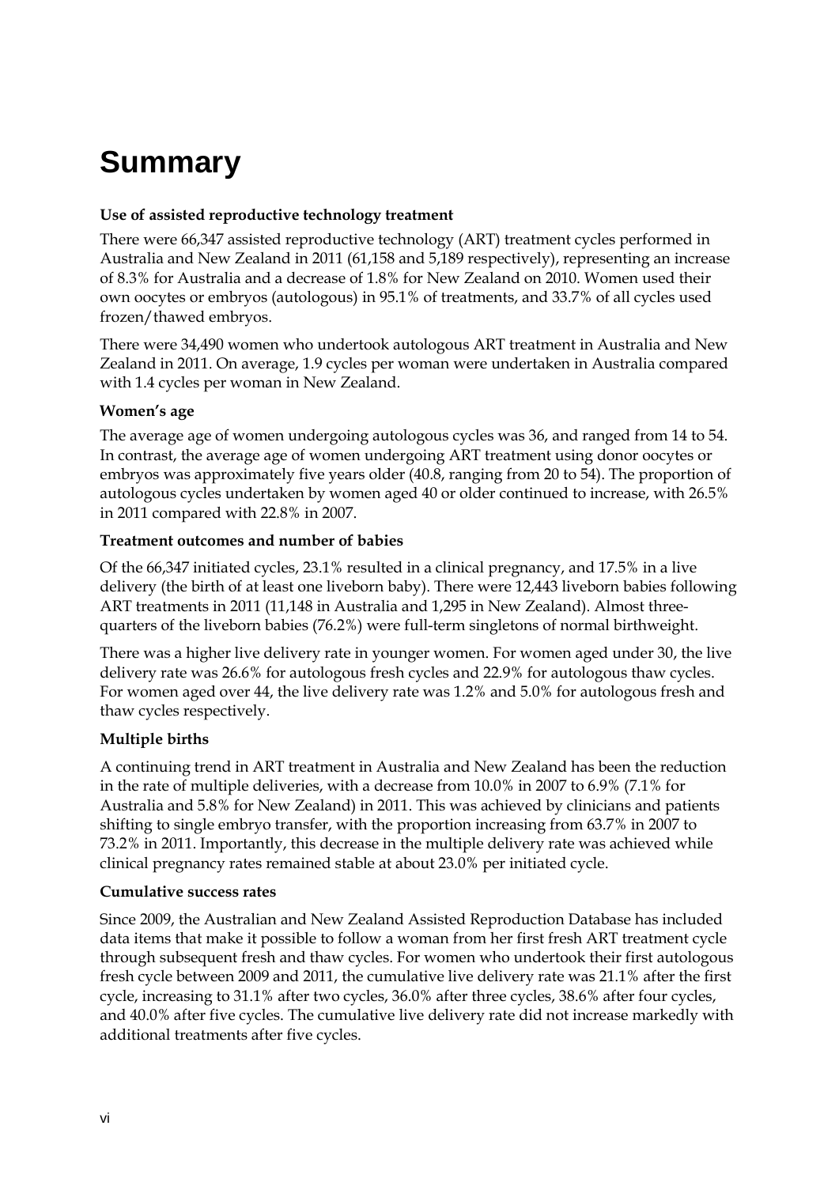# Summary

**Use of assisted reproductive technology treatment**

There were 66,347 assisted reproductive technology (ART) treatment cycles performed in Australia and New Zealand in 2011 (61,158 and 5,189 respectively), representing an increase of 8.3% for Australia and a decrease of 1.8% for New Zealand on 2010. Women used their own oocytes or embryos (autologous) in 95.1% of treatments, and 33.7% of all cycles used frozen/thawed embryos.

There were 34,490 women who undertook autologous ART treatment in Australia and New Zealand in 2011. On average, 1.9 cycles per woman were undertaken in Australia compared with 1.4 cycles per woman in New Zealand.

**Women's age**

The average age of women undergoing autologous cycles was 36, and ranged from 14 to 54. In contrast, the average age of women undergoing ART treatment using donor oocytes or embryos was approximately five years older (40.8, ranging from 20 to 54). The proportion of autologous cycles undertaken by women aged 40 or older continued to increase, with 26.5% in 2011 compared with 22.8% in 2007.

**Treatment outcomes and number of babies**

Of the 66,347 initiated cycles, 23.1% resulted in a clinical pregnancy, and 17.5% in a live delivery (the birth of at least one liveborn baby). There were 12,443 liveborn babies following ART treatments in 2011 (11,148 in Australia and 1,295 in New Zealand). Almost three-quarters of the liveborn babies (76.2%) were full-term singletons of normal birthweight.

There was a higher live delivery rate in younger women. For women aged under 30, the live delivery rate was 26.6% for autologous fresh cycles and 22.9% for autologous thaw cycles. For women aged over 44, the live delivery rate was 1.2% and 5.0% for autologous fresh and thaw cycles respectively.

**Multiple births**

A continuing trend in ART treatment in Australia and New Zealand has been the reduction in the rate of multiple deliveries, with a decrease from 10.0% in 2007 to 6.9% (7.1% for Australia and 5.8% for New Zealand) in 2011. This was achieved by clinicians and patients shifting to single embryo transfer, with the proportion increasing from 63.7% in 2007 to 73.2% in 2011. Importantly, this decrease in the multiple delivery rate was achieved while clinical pregnancy rates remained stable at about 23.0% per initiated cycle.

**Cumulative success rates**

Since 2009, the Australian and New Zealand Assisted Reproduction Database has included data items that make it possible to follow a woman from her first fresh ART treatment cycle through subsequent fresh and thaw cycles. For women who undertook their first autologous fresh cycle between 2009 and 2011, the cumulative live delivery rate was 21.1% after the first cycle, increasing to 31.1% after two cycles, 36.0% after three cycles, 38.6% after four cycles, and 40.0% after five cycles. The cumulative live delivery rate did not increase markedly with additional treatments after five cycles.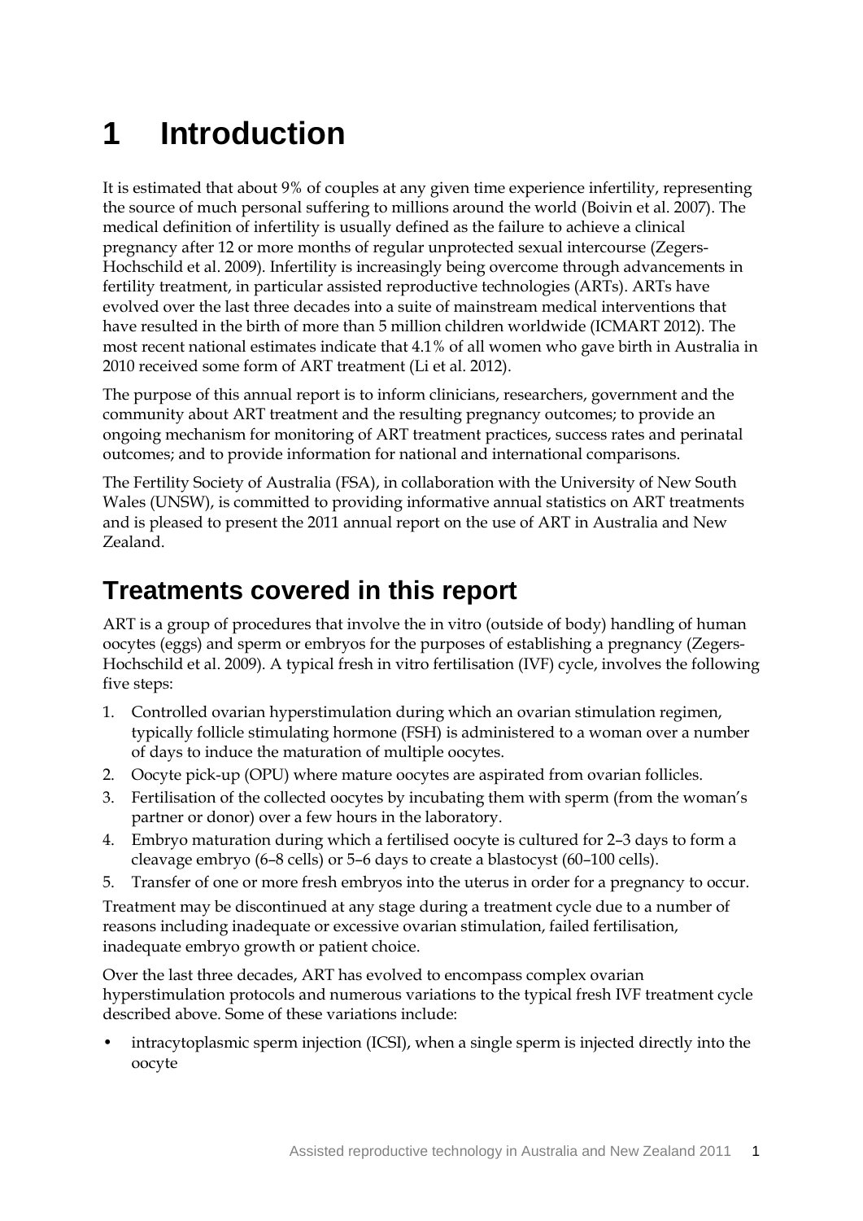# 1 Introduction

It is estimated that about 9% of couples at any given time experience infertility, representing the source of much personal suffering to millions around the world (Boivin et al. 2007). The medical definition of infertility is usually defined as the failure to achieve a clinical pregnancy after 12 or more months of regular unprotected sexual intercourse (Zegers-Hochschild et al. 2009). Infertility is increasingly being overcome through advancements in fertility treatment, in particular assisted reproductive technologies (ARTs). ARTs have evolved over the last three decades into a suite of mainstream medical interventions that have resulted in the birth of more than 5 million children worldwide (ICMART 2012). The most recent national estimates indicate that 4.1% of all women who gave birth in Australia in 2010 received some form of ART treatment (Li et al. 2012).

The purpose of this annual report is to inform clinicians, researchers, government and the community about ART treatment and the resulting pregnancy outcomes; to provide an ongoing mechanism for monitoring of ART treatment practices, success rates and perinatal outcomes; and to provide information for national and international comparisons.

The Fertility Society of Australia (FSA), in collaboration with the University of New South Wales (UNSW), is committed to providing informative annual statistics on ART treatments and is pleased to present the 2011 annual report on the use of ART in Australia and New Zealand.

## Treatments covered in this report

ART is a group of procedures that involve the in vitro (outside of body) handling of human oocytes (eggs) and sperm or embryos for the purposes of establishing a pregnancy (Zegers-Hochschild et al. 2009). A typical fresh in vitro fertilisation (IVF) cycle, involves the following five steps:

1. Controlled ovarian hyperstimulation during which an ovarian stimulation regimen, typically follicle stimulating hormone (FSH) is administered to a woman over a number of days to induce the maturation of multiple oocytes.
2. Oocyte pick-up (OPU) where mature oocytes are aspirated from ovarian follicles.
3. Fertilisation of the collected oocytes by incubating them with sperm (from the woman's partner or donor) over a few hours in the laboratory.
4. Embryo maturation during which a fertilised oocyte is cultured for 2–3 days to form a cleavage embryo (6–8 cells) or 5–6 days to create a blastocyst (60–100 cells).
5. Transfer of one or more fresh embryos into the uterus in order for a pregnancy to occur.

Treatment may be discontinued at any stage during a treatment cycle due to a number of reasons including inadequate or excessive ovarian stimulation, failed fertilisation, inadequate embryo growth or patient choice.

Over the last three decades, ART has evolved to encompass complex ovarian hyperstimulation protocols and numerous variations to the typical fresh IVF treatment cycle described above. Some of these variations include:

- intracytoplasmic sperm injection (ICSI), when a single sperm is injected directly into the oocyte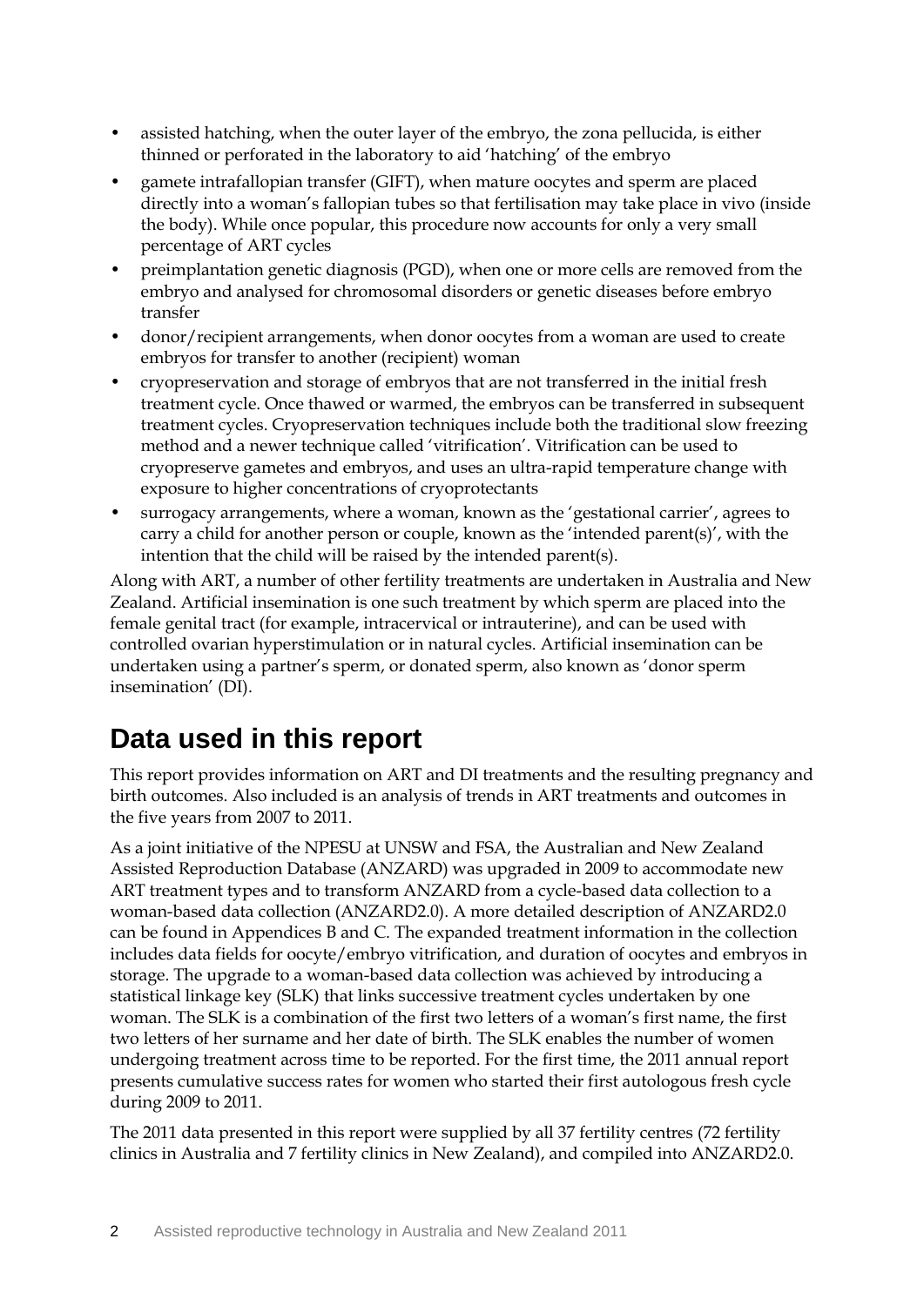- assisted hatching, when the outer layer of the embryo, the zona pellucida, is either thinned or perforated in the laboratory to aid 'hatching' of the embryo
- gamete intrafallopian transfer (GIFT), when mature oocytes and sperm are placed directly into a woman's fallopian tubes so that fertilisation may take place in vivo (inside the body). While once popular, this procedure now accounts for only a very small percentage of ART cycles
- preimplantation genetic diagnosis (PGD), when one or more cells are removed from the embryo and analysed for chromosomal disorders or genetic diseases before embryo transfer
- donor/recipient arrangements, when donor oocytes from a woman are used to create embryos for transfer to another (recipient) woman
- cryopreservation and storage of embryos that are not transferred in the initial fresh treatment cycle. Once thawed or warmed, the embryos can be transferred in subsequent treatment cycles. Cryopreservation techniques include both the traditional slow freezing method and a newer technique called 'vitrification'. Vitrification can be used to cryopreserve gametes and embryos, and uses an ultra-rapid temperature change with exposure to higher concentrations of cryoprotectants
- surrogacy arrangements, where a woman, known as the 'gestational carrier', agrees to carry a child for another person or couple, known as the 'intended parent(s)', with the intention that the child will be raised by the intended parent(s).

Along with ART, a number of other fertility treatments are undertaken in Australia and New Zealand. Artificial insemination is one such treatment by which sperm are placed into the female genital tract (for example, intracervical or intrauterine), and can be used with controlled ovarian hyperstimulation or in natural cycles. Artificial insemination can be undertaken using a partner's sperm, or donated sperm, also known as 'donor sperm insemination' (DI).

## Data used in this report

This report provides information on ART and DI treatments and the resulting pregnancy and birth outcomes. Also included is an analysis of trends in ART treatments and outcomes in the five years from 2007 to 2011.

As a joint initiative of the NPESU at UNSW and FSA, the Australian and New Zealand Assisted Reproduction Database (ANZARD) was upgraded in 2009 to accommodate new ART treatment types and to transform ANZARD from a cycle-based data collection to a woman-based data collection (ANZARD2.0). A more detailed description of ANZARD2.0 can be found in Appendices B and C. The expanded treatment information in the collection includes data fields for oocyte/embryo vitrification, and duration of oocytes and embryos in storage. The upgrade to a woman-based data collection was achieved by introducing a statistical linkage key (SLK) that links successive treatment cycles undertaken by one woman. The SLK is a combination of the first two letters of a woman's first name, the first two letters of her surname and her date of birth. The SLK enables the number of women undergoing treatment across time to be reported. For the first time, the 2011 annual report presents cumulative success rates for women who started their first autologous fresh cycle during 2009 to 2011.

The 2011 data presented in this report were supplied by all 37 fertility centres (72 fertility clinics in Australia and 7 fertility clinics in New Zealand), and compiled into ANZARD2.0.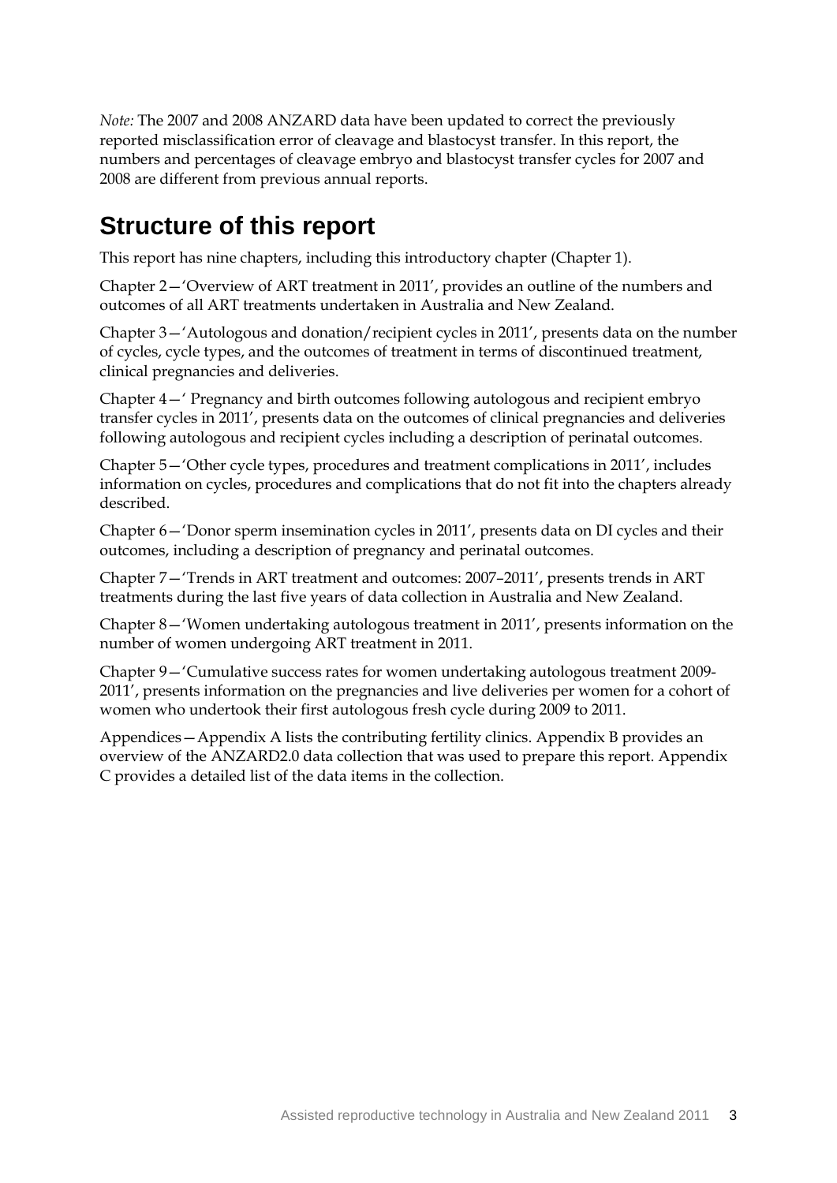*Note:* The 2007 and 2008 ANZARD data have been updated to correct the previously reported misclassification error of cleavage and blastocyst transfer. In this report, the numbers and percentages of cleavage embryo and blastocyst transfer cycles for 2007 and 2008 are different from previous annual reports.

## Structure of this report

This report has nine chapters, including this introductory chapter (Chapter 1).

Chapter 2—'Overview of ART treatment in 2011', provides an outline of the numbers and outcomes of all ART treatments undertaken in Australia and New Zealand.

Chapter 3—'Autologous and donation/recipient cycles in 2011', presents data on the number of cycles, cycle types, and the outcomes of treatment in terms of discontinued treatment, clinical pregnancies and deliveries.

Chapter 4—' Pregnancy and birth outcomes following autologous and recipient embryo transfer cycles in 2011', presents data on the outcomes of clinical pregnancies and deliveries following autologous and recipient cycles including a description of perinatal outcomes.

Chapter 5—'Other cycle types, procedures and treatment complications in 2011', includes information on cycles, procedures and complications that do not fit into the chapters already described.

Chapter 6—'Donor sperm insemination cycles in 2011', presents data on DI cycles and their outcomes, including a description of pregnancy and perinatal outcomes.

Chapter 7—'Trends in ART treatment and outcomes: 2007–2011', presents trends in ART treatments during the last five years of data collection in Australia and New Zealand.

Chapter 8—'Women undertaking autologous treatment in 2011', presents information on the number of women undergoing ART treatment in 2011.

Chapter 9—'Cumulative success rates for women undertaking autologous treatment 2009-2011', presents information on the pregnancies and live deliveries per women for a cohort of women who undertook their first autologous fresh cycle during 2009 to 2011.

Appendices—Appendix A lists the contributing fertility clinics. Appendix B provides an overview of the ANZARD2.0 data collection that was used to prepare this report. Appendix C provides a detailed list of the data items in the collection.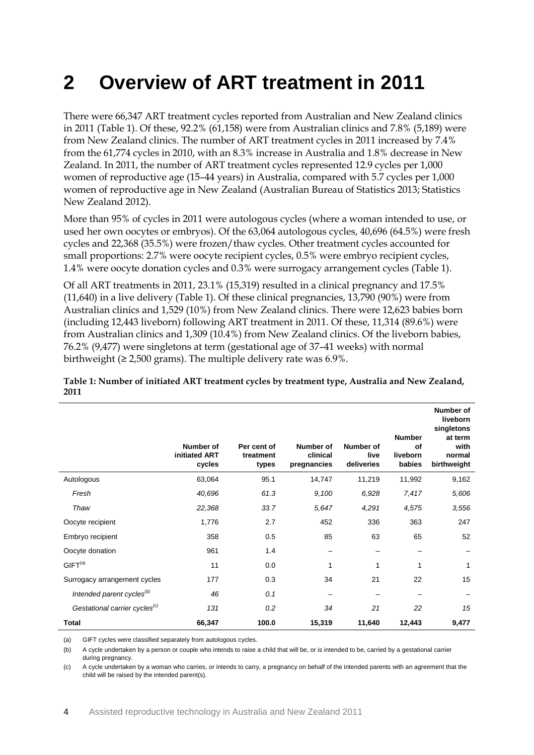# 2 Overview of ART treatment in 2011

There were 66,347 ART treatment cycles reported from Australian and New Zealand clinics in 2011 (Table 1). Of these, 92.2% (61,158) were from Australian clinics and 7.8% (5,189) were from New Zealand clinics. The number of ART treatment cycles in 2011 increased by 7.4% from the 61,774 cycles in 2010, with an 8.3% increase in Australia and 1.8% decrease in New Zealand. In 2011, the number of ART treatment cycles represented 12.9 cycles per 1,000 women of reproductive age (15–44 years) in Australia, compared with 5.7 cycles per 1,000 women of reproductive age in New Zealand (Australian Bureau of Statistics 2013; Statistics New Zealand 2012).

More than 95% of cycles in 2011 were autologous cycles (where a woman intended to use, or used her own oocytes or embryos). Of the 63,064 autologous cycles, 40,696 (64.5%) were fresh cycles and 22,368 (35.5%) were frozen/thaw cycles. Other treatment cycles accounted for small proportions: 2.7% were oocyte recipient cycles, 0.5% were embryo recipient cycles, 1.4% were oocyte donation cycles and 0.3% were surrogacy arrangement cycles (Table 1).

Of all ART treatments in 2011, 23.1% (15,319) resulted in a clinical pregnancy and 17.5% (11,640) in a live delivery (Table 1). Of these clinical pregnancies, 13,790 (90%) were from Australian clinics and 1,529 (10%) from New Zealand clinics. There were 12,623 babies born (including 12,443 liveborn) following ART treatment in 2011. Of these, 11,314 (89.6%) were from Australian clinics and 1,309 (10.4%) from New Zealand clinics. Of the liveborn babies, 76.2% (9,477) were singletons at term (gestational age of 37–41 weeks) with normal birthweight (≥ 2,500 grams). The multiple delivery rate was 6.9%.

**Table 1: Number of initiated ART treatment cycles by treatment type, Australia and New Zealand, 2011**

| | Number of initiated ART cycles | Per cent of treatment types | Number of clinical pregnancies | Number of live deliveries | Number of liveborn babies | Number of liveborn singletons at term with normal birthweight |
|---|---|---|---|---|---|---|
| Autologous | 63,064 | 95.1 | 14,747 | 11,219 | 11,992 | 9,162 |
| *Fresh* | *40,696* | *61.3* | *9,100* | *6,928* | *7,417* | *5,606* |
| *Thaw* | *22,368* | *33.7* | *5,647* | *4,291* | *4,575* | *3,556* |
| Oocyte recipient | 1,776 | 2.7 | 452 | 336 | 363 | 247 |
| Embryo recipient | 358 | 0.5 | 85 | 63 | 65 | 52 |
| Oocyte donation | 961 | 1.4 | – | – | – | – |
| GIFT[(a)] | 11 | 0.0 | 1 | 1 | 1 | 1 |
| Surrogacy arrangement cycles | 177 | 0.3 | 34 | 21 | 22 | 15 |
| *Intended parent cycles[(b)]* | *46* | *0.1* | – | – | – | – |
| *Gestational carrier cycles[(c)]* | *131* | *0.2* | *34* | *21* | *22* | *15* |
| **Total** | **66,347** | **100.0** | **15,319** | **11,640** | **12,443** | **9,477** |

(a) GIFT cycles were classified separately from autologous cycles.

(b) A cycle undertaken by a person or couple who intends to raise a child that will be, or is intended to be, carried by a gestational carrier during pregnancy.

(c) A cycle undertaken by a woman who carries, or intends to carry, a pregnancy on behalf of the intended parents with an agreement that the child will be raised by the intended parent(s).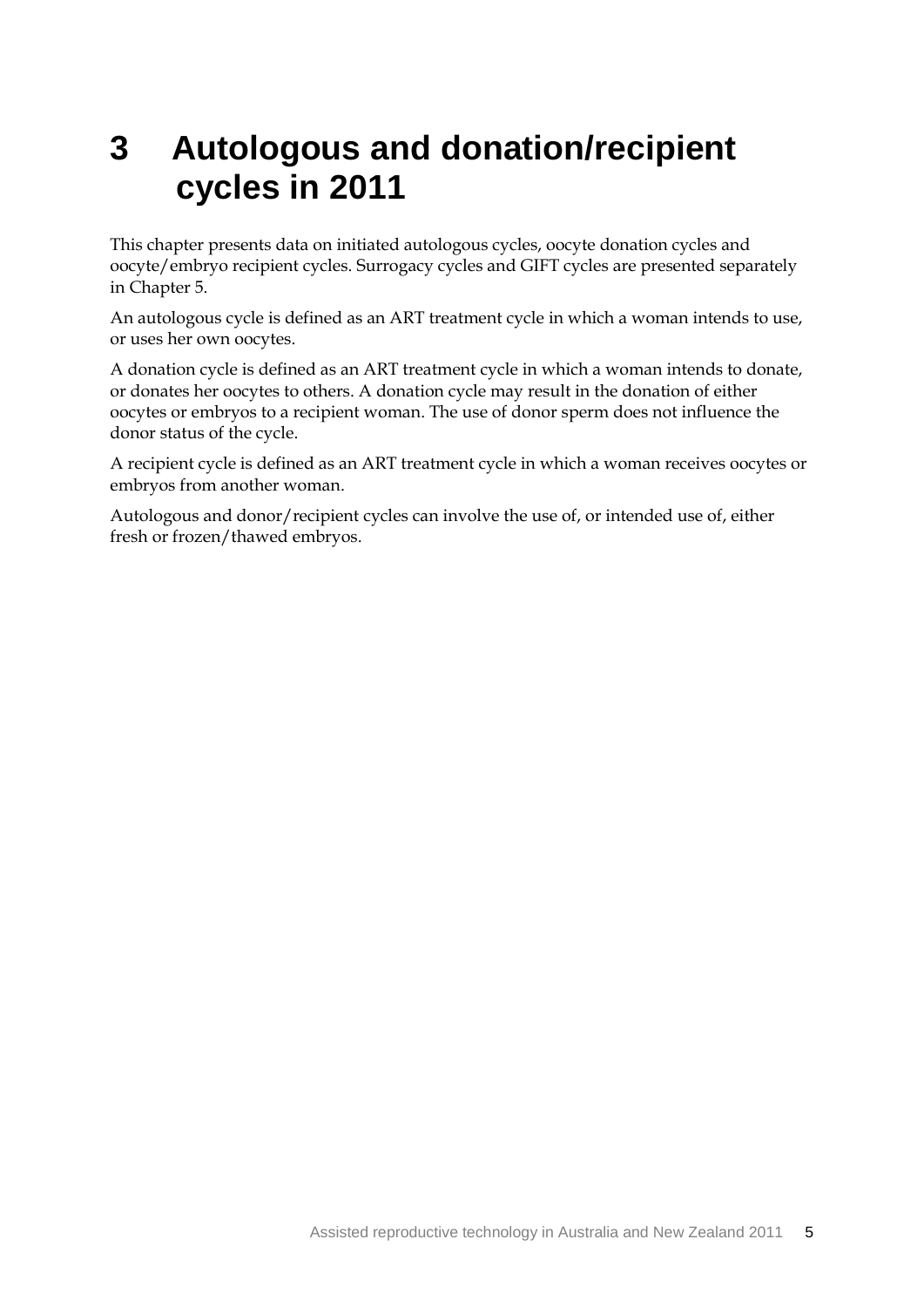# 3 Autologous and donation/recipient cycles in 2011

This chapter presents data on initiated autologous cycles, oocyte donation cycles and oocyte/embryo recipient cycles. Surrogacy cycles and GIFT cycles are presented separately in Chapter 5.

An autologous cycle is defined as an ART treatment cycle in which a woman intends to use, or uses her own oocytes.

A donation cycle is defined as an ART treatment cycle in which a woman intends to donate, or donates her oocytes to others. A donation cycle may result in the donation of either oocytes or embryos to a recipient woman. The use of donor sperm does not influence the donor status of the cycle.

A recipient cycle is defined as an ART treatment cycle in which a woman receives oocytes or embryos from another woman.

Autologous and donor/recipient cycles can involve the use of, or intended use of, either fresh or frozen/thawed embryos.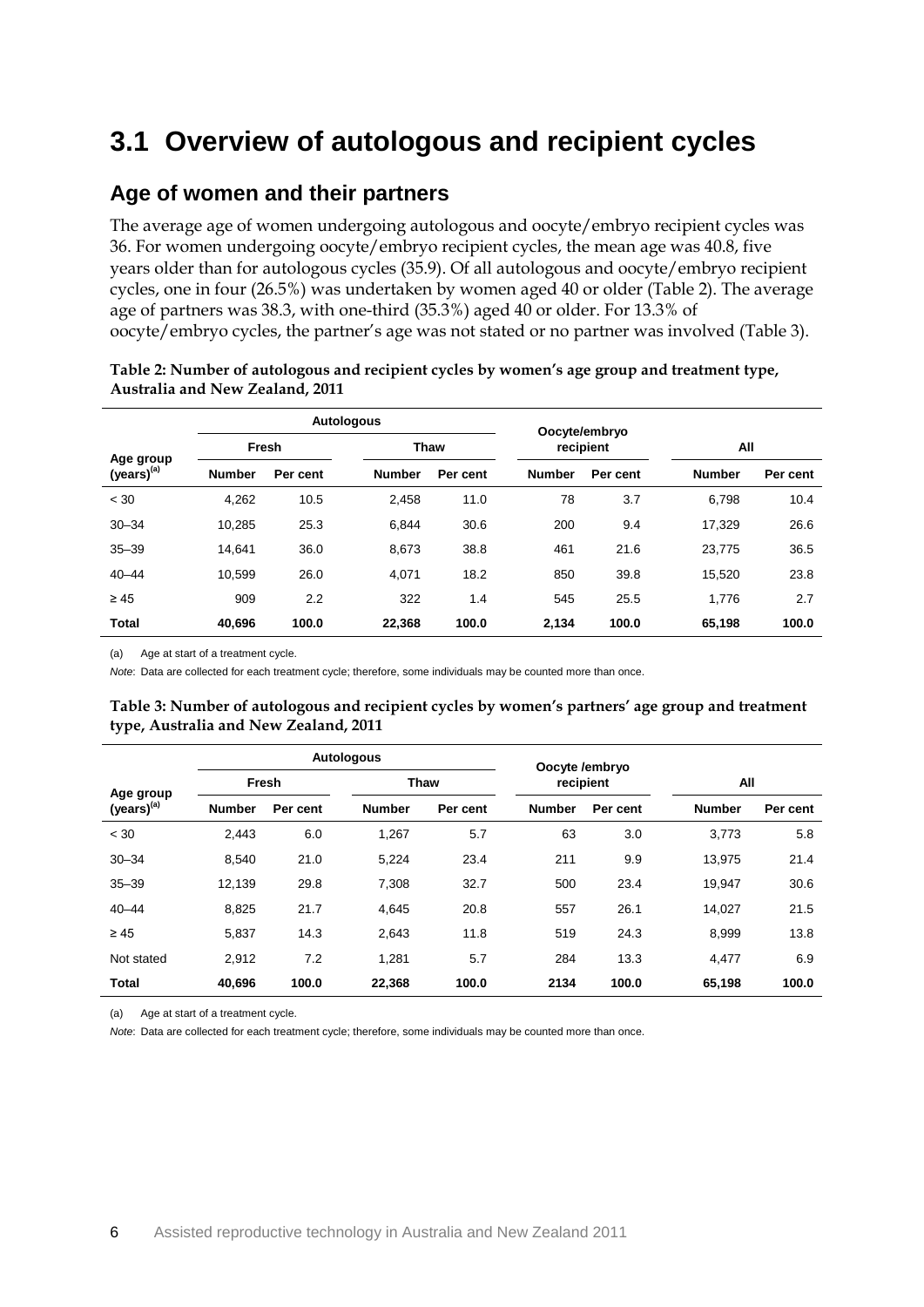# 3.1 Overview of autologous and recipient cycles

## Age of women and their partners

The average age of women undergoing autologous and oocyte/embryo recipient cycles was 36. For women undergoing oocyte/embryo recipient cycles, the mean age was 40.8, five years older than for autologous cycles (35.9). Of all autologous and oocyte/embryo recipient cycles, one in four (26.5%) was undertaken by women aged 40 or older (Table 2). The average age of partners was 38.3, with one-third (35.3%) aged 40 or older. For 13.3% of oocyte/embryo cycles, the partner's age was not stated or no partner was involved (Table 3).

**Table 2: Number of autologous and recipient cycles by women's age group and treatment type, Australia and New Zealand, 2011**

| Age group (years)[(a)] | Autologous | | | | Oocyte/embryo recipient | | All | |
|---|---|---|---|---|---|---|---|---|
| | Fresh | | Thaw | | | | | |
| | Number | Per cent | Number | Per cent | Number | Per cent | Number | Per cent |
| < 30 | 4,262 | 10.5 | 2,458 | 11.0 | 78 | 3.7 | 6,798 | 10.4 |
| 30–34 | 10,285 | 25.3 | 6,844 | 30.6 | 200 | 9.4 | 17,329 | 26.6 |
| 35–39 | 14,641 | 36.0 | 8,673 | 38.8 | 461 | 21.6 | 23,775 | 36.5 |
| 40–44 | 10,599 | 26.0 | 4,071 | 18.2 | 850 | 39.8 | 15,520 | 23.8 |
| ≥ 45 | 909 | 2.2 | 322 | 1.4 | 545 | 25.5 | 1,776 | 2.7 |
| **Total** | **40,696** | **100.0** | **22,368** | **100.0** | **2,134** | **100.0** | **65,198** | **100.0** |

(a) Age at start of a treatment cycle.

*Note*: Data are collected for each treatment cycle; therefore, some individuals may be counted more than once.

**Table 3: Number of autologous and recipient cycles by women's partners' age group and treatment type, Australia and New Zealand, 2011**

| Age group (years)[(a)] | Autologous | | | | Oocyte /embryo recipient | | All | |
|---|---|---|---|---|---|---|---|---|
| | Fresh | | Thaw | | | | | |
| | Number | Per cent | Number | Per cent | Number | Per cent | Number | Per cent |
| < 30 | 2,443 | 6.0 | 1,267 | 5.7 | 63 | 3.0 | 3,773 | 5.8 |
| 30–34 | 8,540 | 21.0 | 5,224 | 23.4 | 211 | 9.9 | 13,975 | 21.4 |
| 35–39 | 12,139 | 29.8 | 7,308 | 32.7 | 500 | 23.4 | 19,947 | 30.6 |
| 40–44 | 8,825 | 21.7 | 4,645 | 20.8 | 557 | 26.1 | 14,027 | 21.5 |
| ≥ 45 | 5,837 | 14.3 | 2,643 | 11.8 | 519 | 24.3 | 8,999 | 13.8 |
| Not stated | 2,912 | 7.2 | 1,281 | 5.7 | 284 | 13.3 | 4,477 | 6.9 |
| **Total** | **40,696** | **100.0** | **22,368** | **100.0** | **2134** | **100.0** | **65,198** | **100.0** |

(a) Age at start of a treatment cycle.

*Note*: Data are collected for each treatment cycle; therefore, some individuals may be counted more than once.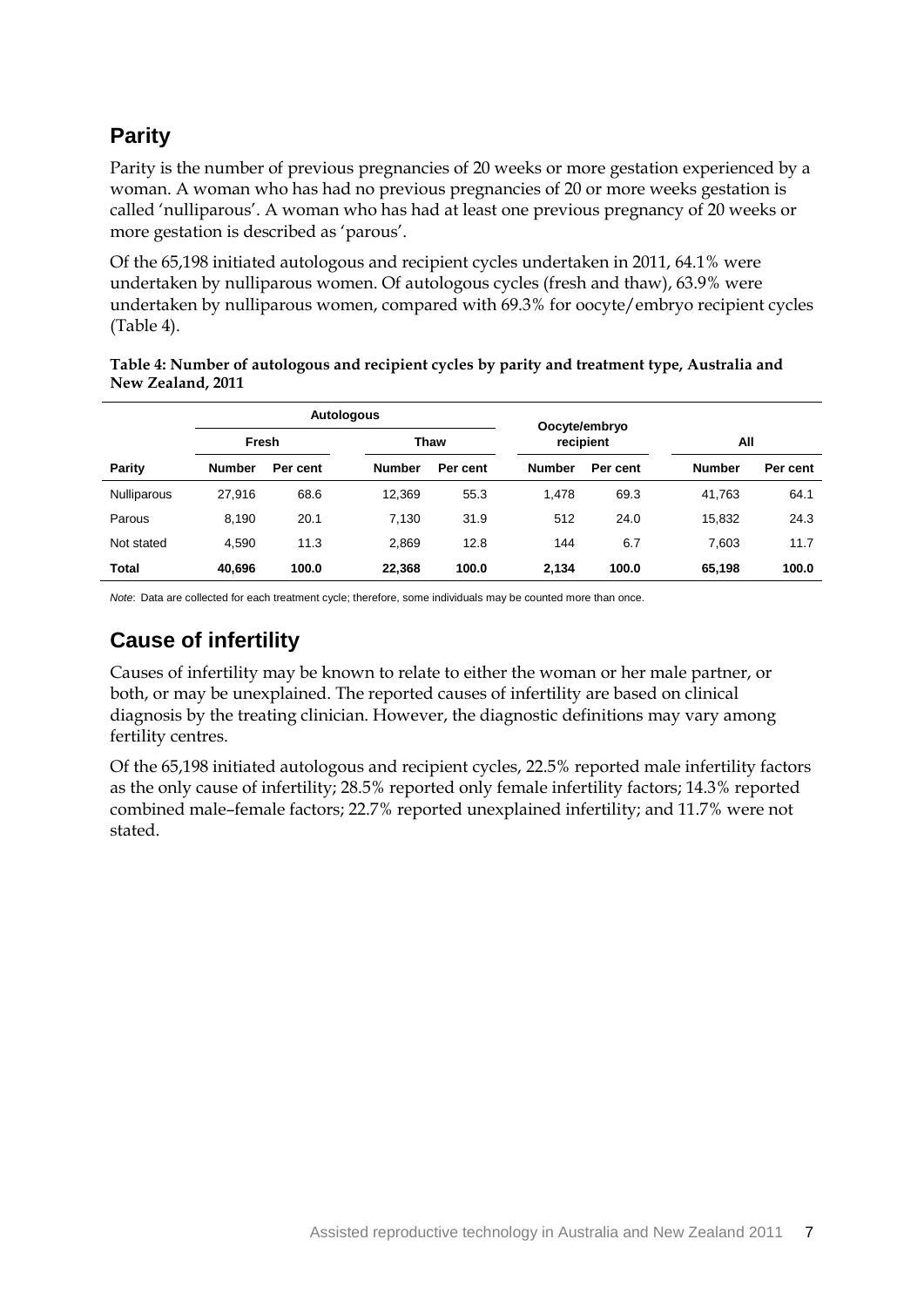## Parity

Parity is the number of previous pregnancies of 20 weeks or more gestation experienced by a woman. A woman who has had no previous pregnancies of 20 or more weeks gestation is called 'nulliparous'. A woman who has had at least one previous pregnancy of 20 weeks or more gestation is described as 'parous'.

Of the 65,198 initiated autologous and recipient cycles undertaken in 2011, 64.1% were undertaken by nulliparous women. Of autologous cycles (fresh and thaw), 63.9% were undertaken by nulliparous women, compared with 69.3% for oocyte/embryo recipient cycles (Table 4).

**Table 4: Number of autologous and recipient cycles by parity and treatment type, Australia and New Zealand, 2011**

| | Autologous | | | | Oocyte/embryo recipient | | All | |
|---|---|---|---|---|---|---|---|---|
| | Fresh | | Thaw | | | | | |
| **Parity** | **Number** | **Per cent** | **Number** | **Per cent** | **Number** | **Per cent** | **Number** | **Per cent** |
| Nulliparous | 27,916 | 68.6 | 12,369 | 55.3 | 1,478 | 69.3 | 41,763 | 64.1 |
| Parous | 8,190 | 20.1 | 7,130 | 31.9 | 512 | 24.0 | 15,832 | 24.3 |
| Not stated | 4,590 | 11.3 | 2,869 | 12.8 | 144 | 6.7 | 7,603 | 11.7 |
| **Total** | **40,696** | **100.0** | **22,368** | **100.0** | **2,134** | **100.0** | **65,198** | **100.0** |

*Note*: Data are collected for each treatment cycle; therefore, some individuals may be counted more than once.

## Cause of infertility

Causes of infertility may be known to relate to either the woman or her male partner, or both, or may be unexplained. The reported causes of infertility are based on clinical diagnosis by the treating clinician. However, the diagnostic definitions may vary among fertility centres.

Of the 65,198 initiated autologous and recipient cycles, 22.5% reported male infertility factors as the only cause of infertility; 28.5% reported only female infertility factors; 14.3% reported combined male–female factors; 22.7% reported unexplained infertility; and 11.7% were not stated.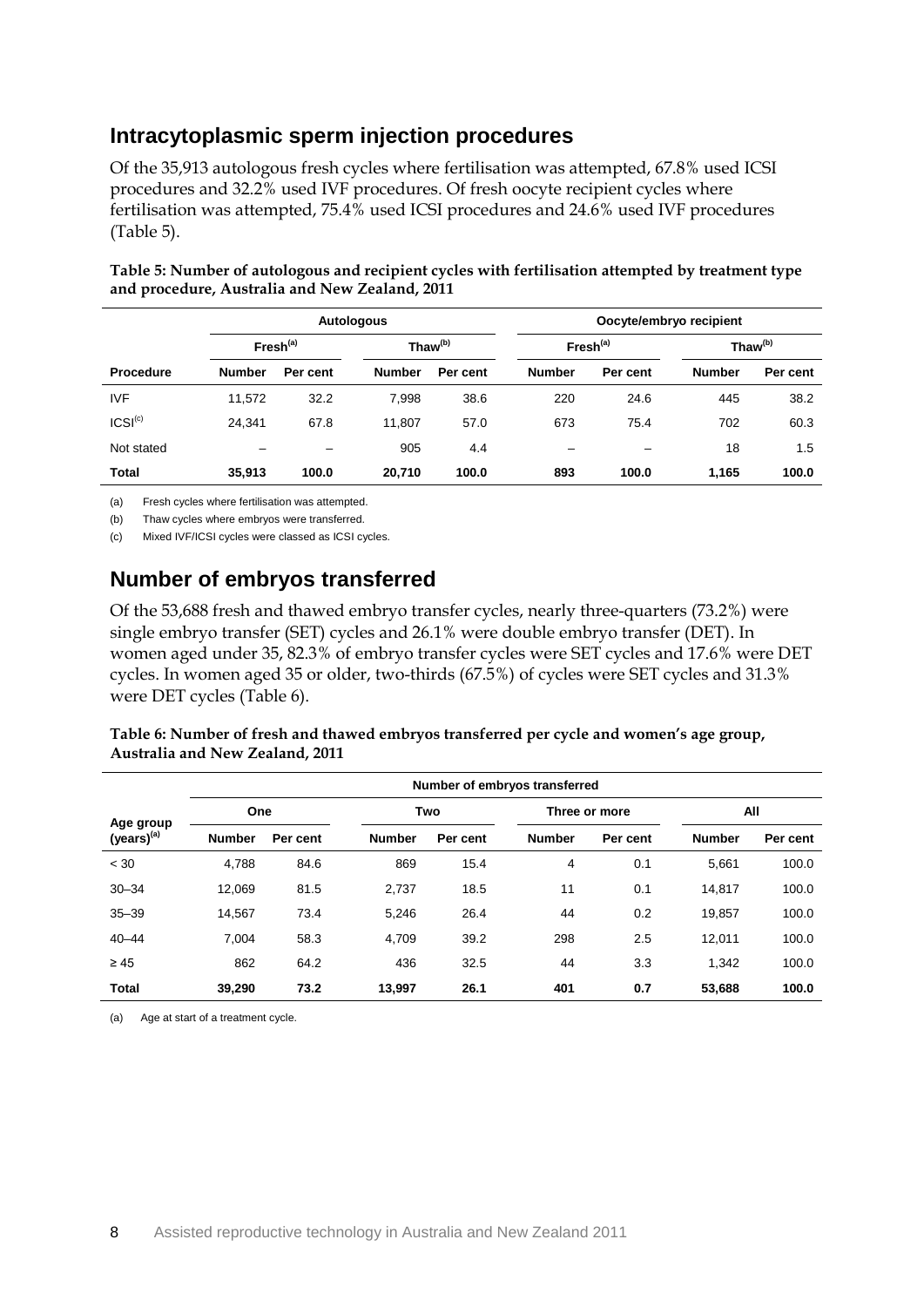## Intracytoplasmic sperm injection procedures

Of the 35,913 autologous fresh cycles where fertilisation was attempted, 67.8% used ICSI procedures and 32.2% used IVF procedures. Of fresh oocyte recipient cycles where fertilisation was attempted, 75.4% used ICSI procedures and 24.6% used IVF procedures (Table 5).

**Table 5: Number of autologous and recipient cycles with fertilisation attempted by treatment type and procedure, Australia and New Zealand, 2011**

| | Autologous | | | | Oocyte/embryo recipient | | | |
|---|---|---|---|---|---|---|---|---|
| | Fresh[(a)] | | Thaw[(b)] | | Fresh[(a)] | | Thaw[(b)] | |
| **Procedure** | **Number** | **Per cent** | **Number** | **Per cent** | **Number** | **Per cent** | **Number** | **Per cent** |
| IVF | 11,572 | 32.2 | 7,998 | 38.6 | 220 | 24.6 | 445 | 38.2 |
| ICSI[(c)] | 24,341 | 67.8 | 11,807 | 57.0 | 673 | 75.4 | 702 | 60.3 |
| Not stated | – | – | 905 | 4.4 | – | – | 18 | 1.5 |
| **Total** | **35,913** | **100.0** | **20,710** | **100.0** | **893** | **100.0** | **1,165** | **100.0** |

(a) Fresh cycles where fertilisation was attempted.

(b) Thaw cycles where embryos were transferred.

(c) Mixed IVF/ICSI cycles were classed as ICSI cycles.

## Number of embryos transferred

Of the 53,688 fresh and thawed embryo transfer cycles, nearly three-quarters (73.2%) were single embryo transfer (SET) cycles and 26.1% were double embryo transfer (DET). In women aged under 35, 82.3% of embryo transfer cycles were SET cycles and 17.6% were DET cycles. In women aged 35 or older, two-thirds (67.5%) of cycles were SET cycles and 31.3% were DET cycles (Table 6).

**Table 6: Number of fresh and thawed embryos transferred per cycle and women's age group, Australia and New Zealand, 2011**

| | Number of embryos transferred | | | | | | | |
|---|---|---|---|---|---|---|---|---|
| | One | | Two | | Three or more | | All | |
| **Age group (years)[(a)]** | **Number** | **Per cent** | **Number** | **Per cent** | **Number** | **Per cent** | **Number** | **Per cent** |
| < 30 | 4,788 | 84.6 | 869 | 15.4 | 4 | 0.1 | 5,661 | 100.0 |
| 30–34 | 12,069 | 81.5 | 2,737 | 18.5 | 11 | 0.1 | 14,817 | 100.0 |
| 35–39 | 14,567 | 73.4 | 5,246 | 26.4 | 44 | 0.2 | 19,857 | 100.0 |
| 40–44 | 7,004 | 58.3 | 4,709 | 39.2 | 298 | 2.5 | 12,011 | 100.0 |
| ≥ 45 | 862 | 64.2 | 436 | 32.5 | 44 | 3.3 | 1,342 | 100.0 |
| **Total** | **39,290** | **73.2** | **13,997** | **26.1** | **401** | **0.7** | **53,688** | **100.0** |

(a) Age at start of a treatment cycle.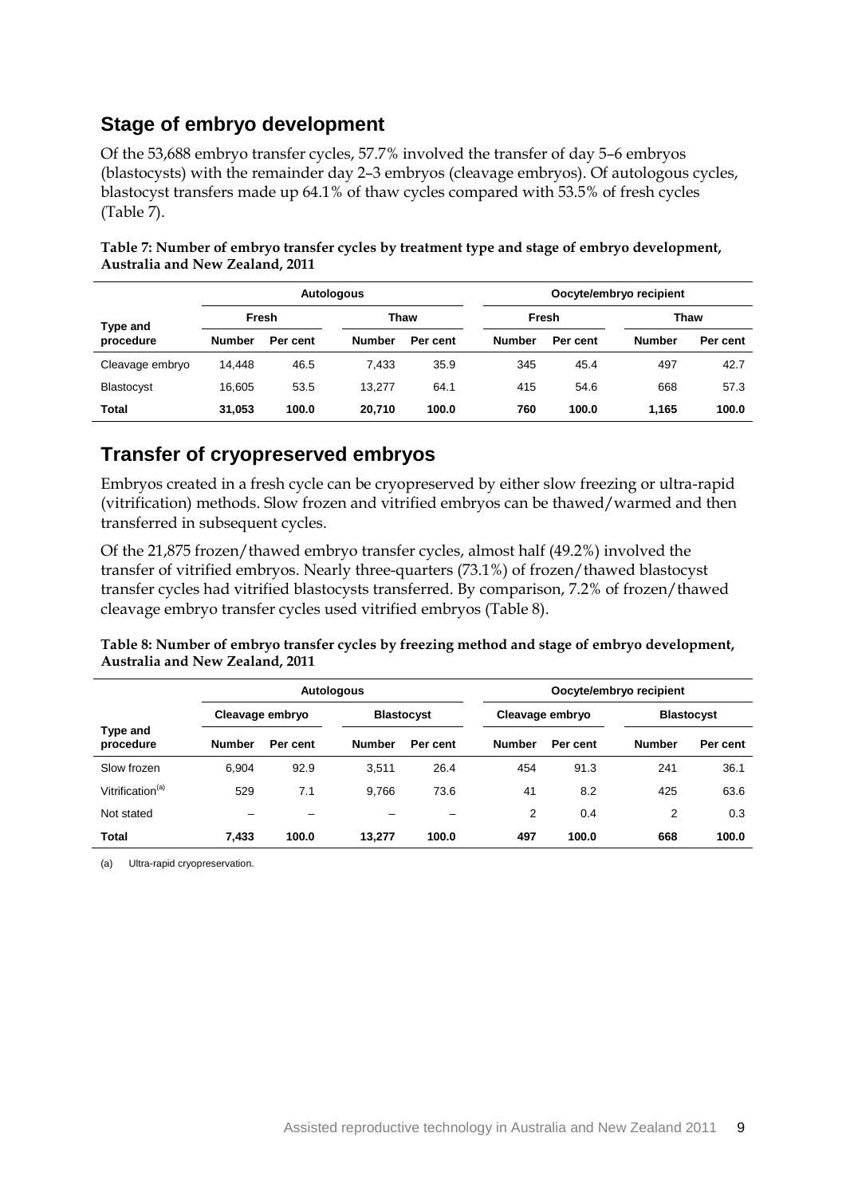## Stage of embryo development

Of the 53,688 embryo transfer cycles, 57.7% involved the transfer of day 5–6 embryos (blastocysts) with the remainder day 2–3 embryos (cleavage embryos). Of autologous cycles, blastocyst transfers made up 64.1% of thaw cycles compared with 53.5% of fresh cycles (Table 7).

**Table 7: Number of embryo transfer cycles by treatment type and stage of embryo development, Australia and New Zealand, 2011**

| Type and procedure | Autologous | | | | Oocyte/embryo recipient | | | |
|---|---|---|---|---|---|---|---|---|
| | Fresh | | Thaw | | Fresh | | Thaw | |
| | Number | Per cent | Number | Per cent | Number | Per cent | Number | Per cent |
| Cleavage embryo | 14,448 | 46.5 | 7,433 | 35.9 | 345 | 45.4 | 497 | 42.7 |
| Blastocyst | 16,605 | 53.5 | 13,277 | 64.1 | 415 | 54.6 | 668 | 57.3 |
| **Total** | **31,053** | **100.0** | **20,710** | **100.0** | **760** | **100.0** | **1,165** | **100.0** |

## Transfer of cryopreserved embryos

Embryos created in a fresh cycle can be cryopreserved by either slow freezing or ultra-rapid (vitrification) methods. Slow frozen and vitrified embryos can be thawed/warmed and then transferred in subsequent cycles.

Of the 21,875 frozen/thawed embryo transfer cycles, almost half (49.2%) involved the transfer of vitrified embryos. Nearly three-quarters (73.1%) of frozen/thawed blastocyst transfer cycles had vitrified blastocysts transferred. By comparison, 7.2% of frozen/thawed cleavage embryo transfer cycles used vitrified embryos (Table 8).

**Table 8: Number of embryo transfer cycles by freezing method and stage of embryo development, Australia and New Zealand, 2011**

| Type and procedure | Autologous | | | | Oocyte/embryo recipient | | | |
|---|---|---|---|---|---|---|---|---|
| | Cleavage embryo | | Blastocyst | | Cleavage embryo | | Blastocyst | |
| | Number | Per cent | Number | Per cent | Number | Per cent | Number | Per cent |
| Slow frozen | 6,904 | 92.9 | 3,511 | 26.4 | 454 | 91.3 | 241 | 36.1 |
| Vitrification[(a)] | 529 | 7.1 | 9,766 | 73.6 | 41 | 8.2 | 425 | 63.6 |
| Not stated | – | – | – | – | 2 | 0.4 | 2 | 0.3 |
| **Total** | **7,433** | **100.0** | **13,277** | **100.0** | **497** | **100.0** | **668** | **100.0** |

(a) Ultra-rapid cryopreservation.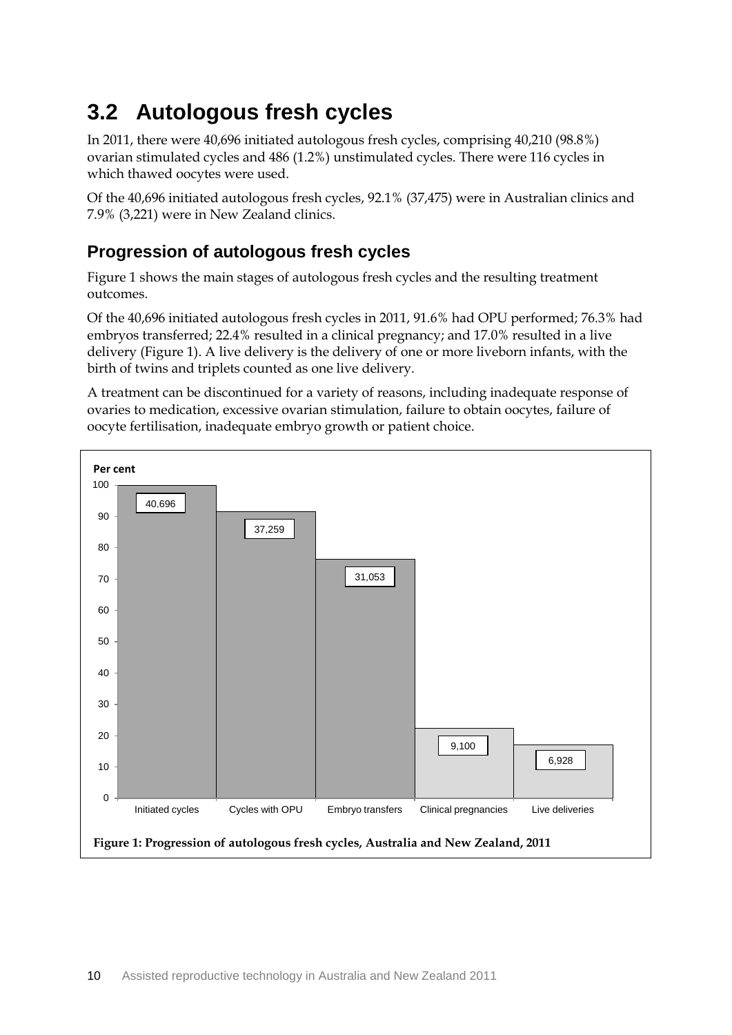## 3.2 Autologous fresh cycles

In 2011, there were 40,696 initiated autologous fresh cycles, comprising 40,210 (98.8%) ovarian stimulated cycles and 486 (1.2%) unstimulated cycles. There were 116 cycles in which thawed oocytes were used.

Of the 40,696 initiated autologous fresh cycles, 92.1% (37,475) were in Australian clinics and 7.9% (3,221) were in New Zealand clinics.

### Progression of autologous fresh cycles

Figure 1 shows the main stages of autologous fresh cycles and the resulting treatment outcomes.

Of the 40,696 initiated autologous fresh cycles in 2011, 91.6% had OPU performed; 76.3% had embryos transferred; 22.4% resulted in a clinical pregnancy; and 17.0% resulted in a live delivery (Figure 1). A live delivery is the delivery of one or more liveborn infants, with the birth of twins and triplets counted as one live delivery.

A treatment can be discontinued for a variety of reasons, including inadequate response of ovaries to medication, excessive ovarian stimulation, failure to obtain oocytes, failure of oocyte fertilisation, inadequate embryo growth or patient choice.

| Stage | Number |
|---|---|
| Initiated cycles | 40,696 |
| Cycles with OPU | 37,259 |
| Embryo transfers | 31,053 |
| Clinical pregnancies | 9,100 |
| Live deliveries | 6,928 |

**Figure 1: Progression of autologous fresh cycles, Australia and New Zealand, 2011**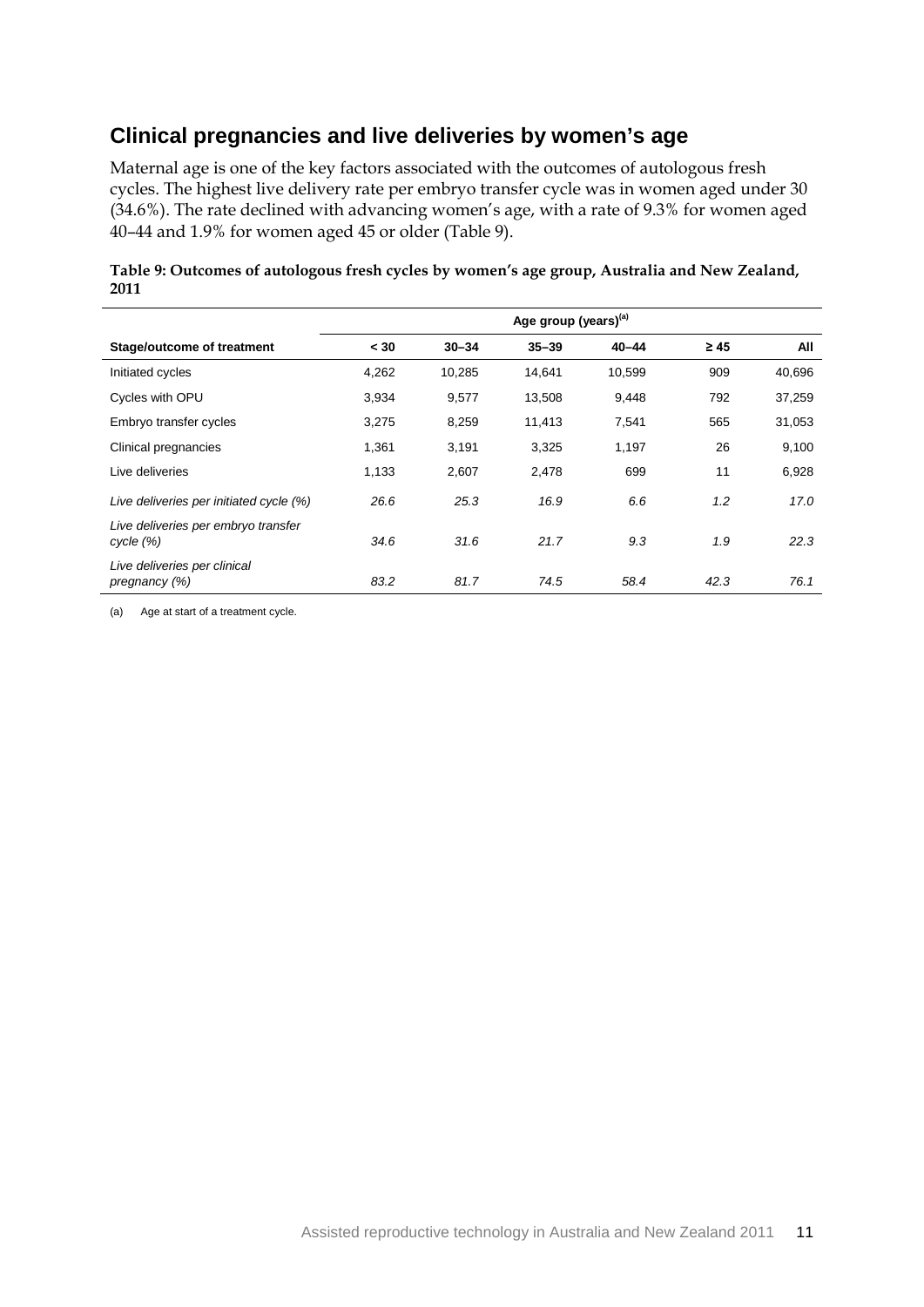## Clinical pregnancies and live deliveries by women's age

Maternal age is one of the key factors associated with the outcomes of autologous fresh cycles. The highest live delivery rate per embryo transfer cycle was in women aged under 30 (34.6%). The rate declined with advancing women's age, with a rate of 9.3% for women aged 40–44 and 1.9% for women aged 45 or older (Table 9).

**Table 9: Outcomes of autologous fresh cycles by women's age group, Australia and New Zealand, 2011**

| | Age group (years)[(a)] | | | | | |
|---|---|---|---|---|---|---|
| **Stage/outcome of treatment** | **< 30** | **30–34** | **35–39** | **40–44** | **≥ 45** | **All** |
| Initiated cycles | 4,262 | 10,285 | 14,641 | 10,599 | 909 | 40,696 |
| Cycles with OPU | 3,934 | 9,577 | 13,508 | 9,448 | 792 | 37,259 |
| Embryo transfer cycles | 3,275 | 8,259 | 11,413 | 7,541 | 565 | 31,053 |
| Clinical pregnancies | 1,361 | 3,191 | 3,325 | 1,197 | 26 | 9,100 |
| Live deliveries | 1,133 | 2,607 | 2,478 | 699 | 11 | 6,928 |
| *Live deliveries per initiated cycle (%)* | *26.6* | *25.3* | *16.9* | *6.6* | *1.2* | *17.0* |
| *Live deliveries per embryo transfer cycle (%)* | *34.6* | *31.6* | *21.7* | *9.3* | *1.9* | *22.3* |
| *Live deliveries per clinical pregnancy (%)* | *83.2* | *81.7* | *74.5* | *58.4* | *42.3* | *76.1* |

(a) Age at start of a treatment cycle.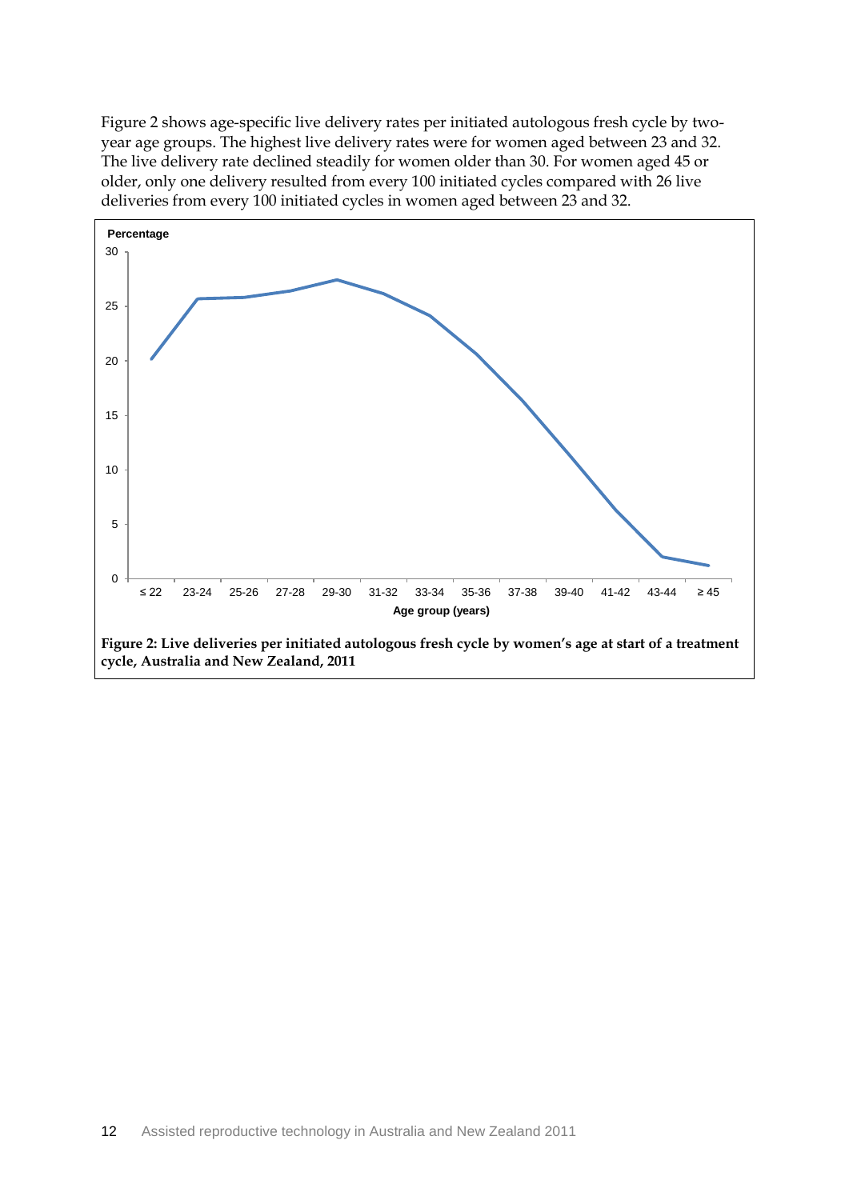Figure 2 shows age-specific live delivery rates per initiated autologous fresh cycle by two-year age groups. The highest live delivery rates were for women aged between 23 and 32. The live delivery rate declined steadily for women older than 30. For women aged 45 or older, only one delivery resulted from every 100 initiated cycles compared with 26 live deliveries from every 100 initiated cycles in women aged between 23 and 32.

**Figure 2: Live deliveries per initiated autologous fresh cycle by women's age at start of a treatment cycle, Australia and New Zealand, 2011**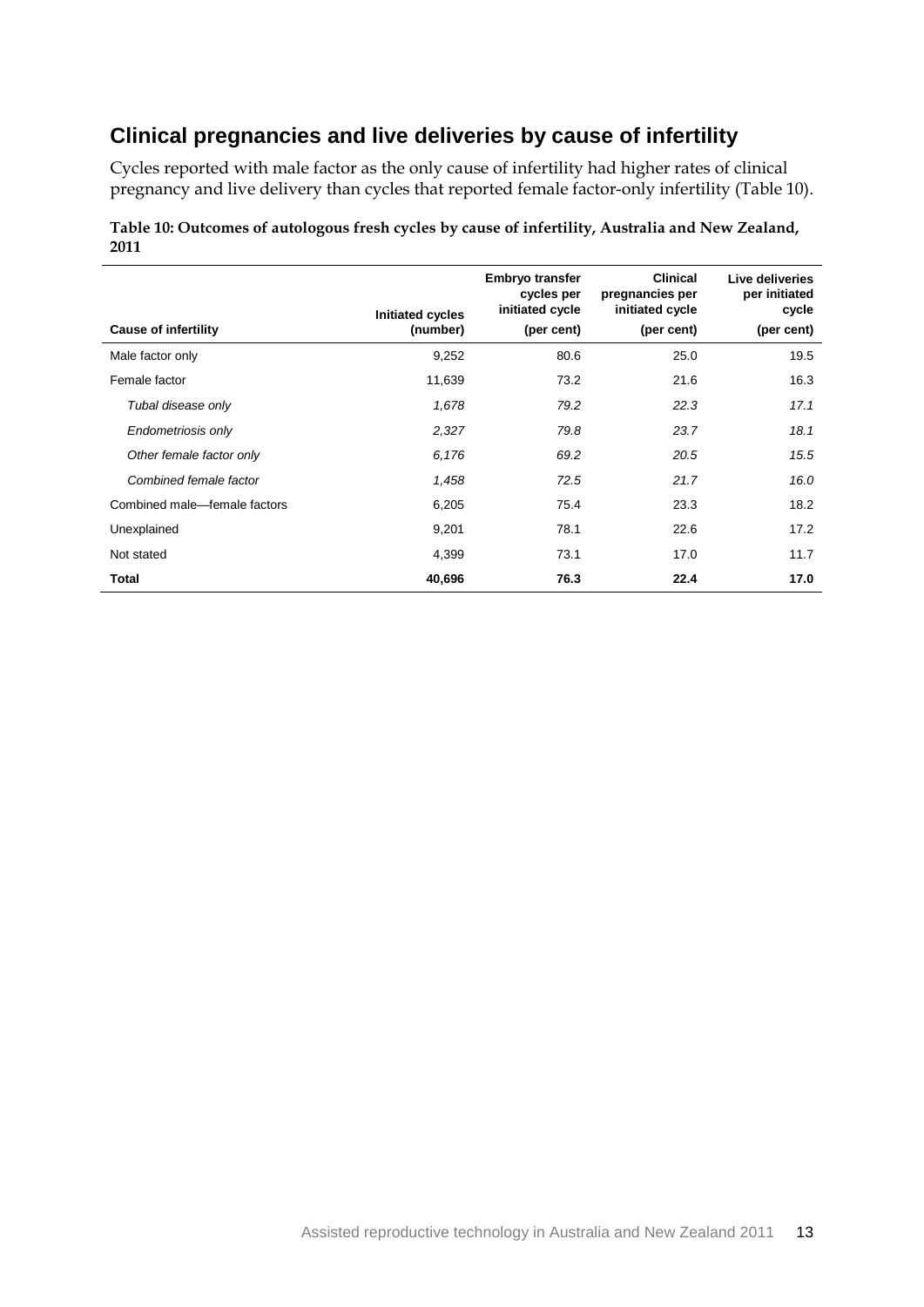## Clinical pregnancies and live deliveries by cause of infertility

Cycles reported with male factor as the only cause of infertility had higher rates of clinical pregnancy and live delivery than cycles that reported female factor-only infertility (Table 10).

**Table 10: Outcomes of autologous fresh cycles by cause of infertility, Australia and New Zealand, 2011**

| Cause of infertility | Initiated cycles (number) | Embryo transfer cycles per initiated cycle (per cent) | Clinical pregnancies per initiated cycle (per cent) | Live deliveries per initiated cycle (per cent) |
|---|---|---|---|---|
| Male factor only | 9,252 | 80.6 | 25.0 | 19.5 |
| Female factor | 11,639 | 73.2 | 21.6 | 16.3 |
| *Tubal disease only* | *1,678* | *79.2* | *22.3* | *17.1* |
| *Endometriosis only* | *2,327* | *79.8* | *23.7* | *18.1* |
| *Other female factor only* | *6,176* | *69.2* | *20.5* | *15.5* |
| *Combined female factor* | *1,458* | *72.5* | *21.7* | *16.0* |
| Combined male—female factors | 6,205 | 75.4 | 23.3 | 18.2 |
| Unexplained | 9,201 | 78.1 | 22.6 | 17.2 |
| Not stated | 4,399 | 73.1 | 17.0 | 11.7 |
| **Total** | **40,696** | **76.3** | **22.4** | **17.0** |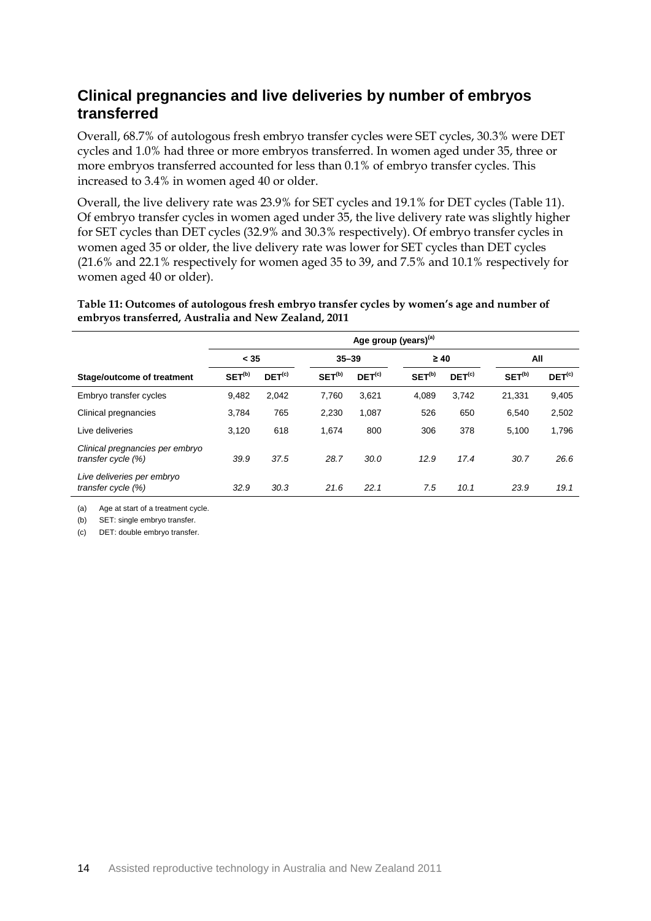## Clinical pregnancies and live deliveries by number of embryos transferred

Overall, 68.7% of autologous fresh embryo transfer cycles were SET cycles, 30.3% were DET cycles and 1.0% had three or more embryos transferred. In women aged under 35, three or more embryos transferred accounted for less than 0.1% of embryo transfer cycles. This increased to 3.4% in women aged 40 or older.

Overall, the live delivery rate was 23.9% for SET cycles and 19.1% for DET cycles (Table 11). Of embryo transfer cycles in women aged under 35, the live delivery rate was slightly higher for SET cycles than DET cycles (32.9% and 30.3% respectively). Of embryo transfer cycles in women aged 35 or older, the live delivery rate was lower for SET cycles than DET cycles (21.6% and 22.1% respectively for women aged 35 to 39, and 7.5% and 10.1% respectively for women aged 40 or older).

**Table 11: Outcomes of autologous fresh embryo transfer cycles by women's age and number of embryos transferred, Australia and New Zealand, 2011**

| | Age group (years)[(a)] | | | | | | | |
|---|---|---|---|---|---|---|---|---|
| | < 35 | | 35–39 | | ≥ 40 | | All | |
| **Stage/outcome of treatment** | **SET[(b)]** | **DET[(c)]** | **SET[(b)]** | **DET[(c)]** | **SET[(b)]** | **DET[(c)]** | **SET[(b)]** | **DET[(c)]** |
| Embryo transfer cycles | 9,482 | 2,042 | 7,760 | 3,621 | 4,089 | 3,742 | 21,331 | 9,405 |
| Clinical pregnancies | 3,784 | 765 | 2,230 | 1,087 | 526 | 650 | 6,540 | 2,502 |
| Live deliveries | 3,120 | 618 | 1,674 | 800 | 306 | 378 | 5,100 | 1,796 |
| *Clinical pregnancies per embryo transfer cycle (%)* | *39.9* | *37.5* | *28.7* | *30.0* | *12.9* | *17.4* | *30.7* | *26.6* |
| *Live deliveries per embryo transfer cycle (%)* | *32.9* | *30.3* | *21.6* | *22.1* | *7.5* | *10.1* | *23.9* | *19.1* |

(a) Age at start of a treatment cycle.

(b) SET: single embryo transfer.

(c) DET: double embryo transfer.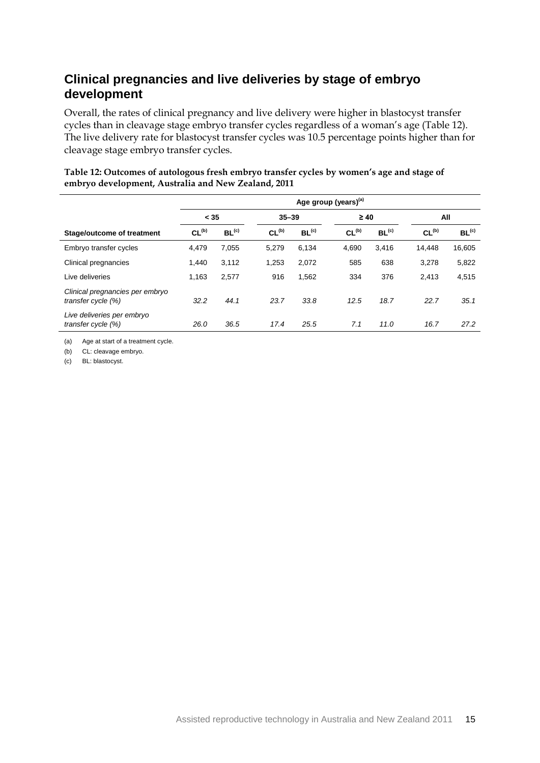## Clinical pregnancies and live deliveries by stage of embryo development

Overall, the rates of clinical pregnancy and live delivery were higher in blastocyst transfer cycles than in cleavage stage embryo transfer cycles regardless of a woman's age (Table 12). The live delivery rate for blastocyst transfer cycles was 10.5 percentage points higher than for cleavage stage embryo transfer cycles.

**Table 12: Outcomes of autologous fresh embryo transfer cycles by women's age and stage of embryo development, Australia and New Zealand, 2011**

| | Age group (years)[(a)] | | | | | | | |
|---|---|---|---|---|---|---|---|---|
| | < 35 | | 35–39 | | ≥ 40 | | All | |
| **Stage/outcome of treatment** | **CL[(b)]** | **BL[(c)]** | **CL[(b)]** | **BL[(c)]** | **CL[(b)]** | **BL[(c)]** | **CL[(b)]** | **BL[(c)]** |
| Embryo transfer cycles | 4,479 | 7,055 | 5,279 | 6,134 | 4,690 | 3,416 | 14,448 | 16,605 |
| Clinical pregnancies | 1,440 | 3,112 | 1,253 | 2,072 | 585 | 638 | 3,278 | 5,822 |
| Live deliveries | 1,163 | 2,577 | 916 | 1,562 | 334 | 376 | 2,413 | 4,515 |
| *Clinical pregnancies per embryo transfer cycle (%)* | *32.2* | *44.1* | *23.7* | *33.8* | *12.5* | *18.7* | *22.7* | *35.1* |
| *Live deliveries per embryo transfer cycle (%)* | *26.0* | *36.5* | *17.4* | *25.5* | *7.1* | *11.0* | *16.7* | *27.2* |

(a) Age at start of a treatment cycle.

(b) CL: cleavage embryo.

(c) BL: blastocyst.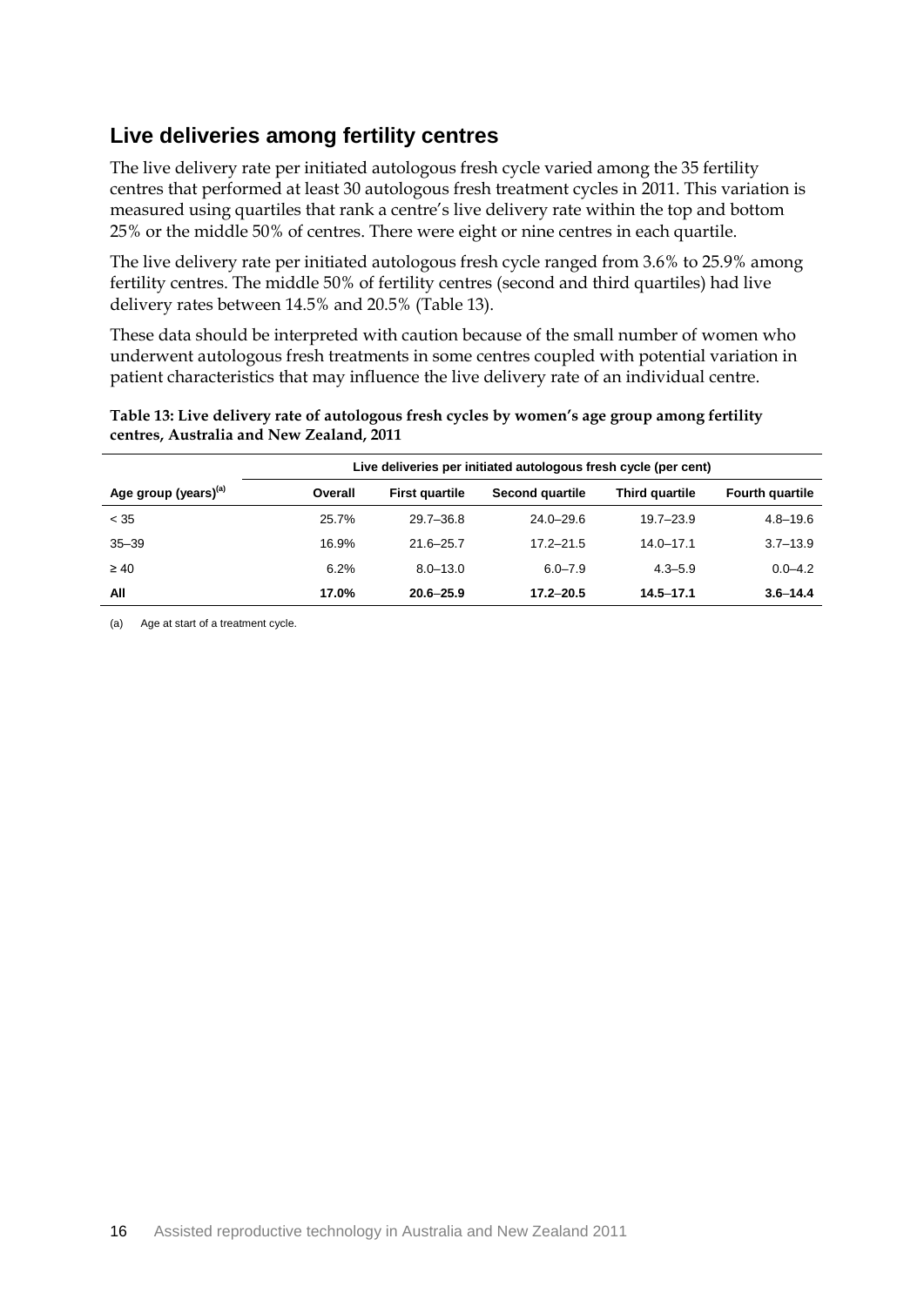## Live deliveries among fertility centres

The live delivery rate per initiated autologous fresh cycle varied among the 35 fertility centres that performed at least 30 autologous fresh treatment cycles in 2011. This variation is measured using quartiles that rank a centre's live delivery rate within the top and bottom 25% or the middle 50% of centres. There were eight or nine centres in each quartile.

The live delivery rate per initiated autologous fresh cycle ranged from 3.6% to 25.9% among fertility centres. The middle 50% of fertility centres (second and third quartiles) had live delivery rates between 14.5% and 20.5% (Table 13).

These data should be interpreted with caution because of the small number of women who underwent autologous fresh treatments in some centres coupled with potential variation in patient characteristics that may influence the live delivery rate of an individual centre.

**Table 13: Live delivery rate of autologous fresh cycles by women's age group among fertility centres, Australia and New Zealand, 2011**

| | Live deliveries per initiated autologous fresh cycle (per cent) | | | | |
|---|---|---|---|---|---|
| Age group (years)[(a)] | Overall | First quartile | Second quartile | Third quartile | Fourth quartile |
| < 35 | 25.7% | 29.7–36.8 | 24.0–29.6 | 19.7–23.9 | 4.8–19.6 |
| 35–39 | 16.9% | 21.6–25.7 | 17.2–21.5 | 14.0–17.1 | 3.7–13.9 |
| ≥ 40 | 6.2% | 8.0–13.0 | 6.0–7.9 | 4.3–5.9 | 0.0–4.2 |
| **All** | **17.0%** | **20.6–25.9** | **17.2–20.5** | **14.5–17.1** | **3.6–14.4** |

(a) Age at start of a treatment cycle.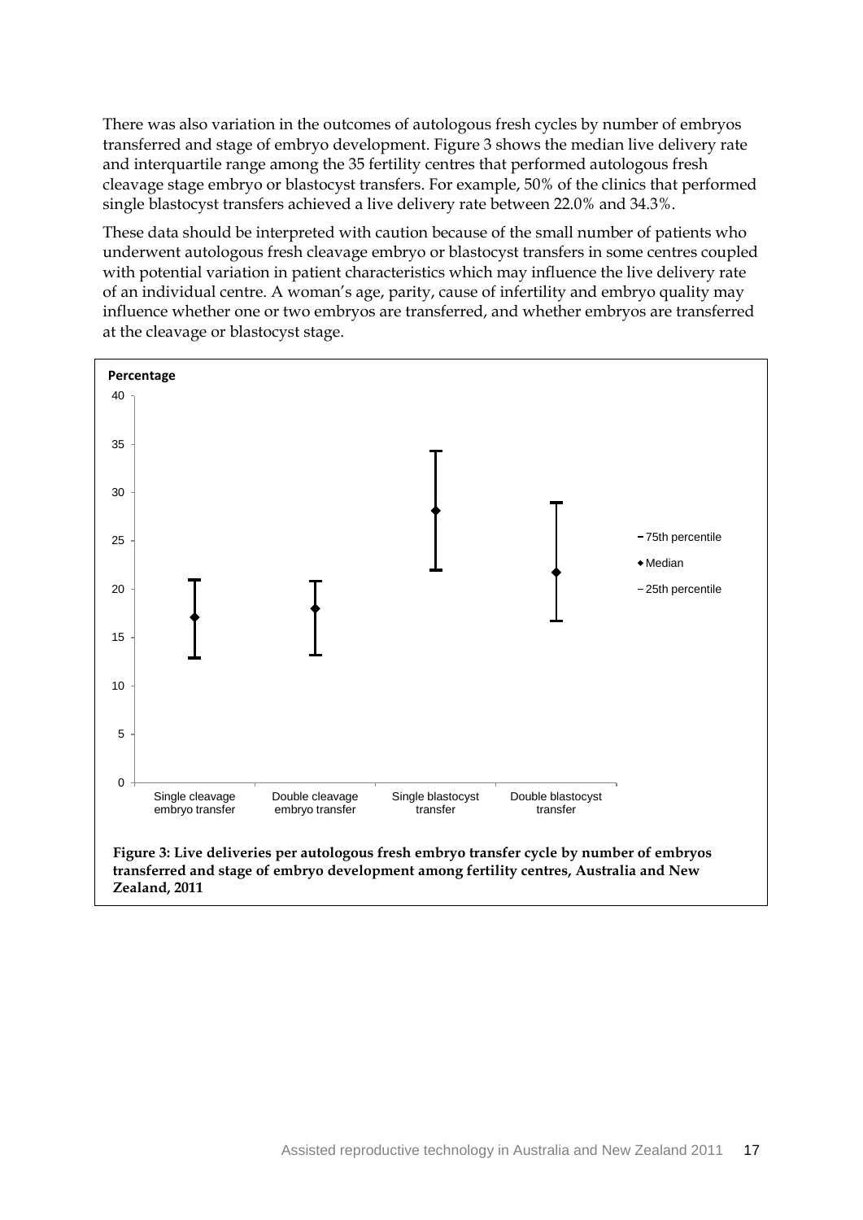There was also variation in the outcomes of autologous fresh cycles by number of embryos transferred and stage of embryo development. Figure 3 shows the median live delivery rate and interquartile range among the 35 fertility centres that performed autologous fresh cleavage stage embryo or blastocyst transfers. For example, 50% of the clinics that performed single blastocyst transfers achieved a live delivery rate between 22.0% and 34.3%.

These data should be interpreted with caution because of the small number of patients who underwent autologous fresh cleavage embryo or blastocyst transfers in some centres coupled with potential variation in patient characteristics which may influence the live delivery rate of an individual centre. A woman's age, parity, cause of infertility and embryo quality may influence whether one or two embryos are transferred, and whether embryos are transferred at the cleavage or blastocyst stage.

**Figure 3: Live deliveries per autologous fresh embryo transfer cycle by number of embryos transferred and stage of embryo development among fertility centres, Australia and New Zealand, 2011**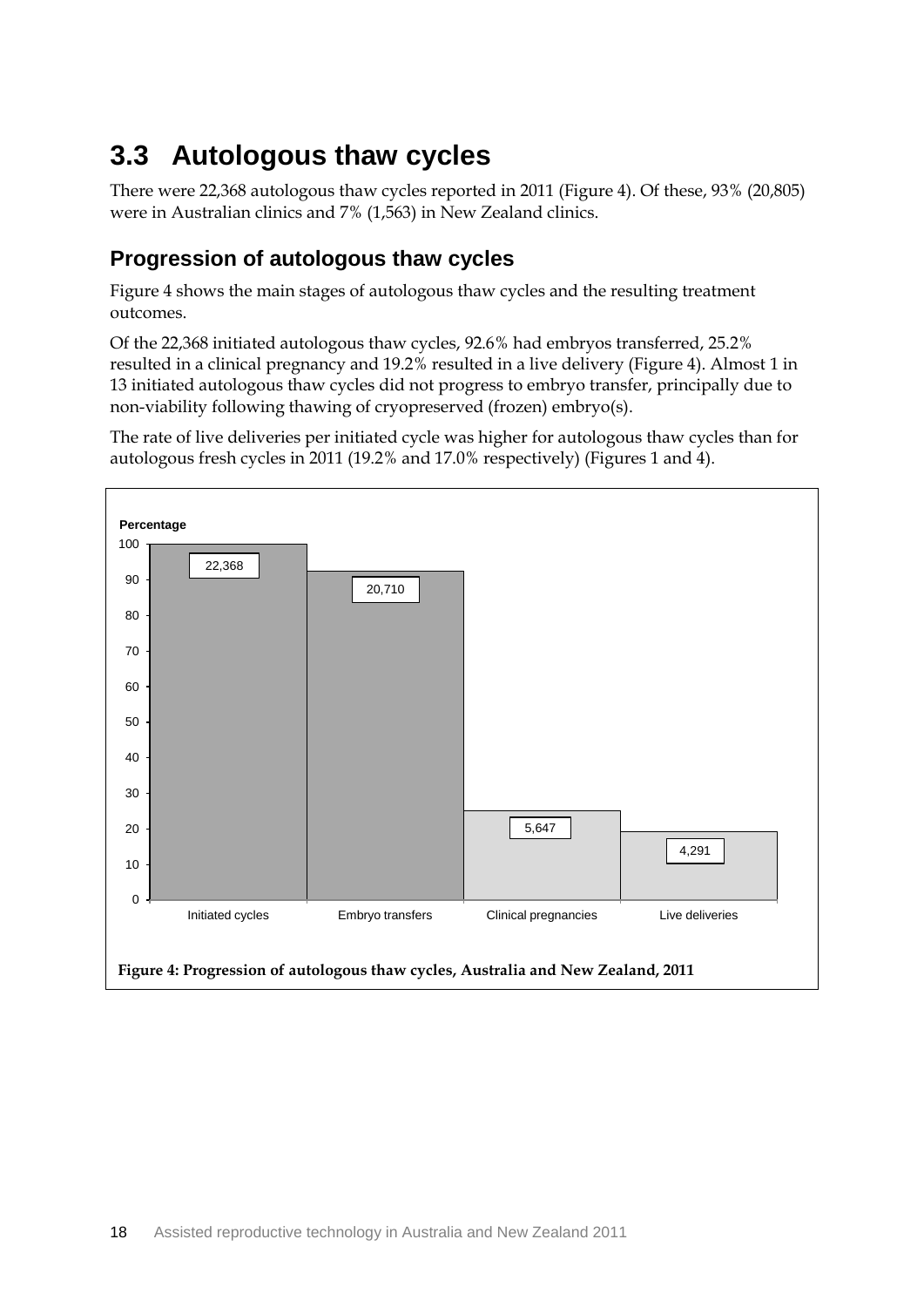## 3.3 Autologous thaw cycles

There were 22,368 autologous thaw cycles reported in 2011 (Figure 4). Of these, 93% (20,805) were in Australian clinics and 7% (1,563) in New Zealand clinics.

### Progression of autologous thaw cycles

Figure 4 shows the main stages of autologous thaw cycles and the resulting treatment outcomes.

Of the 22,368 initiated autologous thaw cycles, 92.6% had embryos transferred, 25.2% resulted in a clinical pregnancy and 19.2% resulted in a live delivery (Figure 4). Almost 1 in 13 initiated autologous thaw cycles did not progress to embryo transfer, principally due to non-viability following thawing of cryopreserved (frozen) embryo(s).

The rate of live deliveries per initiated cycle was higher for autologous thaw cycles than for autologous fresh cycles in 2011 (19.2% and 17.0% respectively) (Figures 1 and 4).

| Stage | Number | Percentage |
|---|---|---|
| Initiated cycles | 22,368 | 100 |
| Embryo transfers | 20,710 | 92.6 |
| Clinical pregnancies | 5,647 | 25.2 |
| Live deliveries | 4,291 | 19.2 |

**Figure 4: Progression of autologous thaw cycles, Australia and New Zealand, 2011**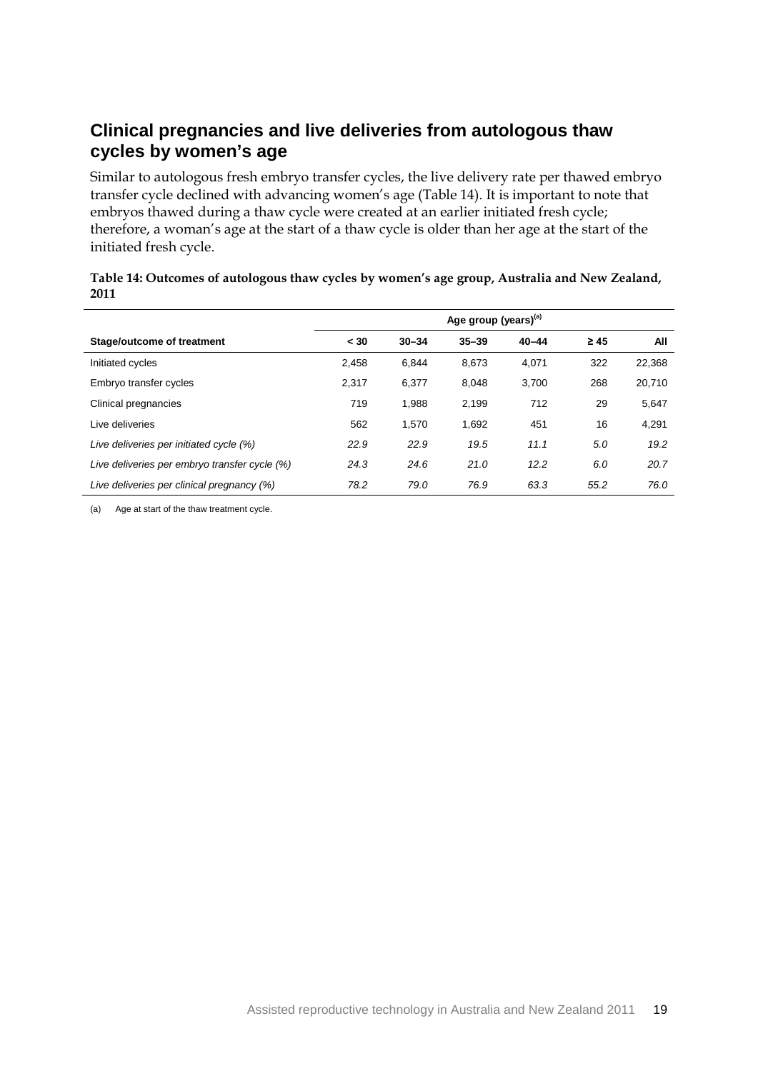## Clinical pregnancies and live deliveries from autologous thaw cycles by women's age

Similar to autologous fresh embryo transfer cycles, the live delivery rate per thawed embryo transfer cycle declined with advancing women's age (Table 14). It is important to note that embryos thawed during a thaw cycle were created at an earlier initiated fresh cycle; therefore, a woman's age at the start of a thaw cycle is older than her age at the start of the initiated fresh cycle.

**Table 14: Outcomes of autologous thaw cycles by women's age group, Australia and New Zealand, 2011**

| | Age group (years)[(a)] | | | | | |
|---|---|---|---|---|---|---|
| **Stage/outcome of treatment** | **< 30** | **30–34** | **35–39** | **40–44** | **≥ 45** | **All** |
| Initiated cycles | 2,458 | 6,844 | 8,673 | 4,071 | 322 | 22,368 |
| Embryo transfer cycles | 2,317 | 6,377 | 8,048 | 3,700 | 268 | 20,710 |
| Clinical pregnancies | 719 | 1,988 | 2,199 | 712 | 29 | 5,647 |
| Live deliveries | 562 | 1,570 | 1,692 | 451 | 16 | 4,291 |
| *Live deliveries per initiated cycle (%)* | *22.9* | *22.9* | *19.5* | *11.1* | *5.0* | *19.2* |
| *Live deliveries per embryo transfer cycle (%)* | *24.3* | *24.6* | *21.0* | *12.2* | *6.0* | *20.7* |
| *Live deliveries per clinical pregnancy (%)* | *78.2* | *79.0* | *76.9* | *63.3* | *55.2* | *76.0* |

(a) Age at start of the thaw treatment cycle.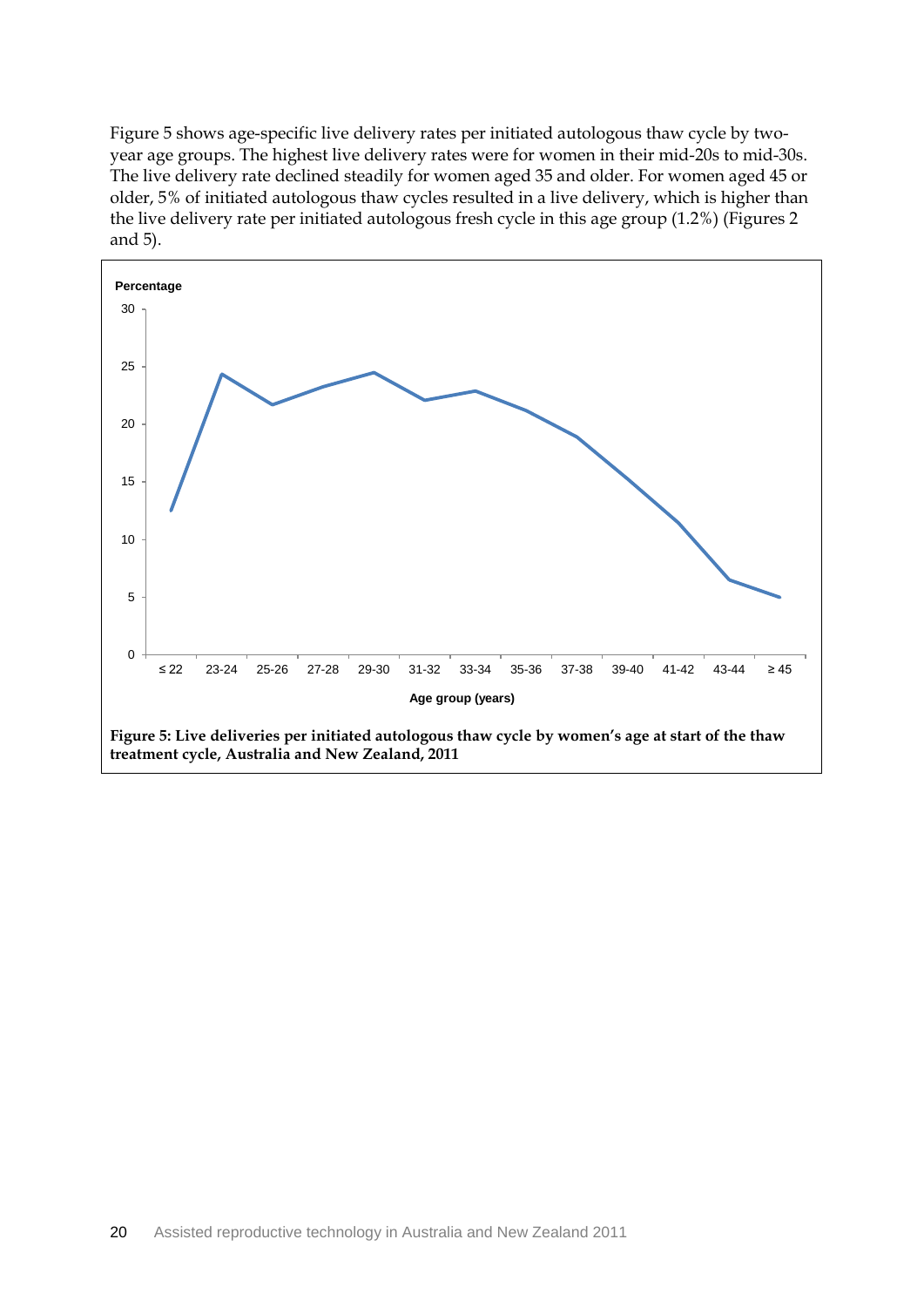Figure 5 shows age-specific live delivery rates per initiated autologous thaw cycle by two-year age groups. The highest live delivery rates were for women in their mid-20s to mid-30s. The live delivery rate declined steadily for women aged 35 and older. For women aged 45 or older, 5% of initiated autologous thaw cycles resulted in a live delivery, which is higher than the live delivery rate per initiated autologous fresh cycle in this age group (1.2%) (Figures 2 and 5).

**Figure 5: Live deliveries per initiated autologous thaw cycle by women's age at start of the thaw treatment cycle, Australia and New Zealand, 2011**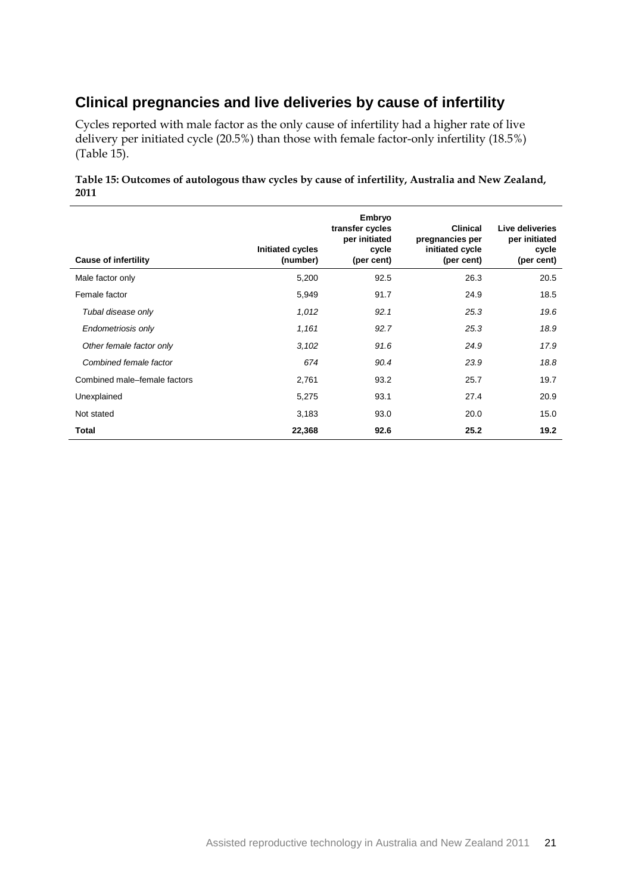## Clinical pregnancies and live deliveries by cause of infertility

Cycles reported with male factor as the only cause of infertility had a higher rate of live delivery per initiated cycle (20.5%) than those with female factor-only infertility (18.5%) (Table 15).

**Table 15: Outcomes of autologous thaw cycles by cause of infertility, Australia and New Zealand, 2011**

| Cause of infertility | Initiated cycles (number) | Embryo transfer cycles per initiated cycle (per cent) | Clinical pregnancies per initiated cycle (per cent) | Live deliveries per initiated cycle (per cent) |
|---|---|---|---|---|
| Male factor only | 5,200 | 92.5 | 26.3 | 20.5 |
| Female factor | 5,949 | 91.7 | 24.9 | 18.5 |
| *Tubal disease only* | *1,012* | *92.1* | *25.3* | *19.6* |
| *Endometriosis only* | *1,161* | *92.7* | *25.3* | *18.9* |
| *Other female factor only* | *3,102* | *91.6* | *24.9* | *17.9* |
| *Combined female factor* | *674* | *90.4* | *23.9* | *18.8* |
| Combined male–female factors | 2,761 | 93.2 | 25.7 | 19.7 |
| Unexplained | 5,275 | 93.1 | 27.4 | 20.9 |
| Not stated | 3,183 | 93.0 | 20.0 | 15.0 |
| **Total** | **22,368** | **92.6** | **25.2** | **19.2** |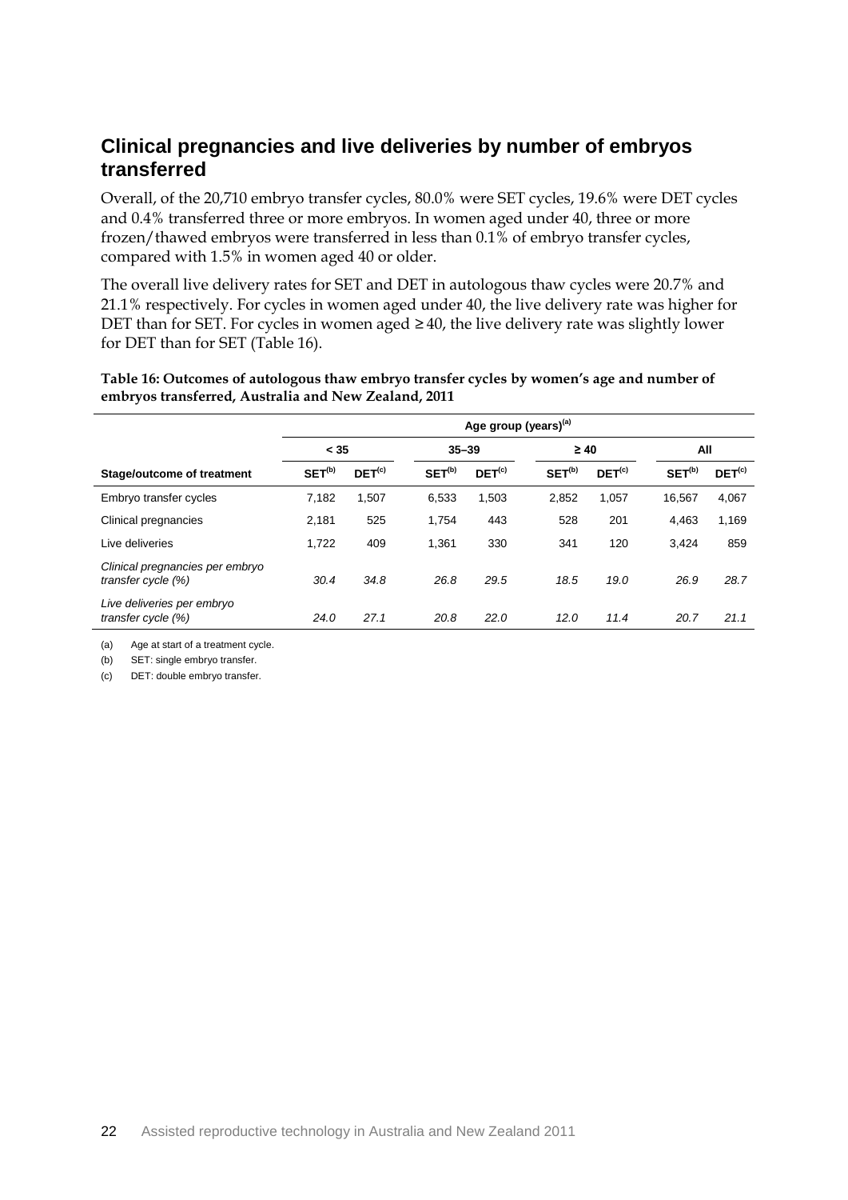## Clinical pregnancies and live deliveries by number of embryos transferred

Overall, of the 20,710 embryo transfer cycles, 80.0% were SET cycles, 19.6% were DET cycles and 0.4% transferred three or more embryos. In women aged under 40, three or more frozen/thawed embryos were transferred in less than 0.1% of embryo transfer cycles, compared with 1.5% in women aged 40 or older.

The overall live delivery rates for SET and DET in autologous thaw cycles were 20.7% and 21.1% respectively. For cycles in women aged under 40, the live delivery rate was higher for DET than for SET. For cycles in women aged ≥ 40, the live delivery rate was slightly lower for DET than for SET (Table 16).

**Table 16: Outcomes of autologous thaw embryo transfer cycles by women's age and number of embryos transferred, Australia and New Zealand, 2011**

| | Age group (years)[(a)] | | | | | | | |
|---|---|---|---|---|---|---|---|---|
| | < 35 | | 35–39 | | ≥ 40 | | All | |
| **Stage/outcome of treatment** | **SET[(b)]** | **DET[(c)]** | **SET[(b)]** | **DET[(c)]** | **SET[(b)]** | **DET[(c)]** | **SET[(b)]** | **DET[(c)]** |
| Embryo transfer cycles | 7,182 | 1,507 | 6,533 | 1,503 | 2,852 | 1,057 | 16,567 | 4,067 |
| Clinical pregnancies | 2,181 | 525 | 1,754 | 443 | 528 | 201 | 4,463 | 1,169 |
| Live deliveries | 1,722 | 409 | 1,361 | 330 | 341 | 120 | 3,424 | 859 |
| *Clinical pregnancies per embryo transfer cycle (%)* | *30.4* | *34.8* | *26.8* | *29.5* | *18.5* | *19.0* | *26.9* | *28.7* |
| *Live deliveries per embryo transfer cycle (%)* | *24.0* | *27.1* | *20.8* | *22.0* | *12.0* | *11.4* | *20.7* | *21.1* |

(a) Age at start of a treatment cycle.

(b) SET: single embryo transfer.

(c) DET: double embryo transfer.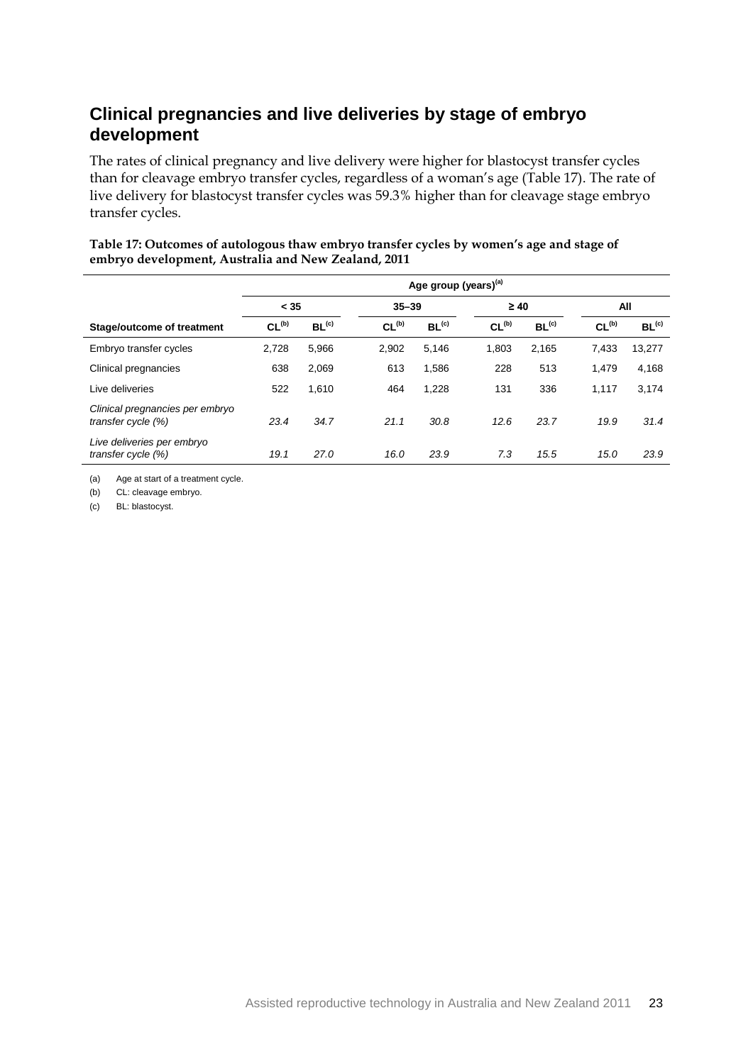## Clinical pregnancies and live deliveries by stage of embryo development

The rates of clinical pregnancy and live delivery were higher for blastocyst transfer cycles than for cleavage embryo transfer cycles, regardless of a woman's age (Table 17). The rate of live delivery for blastocyst transfer cycles was 59.3% higher than for cleavage stage embryo transfer cycles.

**Table 17: Outcomes of autologous thaw embryo transfer cycles by women's age and stage of embryo development, Australia and New Zealand, 2011**

| | Age group (years)[(a)] | | | | | | | |
|---|---|---|---|---|---|---|---|---|
| | < 35 | | 35–39 | | ≥ 40 | | All | |
| **Stage/outcome of treatment** | **CL[(b)]** | **BL[(c)]** | **CL[(b)]** | **BL[(c)]** | **CL[(b)]** | **BL[(c)]** | **CL[(b)]** | **BL[(c)]** |
| Embryo transfer cycles | 2,728 | 5,966 | 2,902 | 5,146 | 1,803 | 2,165 | 7,433 | 13,277 |
| Clinical pregnancies | 638 | 2,069 | 613 | 1,586 | 228 | 513 | 1,479 | 4,168 |
| Live deliveries | 522 | 1,610 | 464 | 1,228 | 131 | 336 | 1,117 | 3,174 |
| *Clinical pregnancies per embryo transfer cycle (%)* | *23.4* | *34.7* | *21.1* | *30.8* | *12.6* | *23.7* | *19.9* | *31.4* |
| *Live deliveries per embryo transfer cycle (%)* | *19.1* | *27.0* | *16.0* | *23.9* | *7.3* | *15.5* | *15.0* | *23.9* |

(a) Age at start of a treatment cycle.

(b) CL: cleavage embryo.

(c) BL: blastocyst.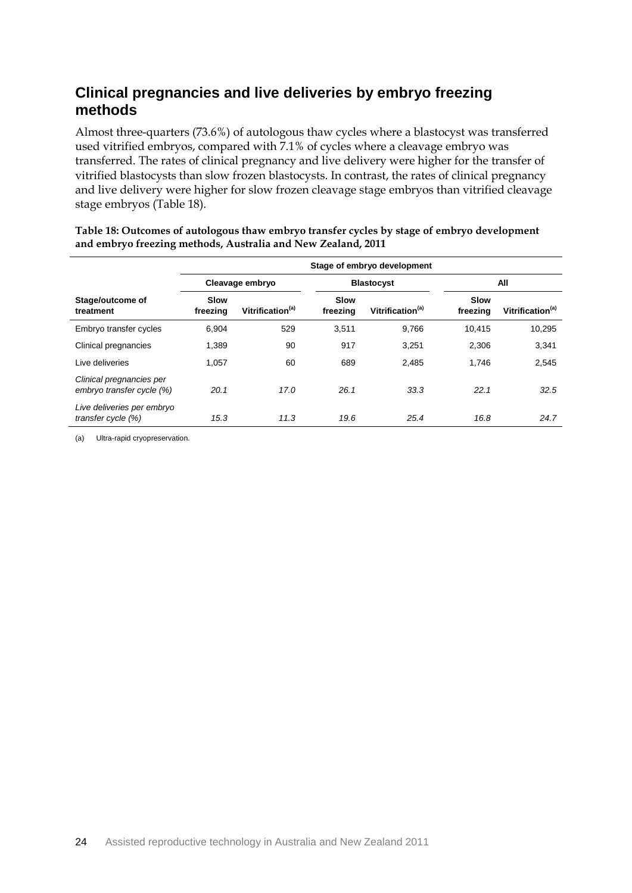## Clinical pregnancies and live deliveries by embryo freezing methods

Almost three-quarters (73.6%) of autologous thaw cycles where a blastocyst was transferred used vitrified embryos, compared with 7.1% of cycles where a cleavage embryo was transferred. The rates of clinical pregnancy and live delivery were higher for the transfer of vitrified blastocysts than slow frozen blastocysts. In contrast, the rates of clinical pregnancy and live delivery were higher for slow frozen cleavage stage embryos than vitrified cleavage stage embryos (Table 18).

**Table 18: Outcomes of autologous thaw embryo transfer cycles by stage of embryo development and embryo freezing methods, Australia and New Zealand, 2011**

| | Stage of embryo development | | | | | |
|---|---|---|---|---|---|---|
| | Cleavage embryo | | Blastocyst | | All | |
| **Stage/outcome of treatment** | **Slow freezing** | **Vitrification[(a)]** | **Slow freezing** | **Vitrification[(a)]** | **Slow freezing** | **Vitrification[(a)]** |
| Embryo transfer cycles | 6,904 | 529 | 3,511 | 9,766 | 10,415 | 10,295 |
| Clinical pregnancies | 1,389 | 90 | 917 | 3,251 | 2,306 | 3,341 |
| Live deliveries | 1,057 | 60 | 689 | 2,485 | 1,746 | 2,545 |
| *Clinical pregnancies per embryo transfer cycle (%)* | *20.1* | *17.0* | *26.1* | *33.3* | *22.1* | *32.5* |
| *Live deliveries per embryo transfer cycle (%)* | *15.3* | *11.3* | *19.6* | *25.4* | *16.8* | *24.7* |

(a) Ultra-rapid cryopreservation.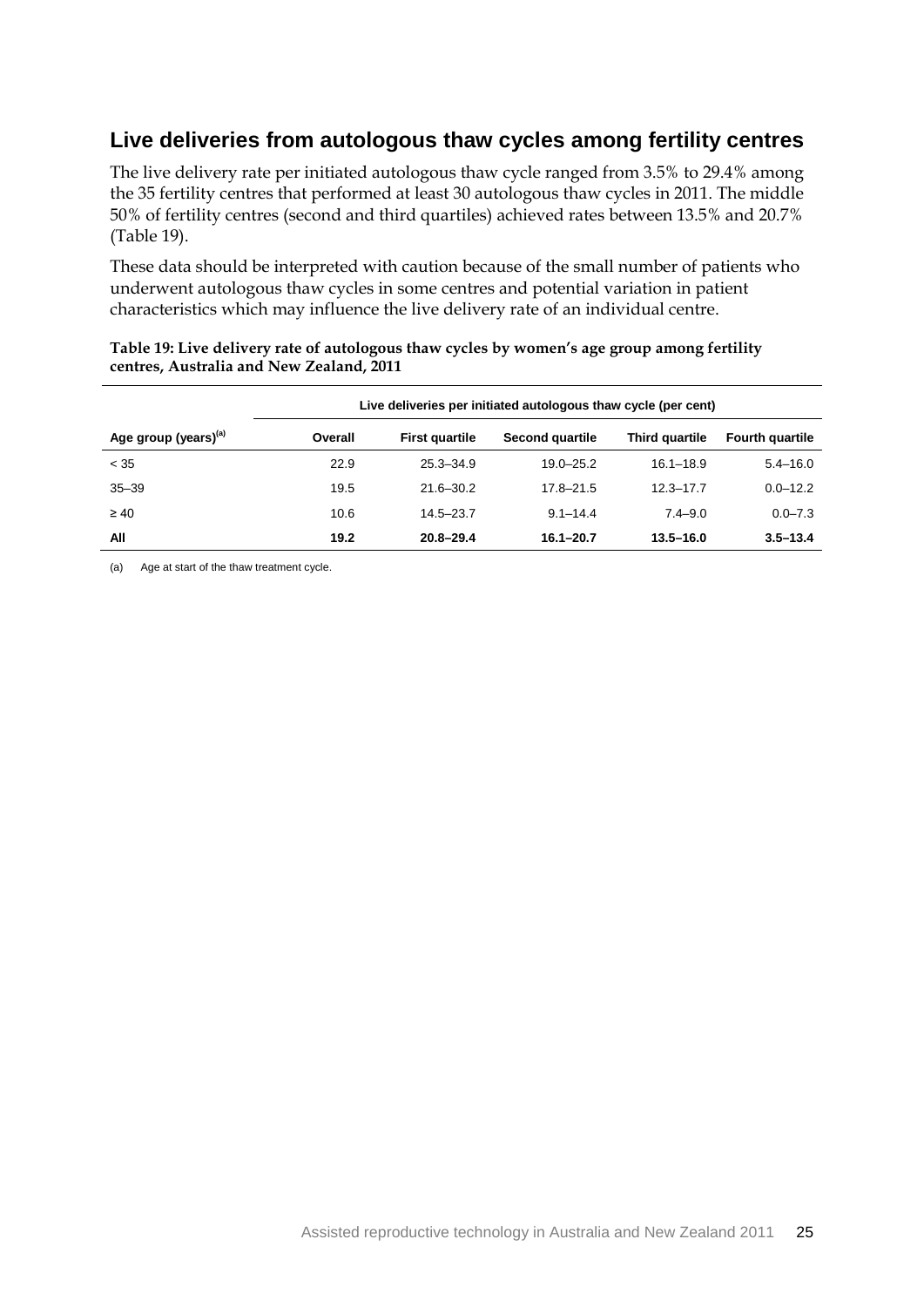## Live deliveries from autologous thaw cycles among fertility centres

The live delivery rate per initiated autologous thaw cycle ranged from 3.5% to 29.4% among the 35 fertility centres that performed at least 30 autologous thaw cycles in 2011. The middle 50% of fertility centres (second and third quartiles) achieved rates between 13.5% and 20.7% (Table 19).

These data should be interpreted with caution because of the small number of patients who underwent autologous thaw cycles in some centres and potential variation in patient characteristics which may influence the live delivery rate of an individual centre.

**Table 19: Live delivery rate of autologous thaw cycles by women's age group among fertility centres, Australia and New Zealand, 2011**

| | Live deliveries per initiated autologous thaw cycle (per cent) | | | | |
|---|---|---|---|---|---|
| Age group (years)[(a)] | Overall | First quartile | Second quartile | Third quartile | Fourth quartile |
| < 35 | 22.9 | 25.3–34.9 | 19.0–25.2 | 16.1–18.9 | 5.4–16.0 |
| 35–39 | 19.5 | 21.6–30.2 | 17.8–21.5 | 12.3–17.7 | 0.0–12.2 |
| ≥ 40 | 10.6 | 14.5–23.7 | 9.1–14.4 | 7.4–9.0 | 0.0–7.3 |
| **All** | **19.2** | **20.8–29.4** | **16.1–20.7** | **13.5–16.0** | **3.5–13.4** |

(a) Age at start of the thaw treatment cycle.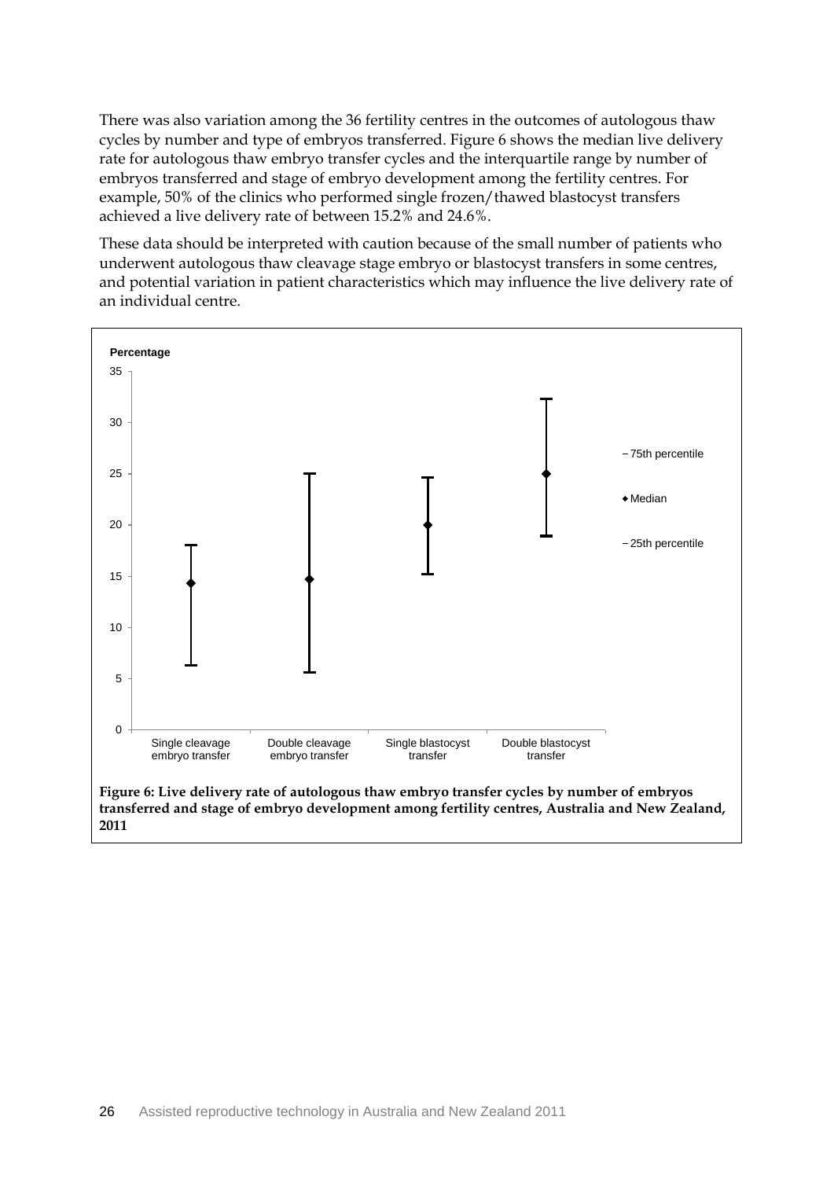There was also variation among the 36 fertility centres in the outcomes of autologous thaw cycles by number and type of embryos transferred. Figure 6 shows the median live delivery rate for autologous thaw embryo transfer cycles and the interquartile range by number of embryos transferred and stage of embryo development among the fertility centres. For example, 50% of the clinics who performed single frozen/thawed blastocyst transfers achieved a live delivery rate of between 15.2% and 24.6%.

These data should be interpreted with caution because of the small number of patients who underwent autologous thaw cleavage stage embryo or blastocyst transfers in some centres, and potential variation in patient characteristics which may influence the live delivery rate of an individual centre.

**Figure 6: Live delivery rate of autologous thaw embryo transfer cycles by number of embryos transferred and stage of embryo development among fertility centres, Australia and New Zealand, 2011**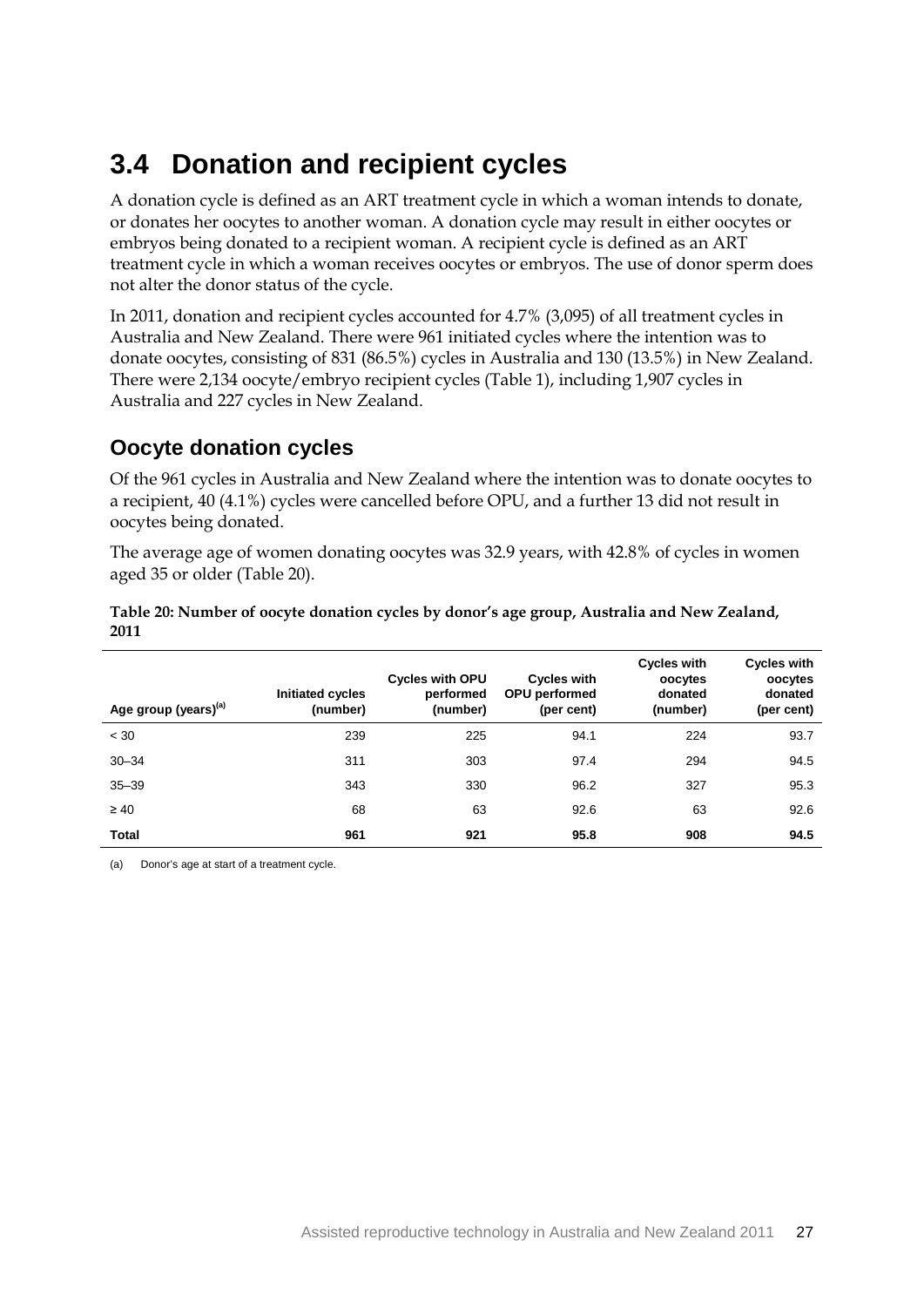# 3.4 Donation and recipient cycles

A donation cycle is defined as an ART treatment cycle in which a woman intends to donate, or donates her oocytes to another woman. A donation cycle may result in either oocytes or embryos being donated to a recipient woman. A recipient cycle is defined as an ART treatment cycle in which a woman receives oocytes or embryos. The use of donor sperm does not alter the donor status of the cycle.

In 2011, donation and recipient cycles accounted for 4.7% (3,095) of all treatment cycles in Australia and New Zealand. There were 961 initiated cycles where the intention was to donate oocytes, consisting of 831 (86.5%) cycles in Australia and 130 (13.5%) in New Zealand. There were 2,134 oocyte/embryo recipient cycles (Table 1), including 1,907 cycles in Australia and 227 cycles in New Zealand.

## Oocyte donation cycles

Of the 961 cycles in Australia and New Zealand where the intention was to donate oocytes to a recipient, 40 (4.1%) cycles were cancelled before OPU, and a further 13 did not result in oocytes being donated.

The average age of women donating oocytes was 32.9 years, with 42.8% of cycles in women aged 35 or older (Table 20).

**Table 20: Number of oocyte donation cycles by donor's age group, Australia and New Zealand, 2011**

| Age group (years)[a] | Initiated cycles (number) | Cycles with OPU performed (number) | Cycles with OPU performed (per cent) | Cycles with oocytes donated (number) | Cycles with oocytes donated (per cent) |
|---|---|---|---|---|---|
| < 30 | 239 | 225 | 94.1 | 224 | 93.7 |
| 30–34 | 311 | 303 | 97.4 | 294 | 94.5 |
| 35–39 | 343 | 330 | 96.2 | 327 | 95.3 |
| ≥ 40 | 68 | 63 | 92.6 | 63 | 92.6 |
| **Total** | **961** | **921** | **95.8** | **908** | **94.5** |

(a) Donor's age at start of a treatment cycle.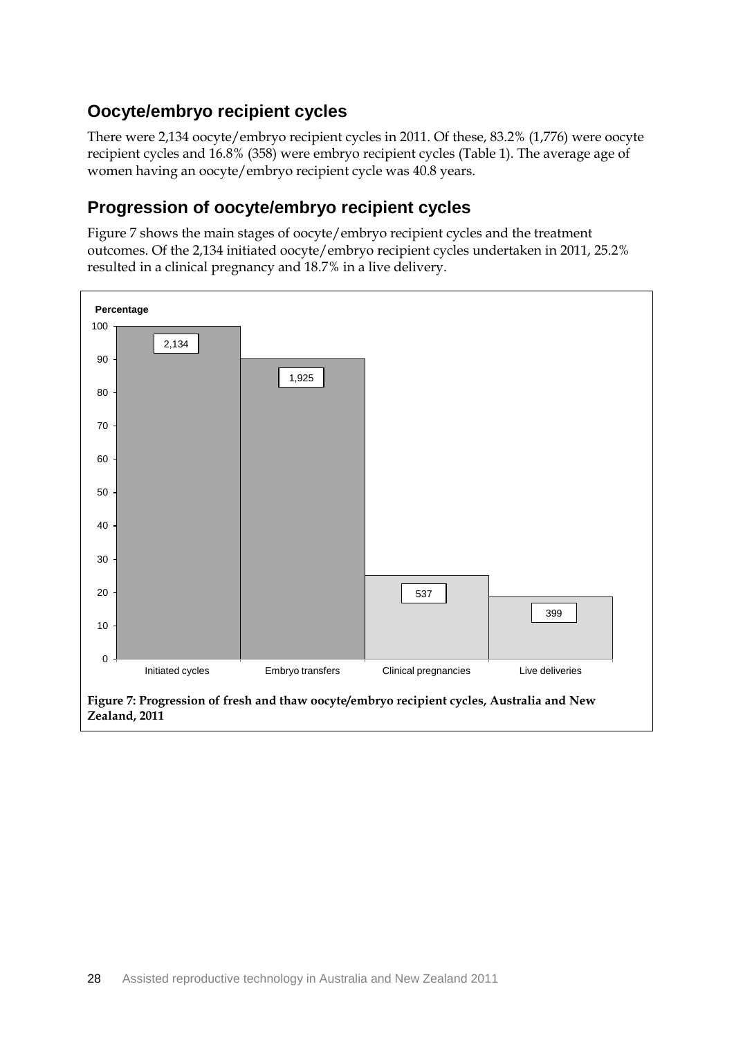## Oocyte/embryo recipient cycles

There were 2,134 oocyte/embryo recipient cycles in 2011. Of these, 83.2% (1,776) were oocyte recipient cycles and 16.8% (358) were embryo recipient cycles (Table 1). The average age of women having an oocyte/embryo recipient cycle was 40.8 years.

## Progression of oocyte/embryo recipient cycles

Figure 7 shows the main stages of oocyte/embryo recipient cycles and the treatment outcomes. Of the 2,134 initiated oocyte/embryo recipient cycles undertaken in 2011, 25.2% resulted in a clinical pregnancy and 18.7% in a live delivery.

| Stage | Number | Percentage |
|---|---|---|
| Initiated cycles | 2,134 | 100 |
| Embryo transfers | 1,925 | ~90 |
| Clinical pregnancies | 537 | 25.2 |
| Live deliveries | 399 | 18.7 |

**Figure 7: Progression of fresh and thaw oocyte/embryo recipient cycles, Australia and New Zealand, 2011**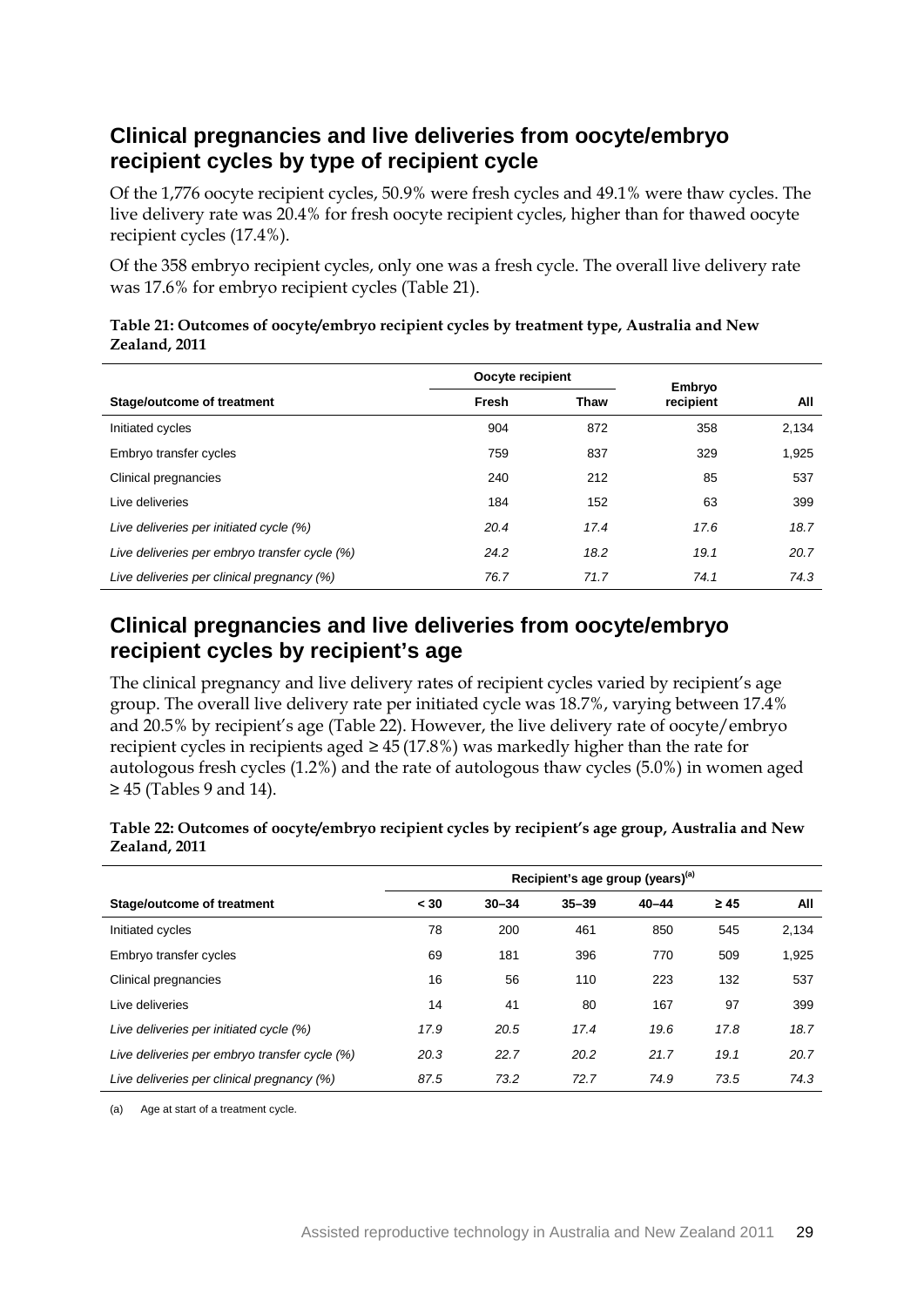## Clinical pregnancies and live deliveries from oocyte/embryo recipient cycles by type of recipient cycle

Of the 1,776 oocyte recipient cycles, 50.9% were fresh cycles and 49.1% were thaw cycles. The live delivery rate was 20.4% for fresh oocyte recipient cycles, higher than for thawed oocyte recipient cycles (17.4%).

Of the 358 embryo recipient cycles, only one was a fresh cycle. The overall live delivery rate was 17.6% for embryo recipient cycles (Table 21).

**Table 21: Outcomes of oocyte/embryo recipient cycles by treatment type, Australia and New Zealand, 2011**

| | Oocyte recipient | | Embryo recipient | |
|---|---|---|---|---|
| **Stage/outcome of treatment** | **Fresh** | **Thaw** | | **All** |
| Initiated cycles | 904 | 872 | 358 | 2,134 |
| Embryo transfer cycles | 759 | 837 | 329 | 1,925 |
| Clinical pregnancies | 240 | 212 | 85 | 537 |
| Live deliveries | 184 | 152 | 63 | 399 |
| *Live deliveries per initiated cycle (%)* | *20.4* | *17.4* | *17.6* | *18.7* |
| *Live deliveries per embryo transfer cycle (%)* | *24.2* | *18.2* | *19.1* | *20.7* |
| *Live deliveries per clinical pregnancy (%)* | *76.7* | *71.7* | *74.1* | *74.3* |

## Clinical pregnancies and live deliveries from oocyte/embryo recipient cycles by recipient's age

The clinical pregnancy and live delivery rates of recipient cycles varied by recipient's age group. The overall live delivery rate per initiated cycle was 18.7%, varying between 17.4% and 20.5% by recipient's age (Table 22). However, the live delivery rate of oocyte/embryo recipient cycles in recipients aged ≥ 45 (17.8%) was markedly higher than the rate for autologous fresh cycles (1.2%) and the rate of autologous thaw cycles (5.0%) in women aged ≥ 45 (Tables 9 and 14).

**Table 22: Outcomes of oocyte/embryo recipient cycles by recipient's age group, Australia and New Zealand, 2011**

| | Recipient's age group (years)[(a)] | | | | | |
|---|---|---|---|---|---|---|
| **Stage/outcome of treatment** | **< 30** | **30–34** | **35–39** | **40–44** | **≥ 45** | **All** |
| Initiated cycles | 78 | 200 | 461 | 850 | 545 | 2,134 |
| Embryo transfer cycles | 69 | 181 | 396 | 770 | 509 | 1,925 |
| Clinical pregnancies | 16 | 56 | 110 | 223 | 132 | 537 |
| Live deliveries | 14 | 41 | 80 | 167 | 97 | 399 |
| *Live deliveries per initiated cycle (%)* | *17.9* | *20.5* | *17.4* | *19.6* | *17.8* | *18.7* |
| *Live deliveries per embryo transfer cycle (%)* | *20.3* | *22.7* | *20.2* | *21.7* | *19.1* | *20.7* |
| *Live deliveries per clinical pregnancy (%)* | *87.5* | *73.2* | *72.7* | *74.9* | *73.5* | *74.3* |

(a) Age at start of a treatment cycle.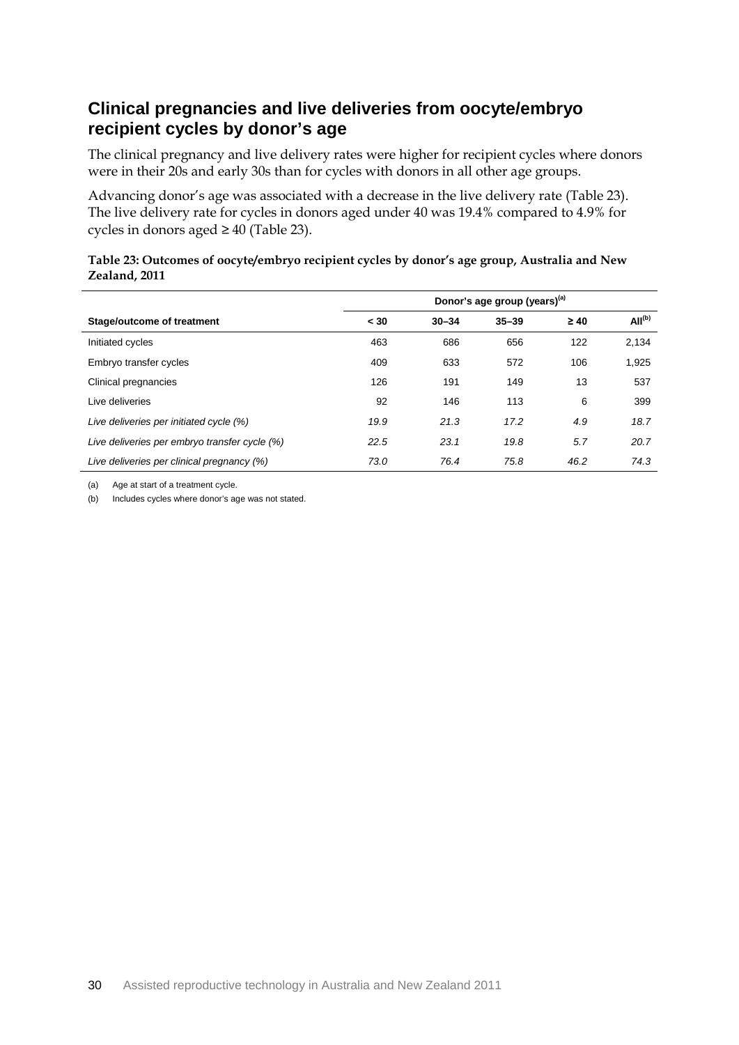## Clinical pregnancies and live deliveries from oocyte/embryo recipient cycles by donor's age

The clinical pregnancy and live delivery rates were higher for recipient cycles where donors were in their 20s and early 30s than for cycles with donors in all other age groups.

Advancing donor's age was associated with a decrease in the live delivery rate (Table 23). The live delivery rate for cycles in donors aged under 40 was 19.4% compared to 4.9% for cycles in donors aged ≥ 40 (Table 23).

**Table 23: Outcomes of oocyte/embryo recipient cycles by donor's age group, Australia and New Zealand, 2011**

| | Donor's age group (years)[(a)] | | | | |
|---|---|---|---|---|---|
| **Stage/outcome of treatment** | **< 30** | **30–34** | **35–39** | **≥ 40** | **All[(b)]** |
| Initiated cycles | 463 | 686 | 656 | 122 | 2,134 |
| Embryo transfer cycles | 409 | 633 | 572 | 106 | 1,925 |
| Clinical pregnancies | 126 | 191 | 149 | 13 | 537 |
| Live deliveries | 92 | 146 | 113 | 6 | 399 |
| *Live deliveries per initiated cycle (%)* | *19.9* | *21.3* | *17.2* | *4.9* | *18.7* |
| *Live deliveries per embryo transfer cycle (%)* | *22.5* | *23.1* | *19.8* | *5.7* | *20.7* |
| *Live deliveries per clinical pregnancy (%)* | *73.0* | *76.4* | *75.8* | *46.2* | *74.3* |

(a) Age at start of a treatment cycle.

(b) Includes cycles where donor's age was not stated.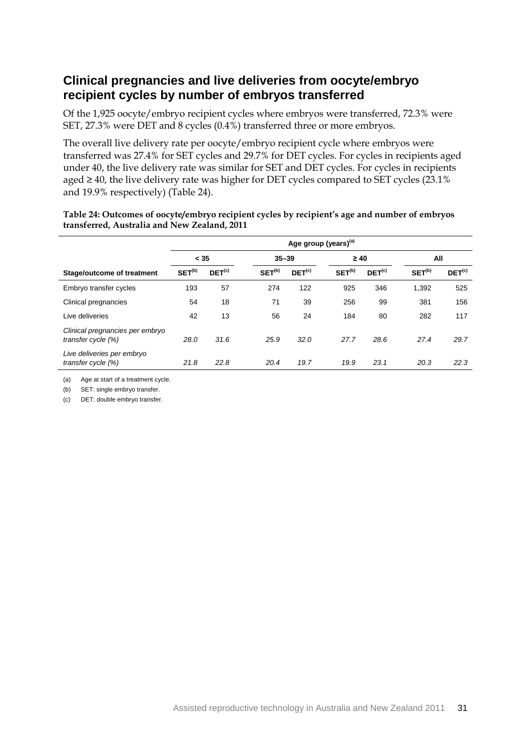## Clinical pregnancies and live deliveries from oocyte/embryo recipient cycles by number of embryos transferred

Of the 1,925 oocyte/embryo recipient cycles where embryos were transferred, 72.3% were SET, 27.3% were DET and 8 cycles (0.4%) transferred three or more embryos.

The overall live delivery rate per oocyte/embryo recipient cycle where embryos were transferred was 27.4% for SET cycles and 29.7% for DET cycles. For cycles in recipients aged under 40, the live delivery rate was similar for SET and DET cycles. For cycles in recipients aged ≥ 40, the live delivery rate was higher for DET cycles compared to SET cycles (23.1% and 19.9% respectively) (Table 24).

**Table 24: Outcomes of oocyte/embryo recipient cycles by recipient's age and number of embryos transferred, Australia and New Zealand, 2011**

| | Age group (years)[a] | | | | | | | |
|---|---|---|---|---|---|---|---|---|
| | < 35 | | 35–39 | | ≥ 40 | | All | |
| **Stage/outcome of treatment** | **SET[b]** | **DET[c]** | **SET[b]** | **DET[c]** | **SET[b]** | **DET[c]** | **SET[b]** | **DET[c]** |
| Embryo transfer cycles | 193 | 57 | 274 | 122 | 925 | 346 | 1,392 | 525 |
| Clinical pregnancies | 54 | 18 | 71 | 39 | 256 | 99 | 381 | 156 |
| Live deliveries | 42 | 13 | 56 | 24 | 184 | 80 | 282 | 117 |
| *Clinical pregnancies per embryo transfer cycle (%)* | *28.0* | *31.6* | *25.9* | *32.0* | *27.7* | *28.6* | *27.4* | *29.7* |
| *Live deliveries per embryo transfer cycle (%)* | *21.8* | *22.8* | *20.4* | *19.7* | *19.9* | *23.1* | *20.3* | *22.3* |

(a) Age at start of a treatment cycle.

(b) SET: single embryo transfer.

(c) DET: double embryo transfer.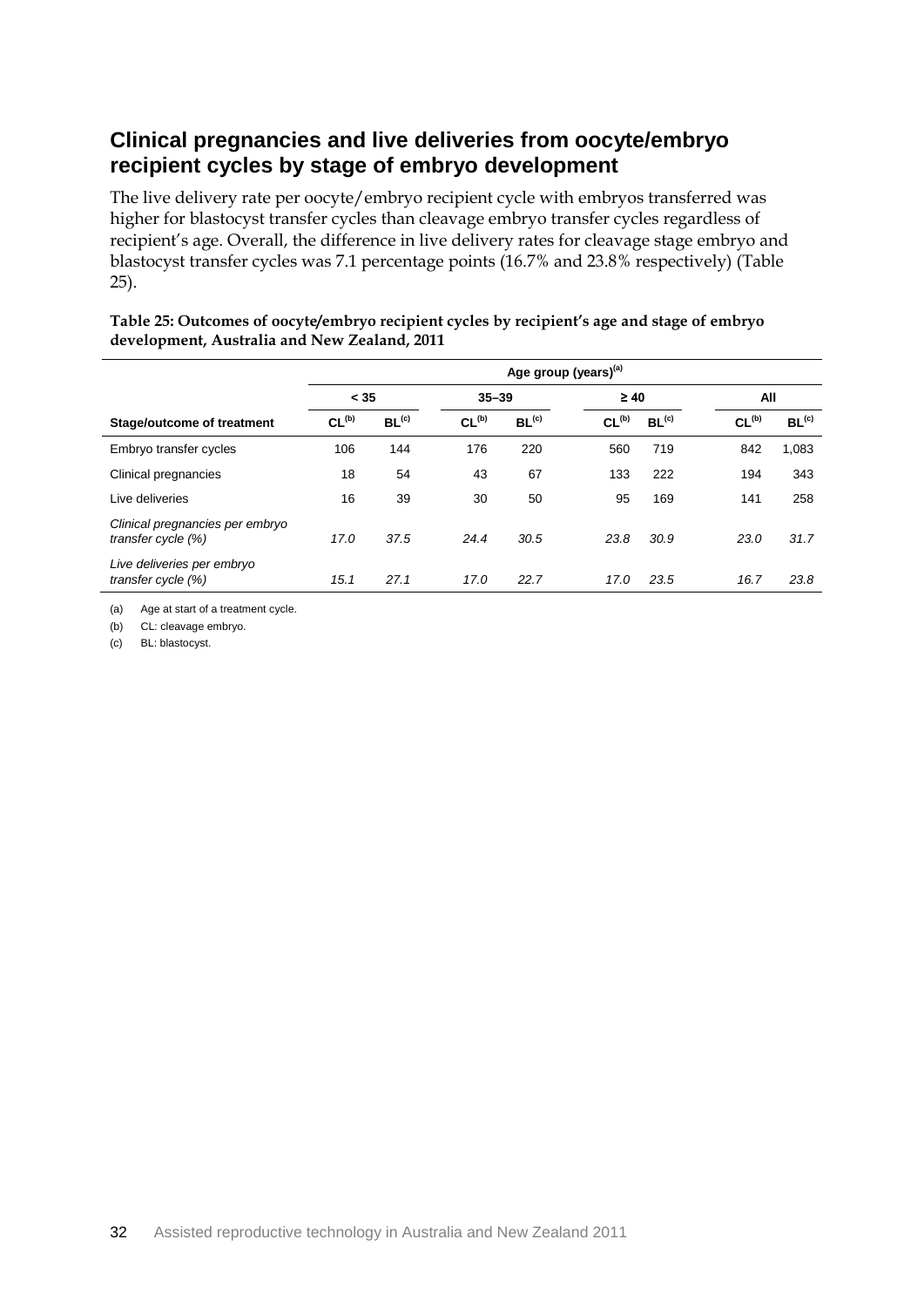## Clinical pregnancies and live deliveries from oocyte/embryo recipient cycles by stage of embryo development

The live delivery rate per oocyte/embryo recipient cycle with embryos transferred was higher for blastocyst transfer cycles than cleavage embryo transfer cycles regardless of recipient's age. Overall, the difference in live delivery rates for cleavage stage embryo and blastocyst transfer cycles was 7.1 percentage points (16.7% and 23.8% respectively) (Table 25).

**Table 25: Outcomes of oocyte/embryo recipient cycles by recipient's age and stage of embryo development, Australia and New Zealand, 2011**

| | Age group (years)[(a)] | | | | | | | |
|---|---|---|---|---|---|---|---|---|
| | < 35 | | 35–39 | | ≥ 40 | | All | |
| **Stage/outcome of treatment** | **CL[(b)]** | **BL[(c)]** | **CL[(b)]** | **BL[(c)]** | **CL[(b)]** | **BL[(c)]** | **CL[(b)]** | **BL[(c)]** |
| Embryo transfer cycles | 106 | 144 | 176 | 220 | 560 | 719 | 842 | 1,083 |
| Clinical pregnancies | 18 | 54 | 43 | 67 | 133 | 222 | 194 | 343 |
| Live deliveries | 16 | 39 | 30 | 50 | 95 | 169 | 141 | 258 |
| *Clinical pregnancies per embryo transfer cycle (%)* | *17.0* | *37.5* | *24.4* | *30.5* | *23.8* | *30.9* | *23.0* | *31.7* |
| *Live deliveries per embryo transfer cycle (%)* | *15.1* | *27.1* | *17.0* | *22.7* | *17.0* | *23.5* | *16.7* | *23.8* |

(a) Age at start of a treatment cycle.

(b) CL: cleavage embryo.

(c) BL: blastocyst.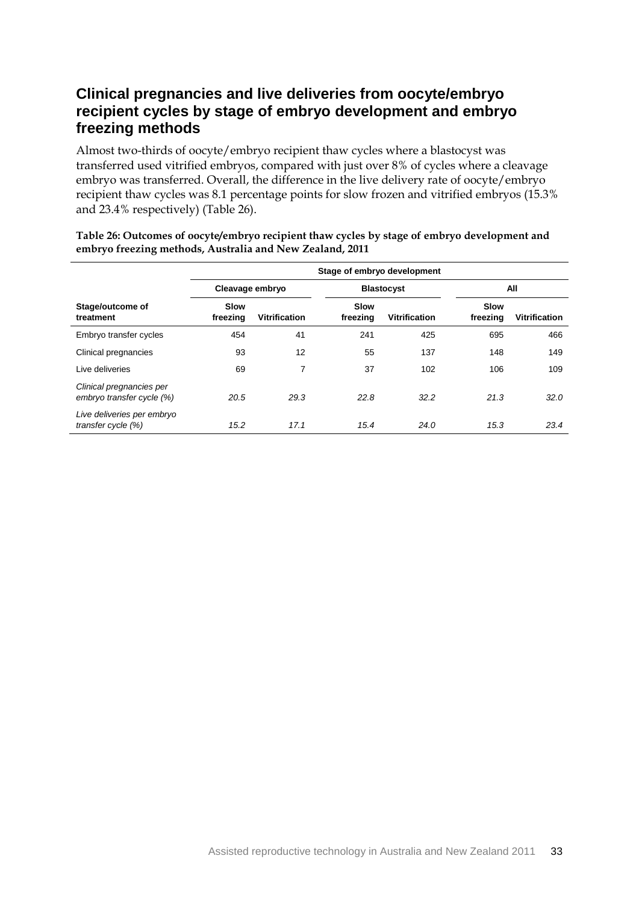## Clinical pregnancies and live deliveries from oocyte/embryo recipient cycles by stage of embryo development and embryo freezing methods

Almost two-thirds of oocyte/embryo recipient thaw cycles where a blastocyst was transferred used vitrified embryos, compared with just over 8% of cycles where a cleavage embryo was transferred. Overall, the difference in the live delivery rate of oocyte/embryo recipient thaw cycles was 8.1 percentage points for slow frozen and vitrified embryos (15.3% and 23.4% respectively) (Table 26).

**Table 26: Outcomes of oocyte/embryo recipient thaw cycles by stage of embryo development and embryo freezing methods, Australia and New Zealand, 2011**

| | Stage of embryo development | | | | | |
|---|---|---|---|---|---|---|
| | Cleavage embryo | | Blastocyst | | All | |
| Stage/outcome of treatment | Slow freezing | Vitrification | Slow freezing | Vitrification | Slow freezing | Vitrification |
| Embryo transfer cycles | 454 | 41 | 241 | 425 | 695 | 466 |
| Clinical pregnancies | 93 | 12 | 55 | 137 | 148 | 149 |
| Live deliveries | 69 | 7 | 37 | 102 | 106 | 109 |
| *Clinical pregnancies per embryo transfer cycle (%)* | *20.5* | *29.3* | *22.8* | *32.2* | *21.3* | *32.0* |
| *Live deliveries per embryo transfer cycle (%)* | *15.2* | *17.1* | *15.4* | *24.0* | *15.3* | *23.4* |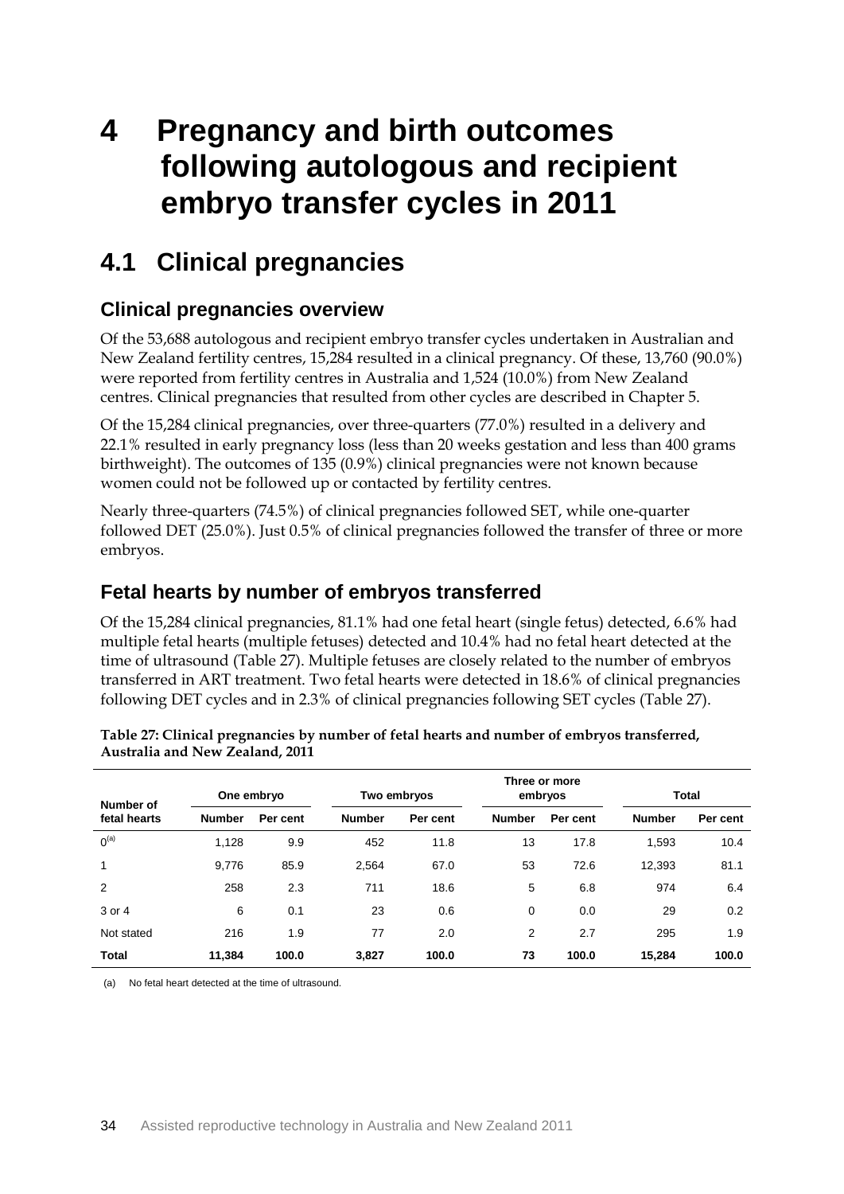# 4 Pregnancy and birth outcomes following autologous and recipient embryo transfer cycles in 2011

## 4.1 Clinical pregnancies

### Clinical pregnancies overview

Of the 53,688 autologous and recipient embryo transfer cycles undertaken in Australian and New Zealand fertility centres, 15,284 resulted in a clinical pregnancy. Of these, 13,760 (90.0%) were reported from fertility centres in Australia and 1,524 (10.0%) from New Zealand centres. Clinical pregnancies that resulted from other cycles are described in Chapter 5.

Of the 15,284 clinical pregnancies, over three-quarters (77.0%) resulted in a delivery and 22.1% resulted in early pregnancy loss (less than 20 weeks gestation and less than 400 grams birthweight). The outcomes of 135 (0.9%) clinical pregnancies were not known because women could not be followed up or contacted by fertility centres.

Nearly three-quarters (74.5%) of clinical pregnancies followed SET, while one-quarter followed DET (25.0%). Just 0.5% of clinical pregnancies followed the transfer of three or more embryos.

### Fetal hearts by number of embryos transferred

Of the 15,284 clinical pregnancies, 81.1% had one fetal heart (single fetus) detected, 6.6% had multiple fetal hearts (multiple fetuses) detected and 10.4% had no fetal heart detected at the time of ultrasound (Table 27). Multiple fetuses are closely related to the number of embryos transferred in ART treatment. Two fetal hearts were detected in 18.6% of clinical pregnancies following DET cycles and in 2.3% of clinical pregnancies following SET cycles (Table 27).

**Table 27: Clinical pregnancies by number of fetal hearts and number of embryos transferred, Australia and New Zealand, 2011**

| Number of fetal hearts | One embryo | | Two embryos | | Three or more embryos | | Total | |
|---|---|---|---|---|---|---|---|---|
| | Number | Per cent | Number | Per cent | Number | Per cent | Number | Per cent |
| 0[(a)] | 1,128 | 9.9 | 452 | 11.8 | 13 | 17.8 | 1,593 | 10.4 |
| 1 | 9,776 | 85.9 | 2,564 | 67.0 | 53 | 72.6 | 12,393 | 81.1 |
| 2 | 258 | 2.3 | 711 | 18.6 | 5 | 6.8 | 974 | 6.4 |
| 3 or 4 | 6 | 0.1 | 23 | 0.6 | 0 | 0.0 | 29 | 0.2 |
| Not stated | 216 | 1.9 | 77 | 2.0 | 2 | 2.7 | 295 | 1.9 |
| **Total** | **11,384** | **100.0** | **3,827** | **100.0** | **73** | **100.0** | **15,284** | **100.0** |

(a) No fetal heart detected at the time of ultrasound.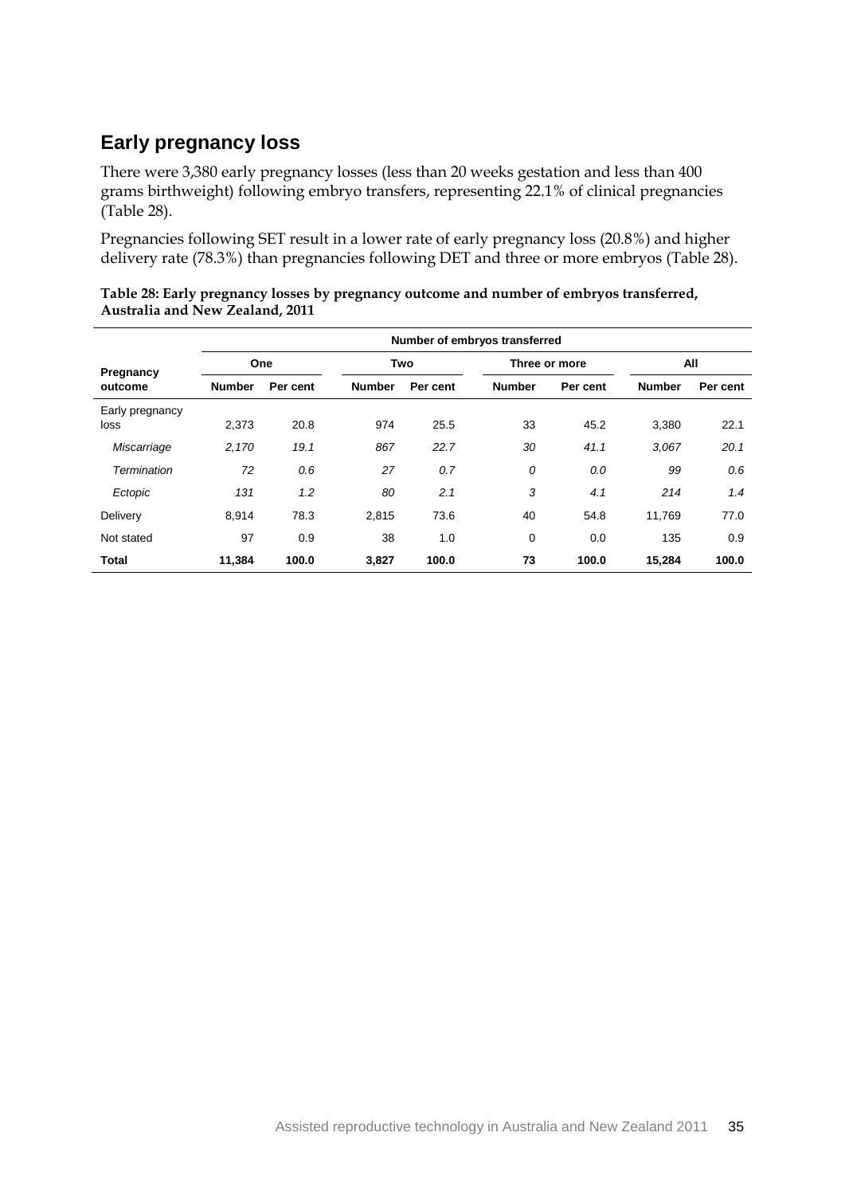## Early pregnancy loss

There were 3,380 early pregnancy losses (less than 20 weeks gestation and less than 400 grams birthweight) following embryo transfers, representing 22.1% of clinical pregnancies (Table 28).

Pregnancies following SET result in a lower rate of early pregnancy loss (20.8%) and higher delivery rate (78.3%) than pregnancies following DET and three or more embryos (Table 28).

**Table 28: Early pregnancy losses by pregnancy outcome and number of embryos transferred, Australia and New Zealand, 2011**

| Pregnancy outcome | Number of embryos transferred | | | | | | | |
|---|---|---|---|---|---|---|---|---|
| | One | | Two | | Three or more | | All | |
| | **Number** | **Per cent** | **Number** | **Per cent** | **Number** | **Per cent** | **Number** | **Per cent** |
| Early pregnancy loss | 2,373 | 20.8 | 974 | 25.5 | 33 | 45.2 | 3,380 | 22.1 |
| *Miscarriage* | *2,170* | *19.1* | *867* | *22.7* | *30* | *41.1* | *3,067* | *20.1* |
| *Termination* | *72* | *0.6* | *27* | *0.7* | *0* | *0.0* | *99* | *0.6* |
| *Ectopic* | *131* | *1.2* | *80* | *2.1* | *3* | *4.1* | *214* | *1.4* |
| Delivery | 8,914 | 78.3 | 2,815 | 73.6 | 40 | 54.8 | 11,769 | 77.0 |
| Not stated | 97 | 0.9 | 38 | 1.0 | 0 | 0.0 | 135 | 0.9 |
| **Total** | **11,384** | **100.0** | **3,827** | **100.0** | **73** | **100.0** | **15,284** | **100.0** |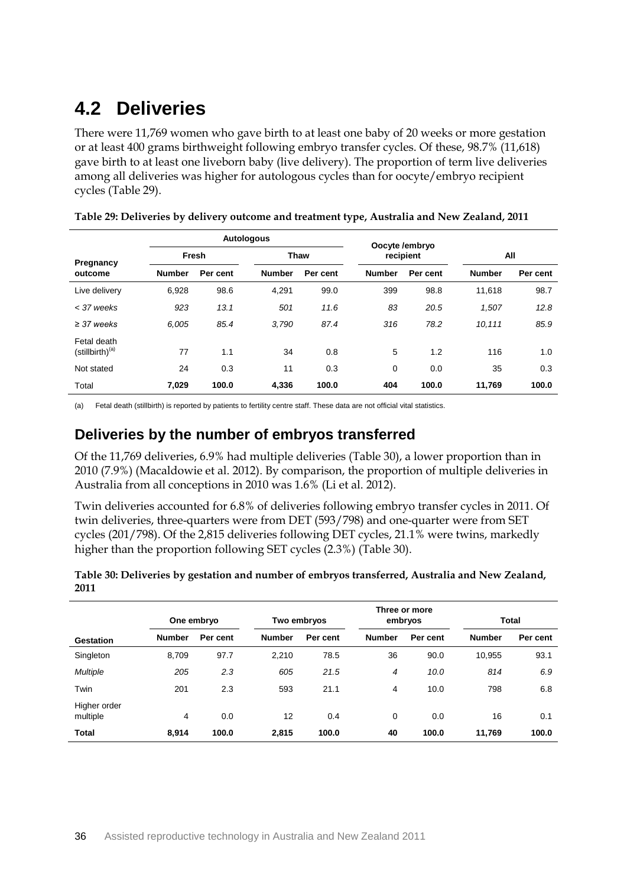## 4.2 Deliveries

There were 11,769 women who gave birth to at least one baby of 20 weeks or more gestation or at least 400 grams birthweight following embryo transfer cycles. Of these, 98.7% (11,618) gave birth to at least one liveborn baby (live delivery). The proportion of term live deliveries among all deliveries was higher for autologous cycles than for oocyte/embryo recipient cycles (Table 29).

**Table 29: Deliveries by delivery outcome and treatment type, Australia and New Zealand, 2011**

| Pregnancy outcome | Autologous | | | | Oocyte /embryo recipient | | All | |
|---|---|---|---|---|---|---|---|---|
| | Fresh | | Thaw | | | | | |
| | Number | Per cent | Number | Per cent | Number | Per cent | Number | Per cent |
| Live delivery | 6,928 | 98.6 | 4,291 | 99.0 | 399 | 98.8 | 11,618 | 98.7 |
| *< 37 weeks* | *923* | *13.1* | *501* | *11.6* | *83* | *20.5* | *1,507* | *12.8* |
| *≥ 37 weeks* | *6,005* | *85.4* | *3,790* | *87.4* | *316* | *78.2* | *10,111* | *85.9* |
| Fetal death (stillbirth)[(a)] | 77 | 1.1 | 34 | 0.8 | 5 | 1.2 | 116 | 1.0 |
| Not stated | 24 | 0.3 | 11 | 0.3 | 0 | 0.0 | 35 | 0.3 |
| Total | **7,029** | **100.0** | **4,336** | **100.0** | **404** | **100.0** | **11,769** | **100.0** |

(a) Fetal death (stillbirth) is reported by patients to fertility centre staff. These data are not official vital statistics.

### Deliveries by the number of embryos transferred

Of the 11,769 deliveries, 6.9% had multiple deliveries (Table 30), a lower proportion than in 2010 (7.9%) (Macaldowie et al. 2012). By comparison, the proportion of multiple deliveries in Australia from all conceptions in 2010 was 1.6% (Li et al. 2012).

Twin deliveries accounted for 6.8% of deliveries following embryo transfer cycles in 2011. Of twin deliveries, three-quarters were from DET (593/798) and one-quarter were from SET cycles (201/798). Of the 2,815 deliveries following DET cycles, 21.1% were twins, markedly higher than the proportion following SET cycles (2.3%) (Table 30).

**Table 30: Deliveries by gestation and number of embryos transferred, Australia and New Zealand, 2011**

| Gestation | One embryo | | Two embryos | | Three or more embryos | | Total | |
|---|---|---|---|---|---|---|---|---|
| | Number | Per cent | Number | Per cent | Number | Per cent | Number | Per cent |
| Singleton | 8,709 | 97.7 | 2,210 | 78.5 | 36 | 90.0 | 10,955 | 93.1 |
| *Multiple* | *205* | *2.3* | *605* | *21.5* | *4* | *10.0* | *814* | *6.9* |
| Twin | 201 | 2.3 | 593 | 21.1 | 4 | 10.0 | 798 | 6.8 |
| Higher order multiple | 4 | 0.0 | 12 | 0.4 | 0 | 0.0 | 16 | 0.1 |
| **Total** | **8,914** | **100.0** | **2,815** | **100.0** | **40** | **100.0** | **11,769** | **100.0** |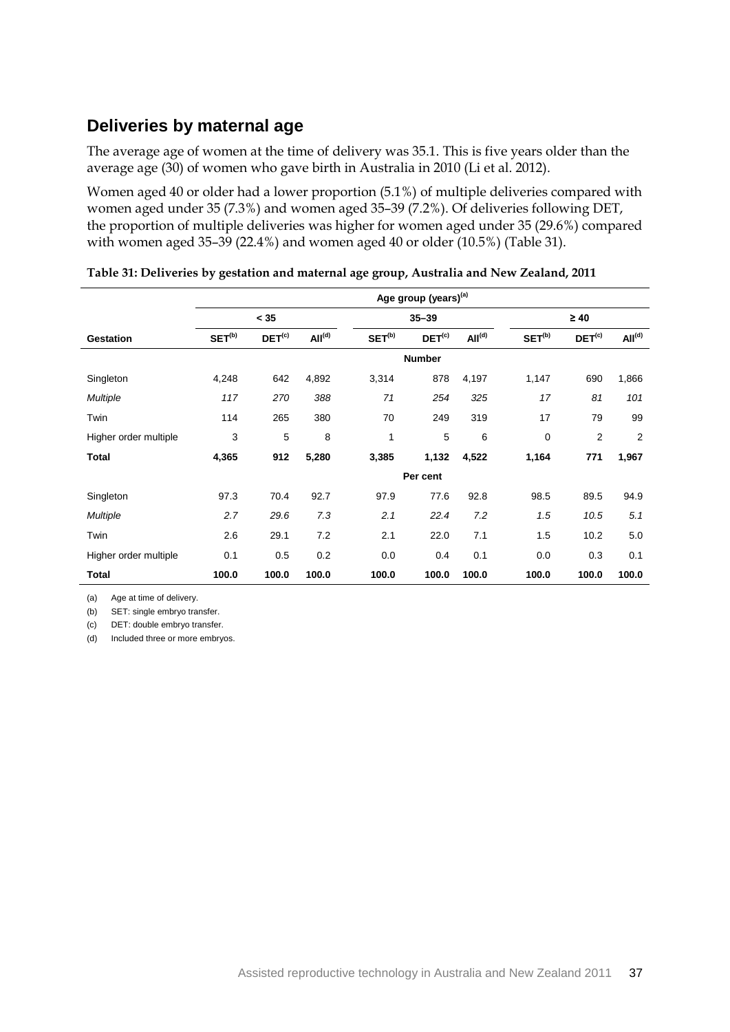## Deliveries by maternal age

The average age of women at the time of delivery was 35.1. This is five years older than the average age (30) of women who gave birth in Australia in 2010 (Li et al. 2012).

Women aged 40 or older had a lower proportion (5.1%) of multiple deliveries compared with women aged under 35 (7.3%) and women aged 35–39 (7.2%). Of deliveries following DET, the proportion of multiple deliveries was higher for women aged under 35 (29.6%) compared with women aged 35–39 (22.4%) and women aged 40 or older (10.5%) (Table 31).

**Table 31: Deliveries by gestation and maternal age group, Australia and New Zealand, 2011**

| | Age group (years)[a] | | | | | | | | |
|---|---|---|---|---|---|---|---|---|---|
| | < 35 | | | 35–39 | | | ≥ 40 | | |
| **Gestation** | **SET[b]** | **DET[c]** | **All[d]** | **SET[b]** | **DET[c]** | **All[d]** | **SET[b]** | **DET[c]** | **All[d]** |
| | | | | **Number** | | | | | |
| Singleton | 4,248 | 642 | 4,892 | 3,314 | 878 | 4,197 | 1,147 | 690 | 1,866 |
| *Multiple* | *117* | *270* | *388* | *71* | *254* | *325* | *17* | *81* | *101* |
| Twin | 114 | 265 | 380 | 70 | 249 | 319 | 17 | 79 | 99 |
| Higher order multiple | 3 | 5 | 8 | 1 | 5 | 6 | 0 | 2 | 2 |
| **Total** | **4,365** | **912** | **5,280** | **3,385** | **1,132** | **4,522** | **1,164** | **771** | **1,967** |
| | | | | **Per cent** | | | | | |
| Singleton | 97.3 | 70.4 | 92.7 | 97.9 | 77.6 | 92.8 | 98.5 | 89.5 | 94.9 |
| *Multiple* | *2.7* | *29.6* | *7.3* | *2.1* | *22.4* | *7.2* | *1.5* | *10.5* | *5.1* |
| Twin | 2.6 | 29.1 | 7.2 | 2.1 | 22.0 | 7.1 | 1.5 | 10.2 | 5.0 |
| Higher order multiple | 0.1 | 0.5 | 0.2 | 0.0 | 0.4 | 0.1 | 0.0 | 0.3 | 0.1 |
| **Total** | **100.0** | **100.0** | **100.0** | **100.0** | **100.0** | **100.0** | **100.0** | **100.0** | **100.0** |

(a) Age at time of delivery.

(b) SET: single embryo transfer.

(c) DET: double embryo transfer.

(d) Included three or more embryos.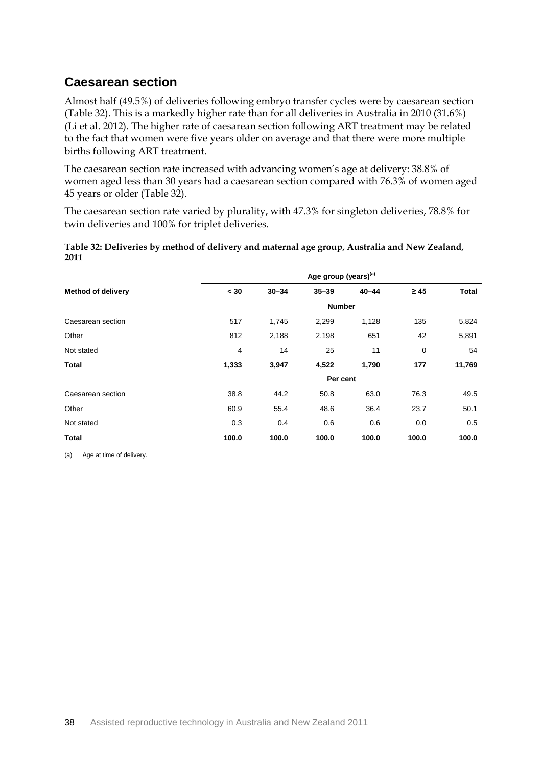## Caesarean section

Almost half (49.5%) of deliveries following embryo transfer cycles were by caesarean section (Table 32). This is a markedly higher rate than for all deliveries in Australia in 2010 (31.6%) (Li et al. 2012). The higher rate of caesarean section following ART treatment may be related to the fact that women were five years older on average and that there were more multiple births following ART treatment.

The caesarean section rate increased with advancing women's age at delivery: 38.8% of women aged less than 30 years had a caesarean section compared with 76.3% of women aged 45 years or older (Table 32).

The caesarean section rate varied by plurality, with 47.3% for singleton deliveries, 78.8% for twin deliveries and 100% for triplet deliveries.

**Table 32: Deliveries by method of delivery and maternal age group, Australia and New Zealand, 2011**

| | Age group (years)[(a)] | | | | | |
|---|---|---|---|---|---|---|
| **Method of delivery** | **< 30** | **30–34** | **35–39** | **40–44** | **≥ 45** | **Total** |
| | | | **Number** | | | |
| Caesarean section | 517 | 1,745 | 2,299 | 1,128 | 135 | 5,824 |
| Other | 812 | 2,188 | 2,198 | 651 | 42 | 5,891 |
| Not stated | 4 | 14 | 25 | 11 | 0 | 54 |
| **Total** | **1,333** | **3,947** | **4,522** | **1,790** | **177** | **11,769** |
| | | | **Per cent** | | | |
| Caesarean section | 38.8 | 44.2 | 50.8 | 63.0 | 76.3 | 49.5 |
| Other | 60.9 | 55.4 | 48.6 | 36.4 | 23.7 | 50.1 |
| Not stated | 0.3 | 0.4 | 0.6 | 0.6 | 0.0 | 0.5 |
| **Total** | **100.0** | **100.0** | **100.0** | **100.0** | **100.0** | **100.0** |

(a) Age at time of delivery.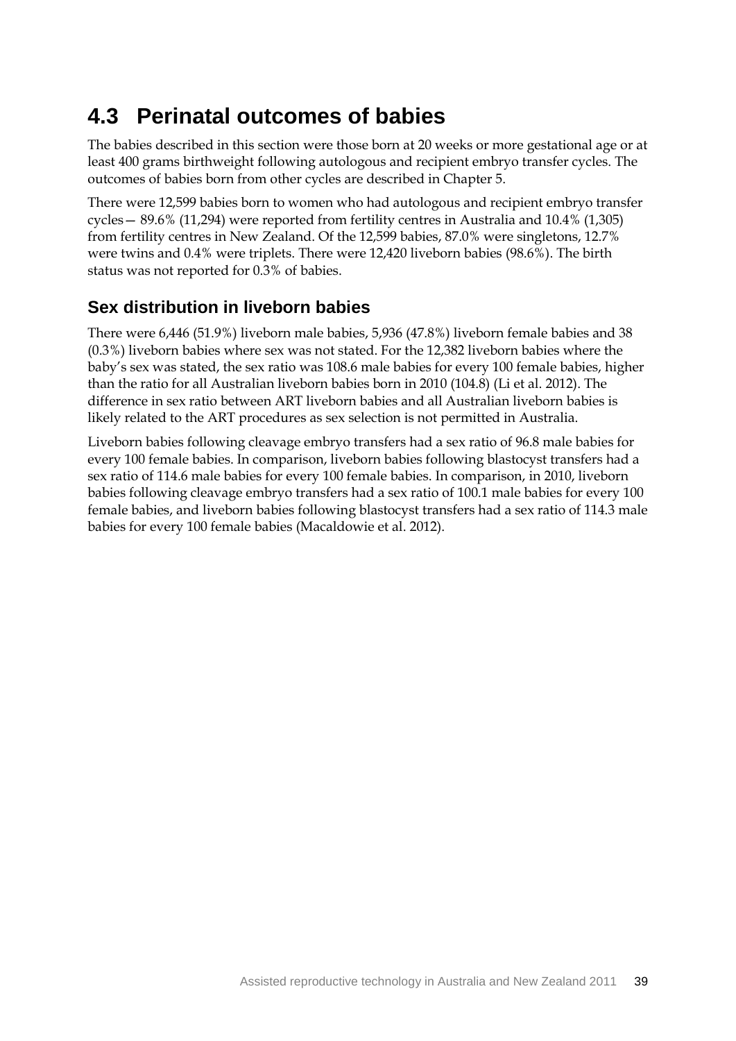## 4.3 Perinatal outcomes of babies

The babies described in this section were those born at 20 weeks or more gestational age or at least 400 grams birthweight following autologous and recipient embryo transfer cycles. The outcomes of babies born from other cycles are described in Chapter 5.

There were 12,599 babies born to women who had autologous and recipient embryo transfer cycles— 89.6% (11,294) were reported from fertility centres in Australia and 10.4% (1,305) from fertility centres in New Zealand. Of the 12,599 babies, 87.0% were singletons, 12.7% were twins and 0.4% were triplets. There were 12,420 liveborn babies (98.6%). The birth status was not reported for 0.3% of babies.

### Sex distribution in liveborn babies

There were 6,446 (51.9%) liveborn male babies, 5,936 (47.8%) liveborn female babies and 38 (0.3%) liveborn babies where sex was not stated. For the 12,382 liveborn babies where the baby's sex was stated, the sex ratio was 108.6 male babies for every 100 female babies, higher than the ratio for all Australian liveborn babies born in 2010 (104.8) (Li et al. 2012). The difference in sex ratio between ART liveborn babies and all Australian liveborn babies is likely related to the ART procedures as sex selection is not permitted in Australia.

Liveborn babies following cleavage embryo transfers had a sex ratio of 96.8 male babies for every 100 female babies. In comparison, liveborn babies following blastocyst transfers had a sex ratio of 114.6 male babies for every 100 female babies. In comparison, in 2010, liveborn babies following cleavage embryo transfers had a sex ratio of 100.1 male babies for every 100 female babies, and liveborn babies following blastocyst transfers had a sex ratio of 114.3 male babies for every 100 female babies (Macaldowie et al. 2012).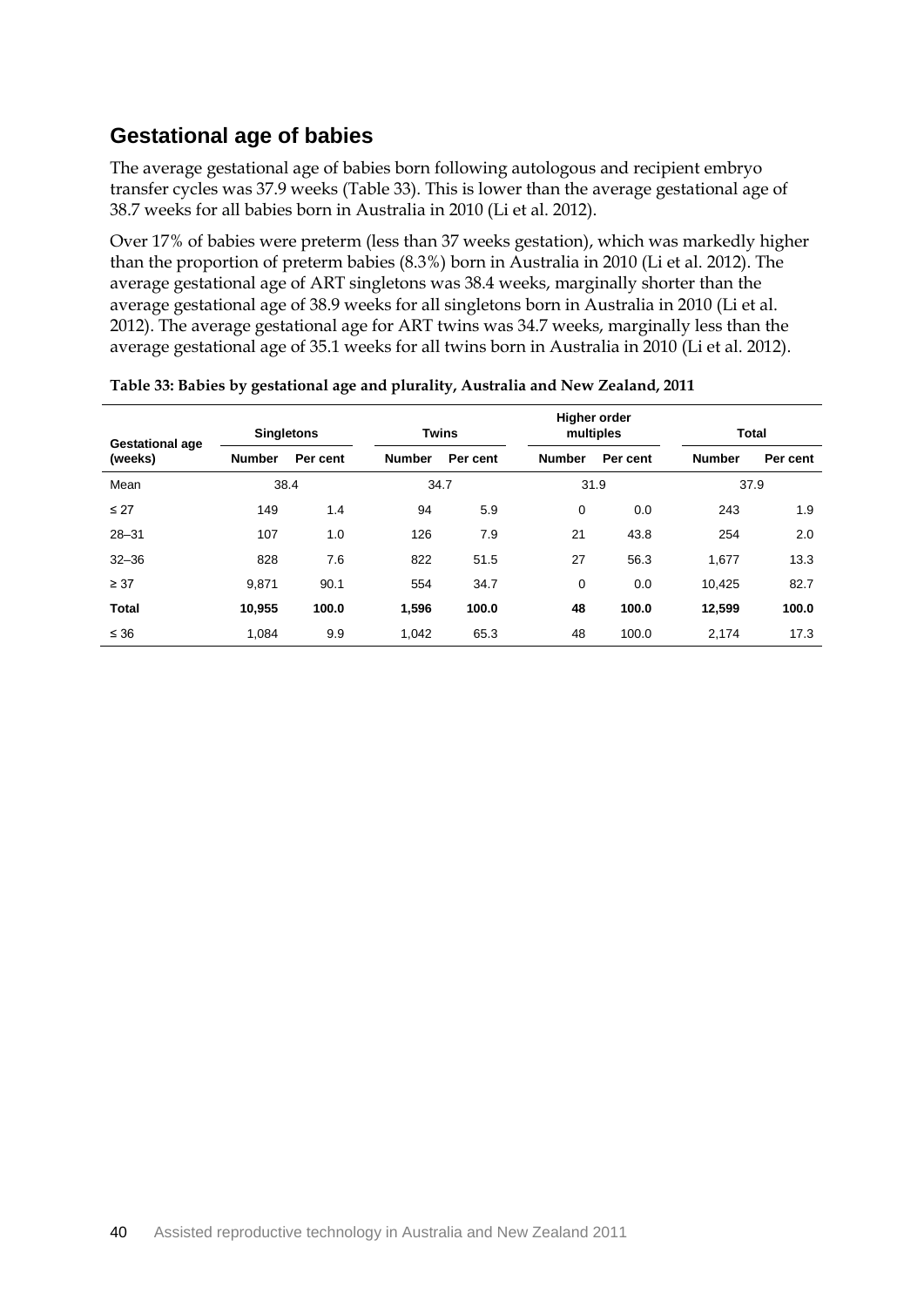## Gestational age of babies

The average gestational age of babies born following autologous and recipient embryo transfer cycles was 37.9 weeks (Table 33). This is lower than the average gestational age of 38.7 weeks for all babies born in Australia in 2010 (Li et al. 2012).

Over 17% of babies were preterm (less than 37 weeks gestation), which was markedly higher than the proportion of preterm babies (8.3%) born in Australia in 2010 (Li et al. 2012). The average gestational age of ART singletons was 38.4 weeks, marginally shorter than the average gestational age of 38.9 weeks for all singletons born in Australia in 2010 (Li et al. 2012). The average gestational age for ART twins was 34.7 weeks, marginally less than the average gestational age of 35.1 weeks for all twins born in Australia in 2010 (Li et al. 2012).

**Table 33: Babies by gestational age and plurality, Australia and New Zealand, 2011**

| Gestational age (weeks) | Singletons | | Twins | | Higher order multiples | | Total | |
|---|---|---|---|---|---|---|---|---|
| | Number | Per cent | Number | Per cent | Number | Per cent | Number | Per cent |
| Mean | 38.4 | | 34.7 | | 31.9 | | 37.9 | |
| ≤ 27 | 149 | 1.4 | 94 | 5.9 | 0 | 0.0 | 243 | 1.9 |
| 28–31 | 107 | 1.0 | 126 | 7.9 | 21 | 43.8 | 254 | 2.0 |
| 32–36 | 828 | 7.6 | 822 | 51.5 | 27 | 56.3 | 1,677 | 13.3 |
| ≥ 37 | 9,871 | 90.1 | 554 | 34.7 | 0 | 0.0 | 10,425 | 82.7 |
| **Total** | **10,955** | **100.0** | **1,596** | **100.0** | **48** | **100.0** | **12,599** | **100.0** |
| ≤ 36 | 1,084 | 9.9 | 1,042 | 65.3 | 48 | 100.0 | 2,174 | 17.3 |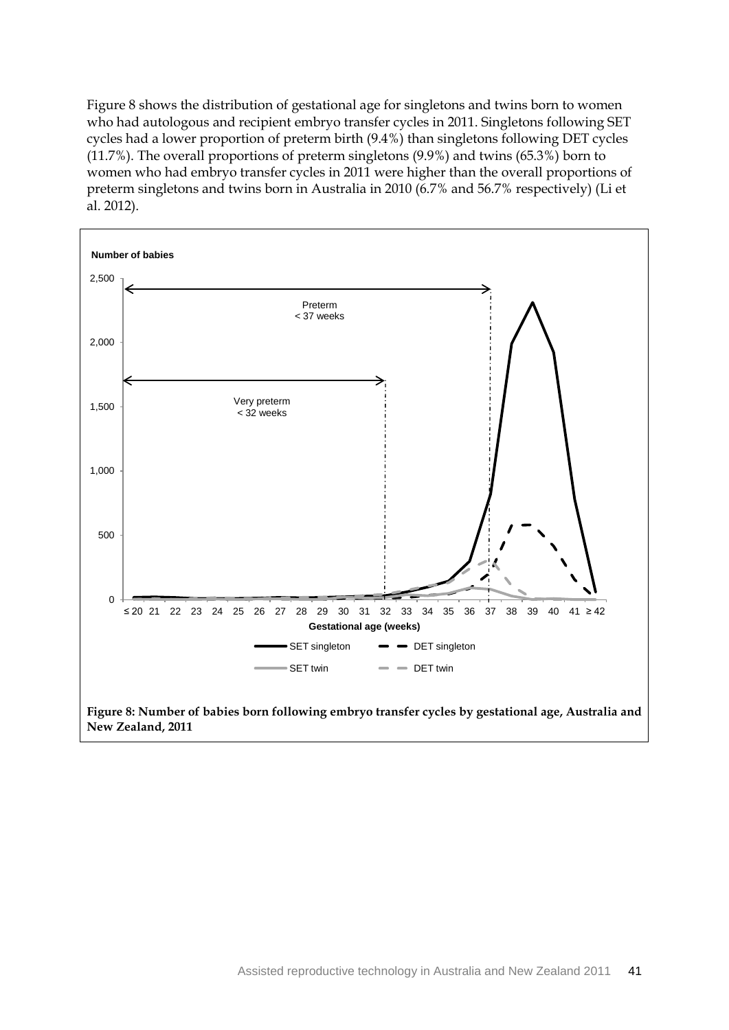Figure 8 shows the distribution of gestational age for singletons and twins born to women who had autologous and recipient embryo transfer cycles in 2011. Singletons following SET cycles had a lower proportion of preterm birth (9.4%) than singletons following DET cycles (11.7%). The overall proportions of preterm singletons (9.9%) and twins (65.3%) born to women who had embryo transfer cycles in 2011 were higher than the overall proportions of preterm singletons and twins born in Australia in 2010 (6.7% and 56.7% respectively) (Li et al. 2012).

**Figure 8: Number of babies born following embryo transfer cycles by gestational age, Australia and New Zealand, 2011**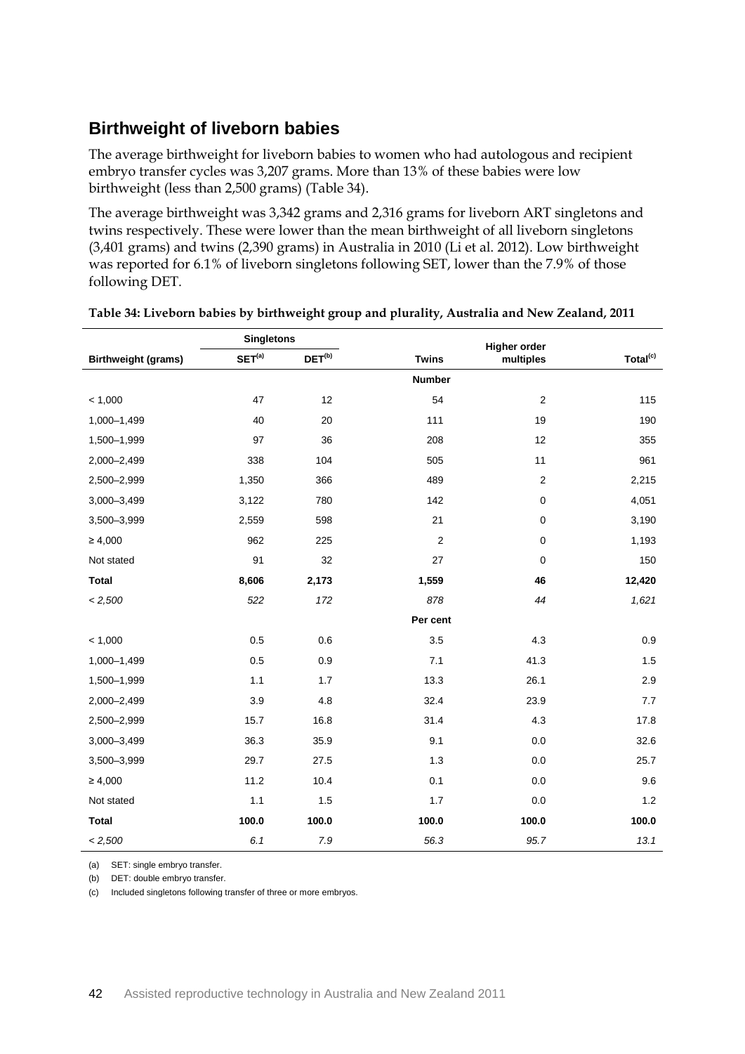## Birthweight of liveborn babies

The average birthweight for liveborn babies to women who had autologous and recipient embryo transfer cycles was 3,207 grams. More than 13% of these babies were low birthweight (less than 2,500 grams) (Table 34).

The average birthweight was 3,342 grams and 2,316 grams for liveborn ART singletons and twins respectively. These were lower than the mean birthweight of all liveborn singletons (3,401 grams) and twins (2,390 grams) in Australia in 2010 (Li et al. 2012). Low birthweight was reported for 6.1% of liveborn singletons following SET, lower than the 7.9% of those following DET.

**Table 34: Liveborn babies by birthweight group and plurality, Australia and New Zealand, 2011**

| | Singletons | | | | |
|---|---|---|---|---|---|
| **Birthweight (grams)** | **SET[a]** | **DET[b]** | **Twins** | **Higher order multiples** | **Total[c]** |
| | | | **Number** | | |
| < 1,000 | 47 | 12 | 54 | 2 | 115 |
| 1,000–1,499 | 40 | 20 | 111 | 19 | 190 |
| 1,500–1,999 | 97 | 36 | 208 | 12 | 355 |
| 2,000–2,499 | 338 | 104 | 505 | 11 | 961 |
| 2,500–2,999 | 1,350 | 366 | 489 | 2 | 2,215 |
| 3,000–3,499 | 3,122 | 780 | 142 | 0 | 4,051 |
| 3,500–3,999 | 2,559 | 598 | 21 | 0 | 3,190 |
| ≥ 4,000 | 962 | 225 | 2 | 0 | 1,193 |
| Not stated | 91 | 32 | 27 | 0 | 150 |
| **Total** | **8,606** | **2,173** | **1,559** | **46** | **12,420** |
| *< 2,500* | *522* | *172* | *878* | *44* | *1,621* |
| | | | **Per cent** | | |
| < 1,000 | 0.5 | 0.6 | 3.5 | 4.3 | 0.9 |
| 1,000–1,499 | 0.5 | 0.9 | 7.1 | 41.3 | 1.5 |
| 1,500–1,999 | 1.1 | 1.7 | 13.3 | 26.1 | 2.9 |
| 2,000–2,499 | 3.9 | 4.8 | 32.4 | 23.9 | 7.7 |
| 2,500–2,999 | 15.7 | 16.8 | 31.4 | 4.3 | 17.8 |
| 3,000–3,499 | 36.3 | 35.9 | 9.1 | 0.0 | 32.6 |
| 3,500–3,999 | 29.7 | 27.5 | 1.3 | 0.0 | 25.7 |
| ≥ 4,000 | 11.2 | 10.4 | 0.1 | 0.0 | 9.6 |
| Not stated | 1.1 | 1.5 | 1.7 | 0.0 | 1.2 |
| **Total** | **100.0** | **100.0** | **100.0** | **100.0** | **100.0** |
| *< 2,500* | *6.1* | *7.9* | *56.3* | *95.7* | *13.1* |

(a) SET: single embryo transfer.

(b) DET: double embryo transfer.

(c) Included singletons following transfer of three or more embryos.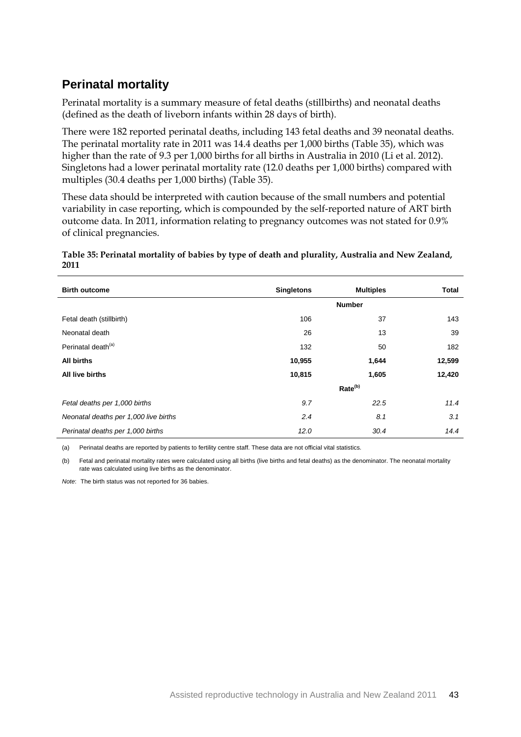## Perinatal mortality

Perinatal mortality is a summary measure of fetal deaths (stillbirths) and neonatal deaths (defined as the death of liveborn infants within 28 days of birth).

There were 182 reported perinatal deaths, including 143 fetal deaths and 39 neonatal deaths. The perinatal mortality rate in 2011 was 14.4 deaths per 1,000 births (Table 35), which was higher than the rate of 9.3 per 1,000 births for all births in Australia in 2010 (Li et al. 2012). Singletons had a lower perinatal mortality rate (12.0 deaths per 1,000 births) compared with multiples (30.4 deaths per 1,000 births) (Table 35).

These data should be interpreted with caution because of the small numbers and potential variability in case reporting, which is compounded by the self-reported nature of ART birth outcome data. In 2011, information relating to pregnancy outcomes was not stated for 0.9% of clinical pregnancies.

**Table 35: Perinatal mortality of babies by type of death and plurality, Australia and New Zealand, 2011**

| Birth outcome | Singletons | Multiples | Total |
|---|---|---|---|
| | | **Number** | |
| Fetal death (stillbirth) | 106 | 37 | 143 |
| Neonatal death | 26 | 13 | 39 |
| Perinatal death[(a)] | 132 | 50 | 182 |
| **All births** | **10,955** | **1,644** | **12,599** |
| **All live births** | **10,815** | **1,605** | **12,420** |
| | | **Rate[(b)]** | |
| *Fetal deaths per 1,000 births* | *9.7* | *22.5* | *11.4* |
| *Neonatal deaths per 1,000 live births* | *2.4* | *8.1* | *3.1* |
| *Perinatal deaths per 1,000 births* | *12.0* | *30.4* | *14.4* |

(a) Perinatal deaths are reported by patients to fertility centre staff. These data are not official vital statistics.

(b) Fetal and perinatal mortality rates were calculated using all births (live births and fetal deaths) as the denominator. The neonatal mortality rate was calculated using live births as the denominator.

*Note*: The birth status was not reported for 36 babies.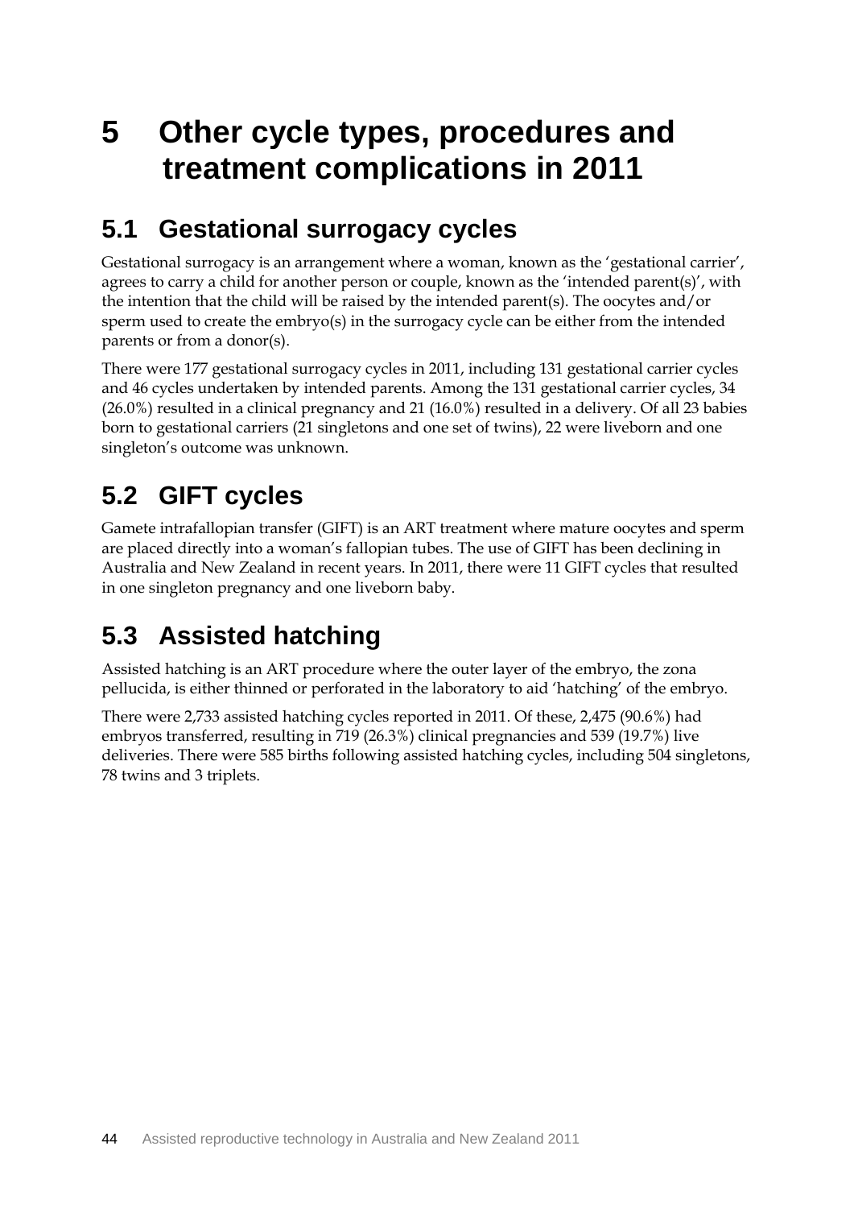# 5 Other cycle types, procedures and treatment complications in 2011

## 5.1 Gestational surrogacy cycles

Gestational surrogacy is an arrangement where a woman, known as the 'gestational carrier', agrees to carry a child for another person or couple, known as the 'intended parent(s)', with the intention that the child will be raised by the intended parent(s). The oocytes and/or sperm used to create the embryo(s) in the surrogacy cycle can be either from the intended parents or from a donor(s).

There were 177 gestational surrogacy cycles in 2011, including 131 gestational carrier cycles and 46 cycles undertaken by intended parents. Among the 131 gestational carrier cycles, 34 (26.0%) resulted in a clinical pregnancy and 21 (16.0%) resulted in a delivery. Of all 23 babies born to gestational carriers (21 singletons and one set of twins), 22 were liveborn and one singleton's outcome was unknown.

## 5.2 GIFT cycles

Gamete intrafallopian transfer (GIFT) is an ART treatment where mature oocytes and sperm are placed directly into a woman's fallopian tubes. The use of GIFT has been declining in Australia and New Zealand in recent years. In 2011, there were 11 GIFT cycles that resulted in one singleton pregnancy and one liveborn baby.

## 5.3 Assisted hatching

Assisted hatching is an ART procedure where the outer layer of the embryo, the zona pellucida, is either thinned or perforated in the laboratory to aid 'hatching' of the embryo.

There were 2,733 assisted hatching cycles reported in 2011. Of these, 2,475 (90.6%) had embryos transferred, resulting in 719 (26.3%) clinical pregnancies and 539 (19.7%) live deliveries. There were 585 births following assisted hatching cycles, including 504 singletons, 78 twins and 3 triplets.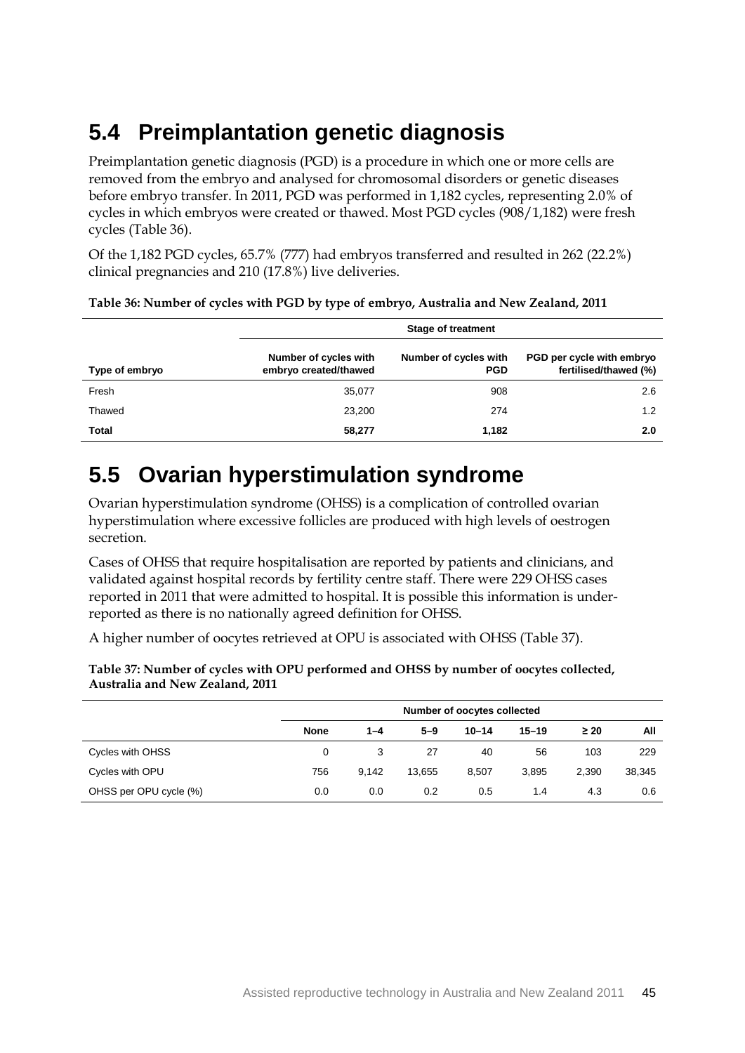## 5.4 Preimplantation genetic diagnosis

Preimplantation genetic diagnosis (PGD) is a procedure in which one or more cells are removed from the embryo and analysed for chromosomal disorders or genetic diseases before embryo transfer. In 2011, PGD was performed in 1,182 cycles, representing 2.0% of cycles in which embryos were created or thawed. Most PGD cycles (908/1,182) were fresh cycles (Table 36).

Of the 1,182 PGD cycles, 65.7% (777) had embryos transferred and resulted in 262 (22.2%) clinical pregnancies and 210 (17.8%) live deliveries.

**Table 36: Number of cycles with PGD by type of embryo, Australia and New Zealand, 2011**

| | Stage of treatment | | |
|---|---|---|---|
| Type of embryo | Number of cycles with embryo created/thawed | Number of cycles with PGD | PGD per cycle with embryo fertilised/thawed (%) |
| Fresh | 35,077 | 908 | 2.6 |
| Thawed | 23,200 | 274 | 1.2 |
| **Total** | **58,277** | **1,182** | **2.0** |

## 5.5 Ovarian hyperstimulation syndrome

Ovarian hyperstimulation syndrome (OHSS) is a complication of controlled ovarian hyperstimulation where excessive follicles are produced with high levels of oestrogen secretion.

Cases of OHSS that require hospitalisation are reported by patients and clinicians, and validated against hospital records by fertility centre staff. There were 229 OHSS cases reported in 2011 that were admitted to hospital. It is possible this information is under-reported as there is no nationally agreed definition for OHSS.

A higher number of oocytes retrieved at OPU is associated with OHSS (Table 37).

**Table 37: Number of cycles with OPU performed and OHSS by number of oocytes collected, Australia and New Zealand, 2011**

| | Number of oocytes collected | | | | | | |
|---|---|---|---|---|---|---|---|
| | None | 1–4 | 5–9 | 10–14 | 15–19 | ≥ 20 | All |
| Cycles with OHSS | 0 | 3 | 27 | 40 | 56 | 103 | 229 |
| Cycles with OPU | 756 | 9,142 | 13,655 | 8,507 | 3,895 | 2,390 | 38,345 |
| OHSS per OPU cycle (%) | 0.0 | 0.0 | 0.2 | 0.5 | 1.4 | 4.3 | 0.6 |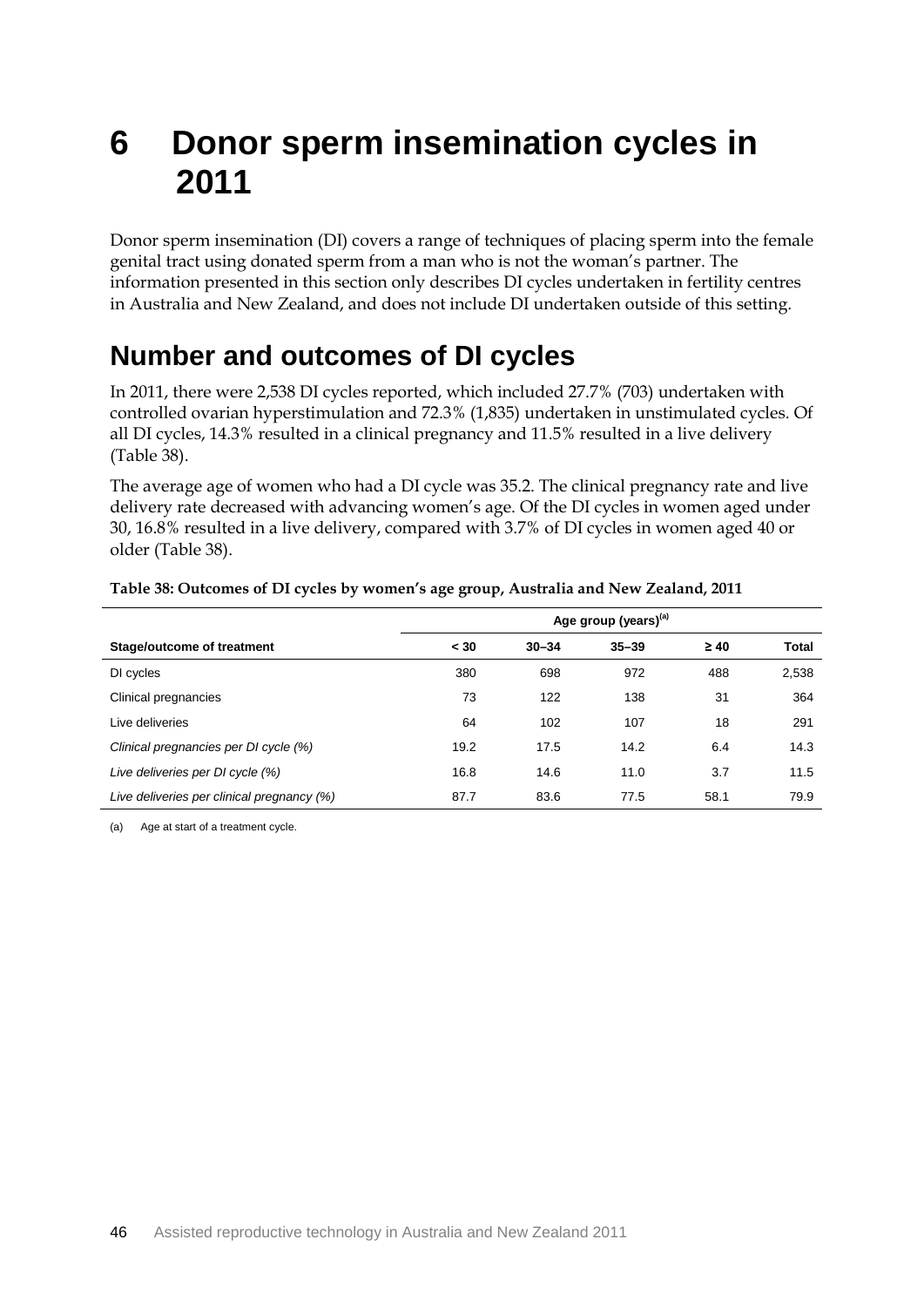# 6 Donor sperm insemination cycles in 2011

Donor sperm insemination (DI) covers a range of techniques of placing sperm into the female genital tract using donated sperm from a man who is not the woman's partner. The information presented in this section only describes DI cycles undertaken in fertility centres in Australia and New Zealand, and does not include DI undertaken outside of this setting.

## Number and outcomes of DI cycles

In 2011, there were 2,538 DI cycles reported, which included 27.7% (703) undertaken with controlled ovarian hyperstimulation and 72.3% (1,835) undertaken in unstimulated cycles. Of all DI cycles, 14.3% resulted in a clinical pregnancy and 11.5% resulted in a live delivery (Table 38).

The average age of women who had a DI cycle was 35.2. The clinical pregnancy rate and live delivery rate decreased with advancing women's age. Of the DI cycles in women aged under 30, 16.8% resulted in a live delivery, compared with 3.7% of DI cycles in women aged 40 or older (Table 38).

**Table 38: Outcomes of DI cycles by women's age group, Australia and New Zealand, 2011**

| | Age group (years)[(a)] | | | | |
|---|---|---|---|---|---|
| **Stage/outcome of treatment** | **< 30** | **30–34** | **35–39** | **≥ 40** | **Total** |
| DI cycles | 380 | 698 | 972 | 488 | 2,538 |
| Clinical pregnancies | 73 | 122 | 138 | 31 | 364 |
| Live deliveries | 64 | 102 | 107 | 18 | 291 |
| *Clinical pregnancies per DI cycle (%)* | 19.2 | 17.5 | 14.2 | 6.4 | 14.3 |
| *Live deliveries per DI cycle (%)* | 16.8 | 14.6 | 11.0 | 3.7 | 11.5 |
| *Live deliveries per clinical pregnancy (%)* | 87.7 | 83.6 | 77.5 | 58.1 | 79.9 |

(a) Age at start of a treatment cycle.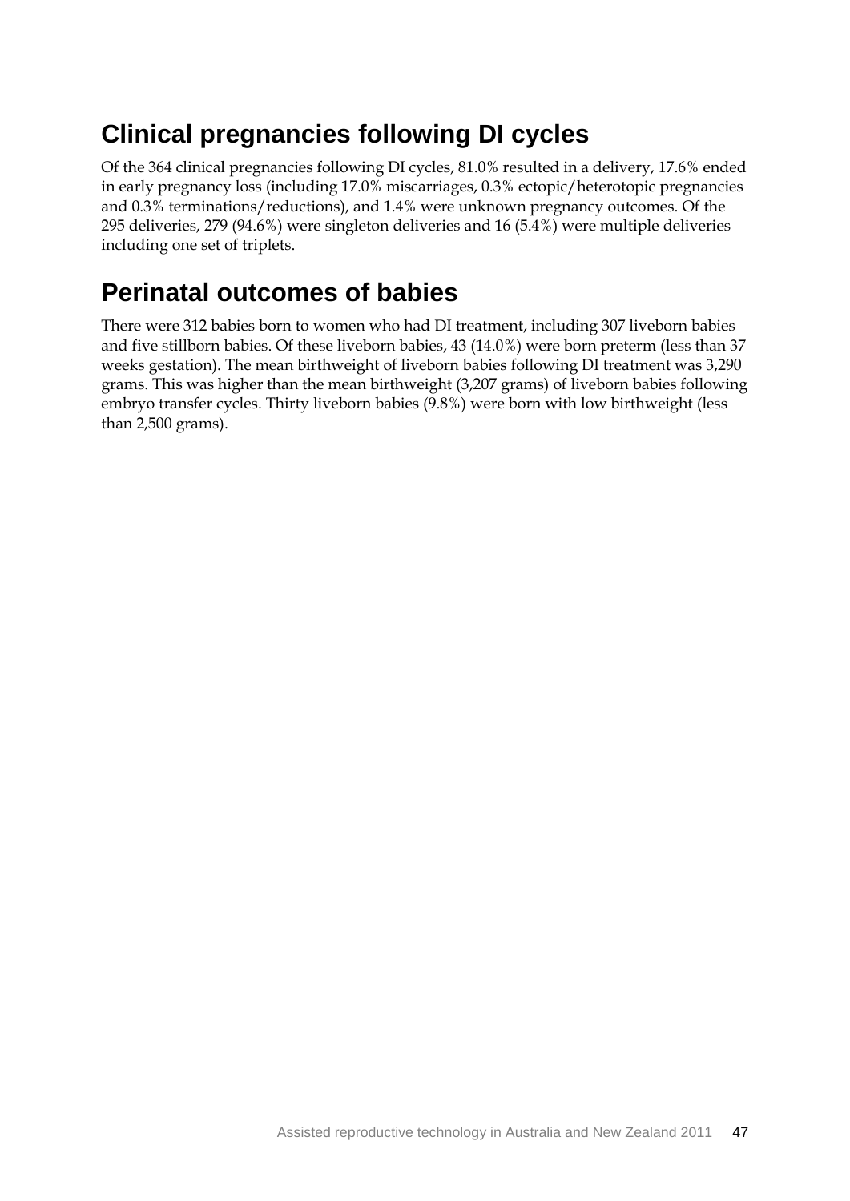## Clinical pregnancies following DI cycles

Of the 364 clinical pregnancies following DI cycles, 81.0% resulted in a delivery, 17.6% ended in early pregnancy loss (including 17.0% miscarriages, 0.3% ectopic/heterotopic pregnancies and 0.3% terminations/reductions), and 1.4% were unknown pregnancy outcomes. Of the 295 deliveries, 279 (94.6%) were singleton deliveries and 16 (5.4%) were multiple deliveries including one set of triplets.

## Perinatal outcomes of babies

There were 312 babies born to women who had DI treatment, including 307 liveborn babies and five stillborn babies. Of these liveborn babies, 43 (14.0%) were born preterm (less than 37 weeks gestation). The mean birthweight of liveborn babies following DI treatment was 3,290 grams. This was higher than the mean birthweight (3,207 grams) of liveborn babies following embryo transfer cycles. Thirty liveborn babies (9.8%) were born with low birthweight (less than 2,500 grams).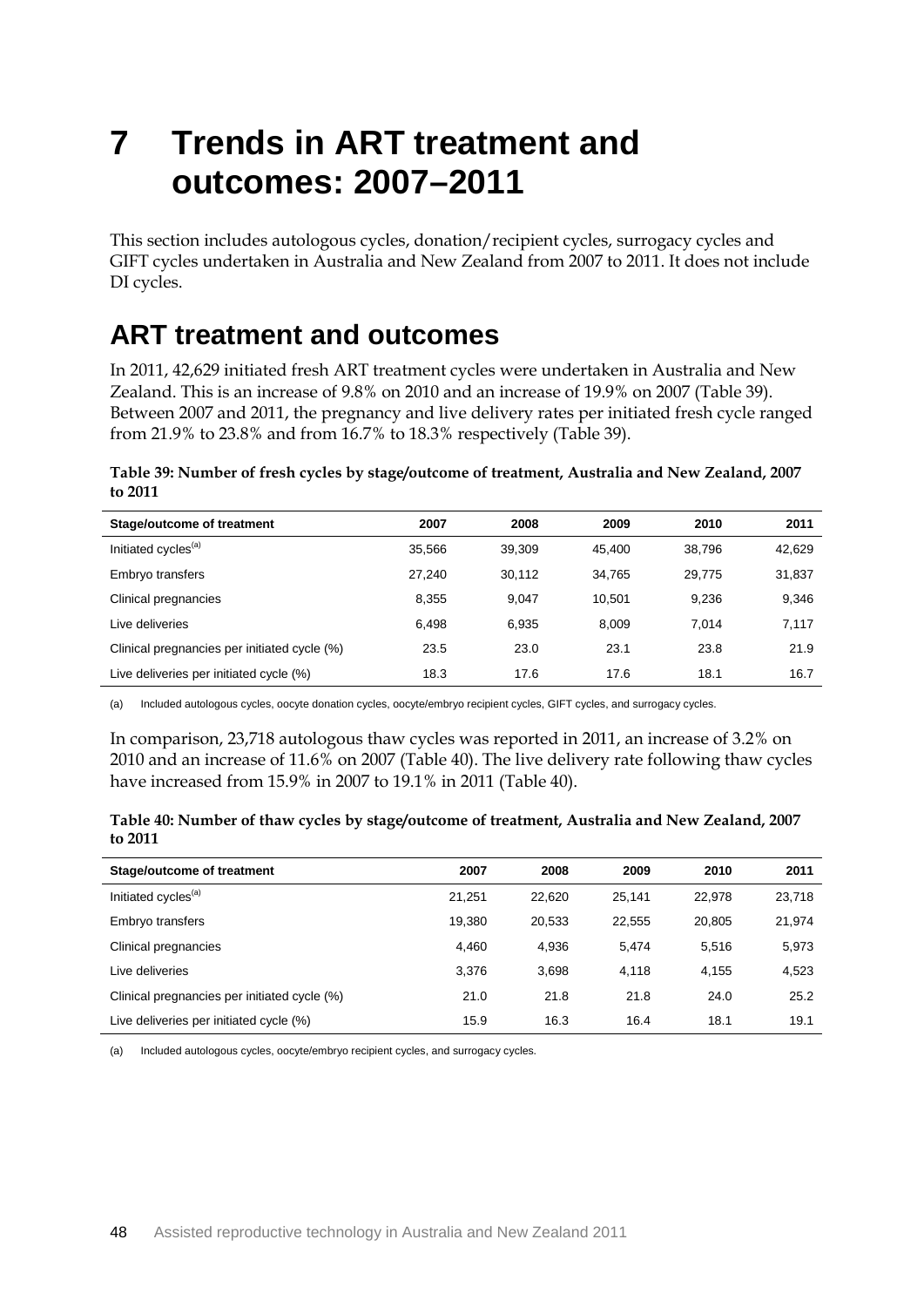# 7 Trends in ART treatment and outcomes: 2007–2011

This section includes autologous cycles, donation/recipient cycles, surrogacy cycles and GIFT cycles undertaken in Australia and New Zealand from 2007 to 2011. It does not include DI cycles.

## ART treatment and outcomes

In 2011, 42,629 initiated fresh ART treatment cycles were undertaken in Australia and New Zealand. This is an increase of 9.8% on 2010 and an increase of 19.9% on 2007 (Table 39). Between 2007 and 2011, the pregnancy and live delivery rates per initiated fresh cycle ranged from 21.9% to 23.8% and from 16.7% to 18.3% respectively (Table 39).

**Table 39: Number of fresh cycles by stage/outcome of treatment, Australia and New Zealand, 2007 to 2011**

| Stage/outcome of treatment | 2007 | 2008 | 2009 | 2010 | 2011 |
|---|---|---|---|---|---|
| Initiated cycles[(a)] | 35,566 | 39,309 | 45,400 | 38,796 | 42,629 |
| Embryo transfers | 27,240 | 30,112 | 34,765 | 29,775 | 31,837 |
| Clinical pregnancies | 8,355 | 9,047 | 10,501 | 9,236 | 9,346 |
| Live deliveries | 6,498 | 6,935 | 8,009 | 7,014 | 7,117 |
| Clinical pregnancies per initiated cycle (%) | 23.5 | 23.0 | 23.1 | 23.8 | 21.9 |
| Live deliveries per initiated cycle (%) | 18.3 | 17.6 | 17.6 | 18.1 | 16.7 |

(a) Included autologous cycles, oocyte donation cycles, oocyte/embryo recipient cycles, GIFT cycles, and surrogacy cycles.

In comparison, 23,718 autologous thaw cycles was reported in 2011, an increase of 3.2% on 2010 and an increase of 11.6% on 2007 (Table 40). The live delivery rate following thaw cycles have increased from 15.9% in 2007 to 19.1% in 2011 (Table 40).

**Table 40: Number of thaw cycles by stage/outcome of treatment, Australia and New Zealand, 2007 to 2011**

| Stage/outcome of treatment | 2007 | 2008 | 2009 | 2010 | 2011 |
|---|---|---|---|---|---|
| Initiated cycles[(a)] | 21,251 | 22,620 | 25,141 | 22,978 | 23,718 |
| Embryo transfers | 19,380 | 20,533 | 22,555 | 20,805 | 21,974 |
| Clinical pregnancies | 4,460 | 4,936 | 5,474 | 5,516 | 5,973 |
| Live deliveries | 3,376 | 3,698 | 4,118 | 4,155 | 4,523 |
| Clinical pregnancies per initiated cycle (%) | 21.0 | 21.8 | 21.8 | 24.0 | 25.2 |
| Live deliveries per initiated cycle (%) | 15.9 | 16.3 | 16.4 | 18.1 | 19.1 |

(a) Included autologous cycles, oocyte/embryo recipient cycles, and surrogacy cycles.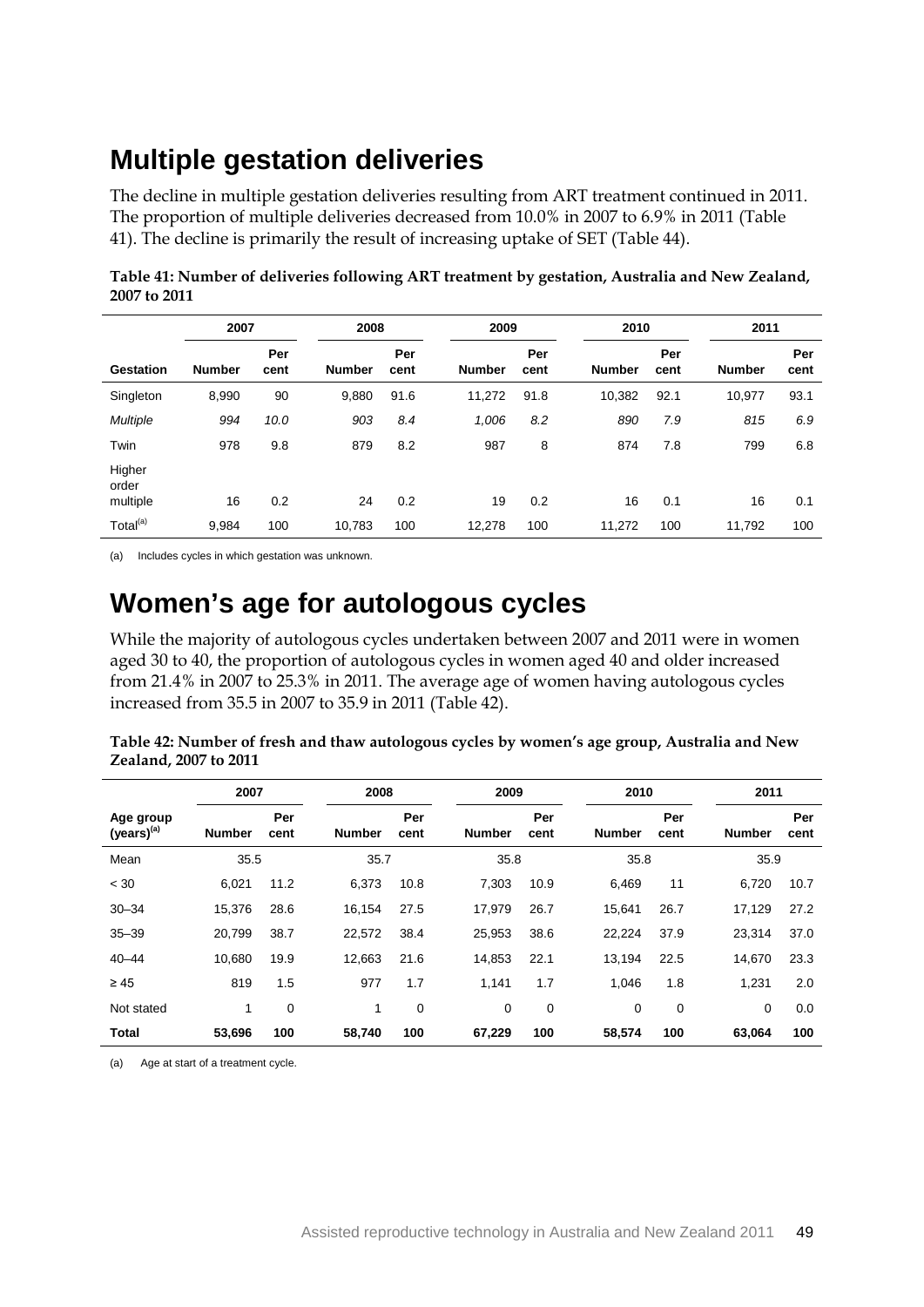# Multiple gestation deliveries

The decline in multiple gestation deliveries resulting from ART treatment continued in 2011. The proportion of multiple deliveries decreased from 10.0% in 2007 to 6.9% in 2011 (Table 41). The decline is primarily the result of increasing uptake of SET (Table 44).

**Table 41: Number of deliveries following ART treatment by gestation, Australia and New Zealand, 2007 to 2011**

| | 2007 | | 2008 | | 2009 | | 2010 | | 2011 | |
|---|---|---|---|---|---|---|---|---|---|---|
| **Gestation** | **Number** | **Per cent** | **Number** | **Per cent** | **Number** | **Per cent** | **Number** | **Per cent** | **Number** | **Per cent** |
| Singleton | 8,990 | 90 | 9,880 | 91.6 | 11,272 | 91.8 | 10,382 | 92.1 | 10,977 | 93.1 |
| *Multiple* | *994* | *10.0* | *903* | *8.4* | *1,006* | *8.2* | *890* | *7.9* | *815* | *6.9* |
| Twin | 978 | 9.8 | 879 | 8.2 | 987 | 8 | 874 | 7.8 | 799 | 6.8 |
| Higher order multiple | 16 | 0.2 | 24 | 0.2 | 19 | 0.2 | 16 | 0.1 | 16 | 0.1 |
| Total[(a)] | 9,984 | 100 | 10,783 | 100 | 12,278 | 100 | 11,272 | 100 | 11,792 | 100 |

(a) Includes cycles in which gestation was unknown.

# Women's age for autologous cycles

While the majority of autologous cycles undertaken between 2007 and 2011 were in women aged 30 to 40, the proportion of autologous cycles in women aged 40 and older increased from 21.4% in 2007 to 25.3% in 2011. The average age of women having autologous cycles increased from 35.5 in 2007 to 35.9 in 2011 (Table 42).

**Table 42: Number of fresh and thaw autologous cycles by women's age group, Australia and New Zealand, 2007 to 2011**

| | 2007 | | 2008 | | 2009 | | 2010 | | 2011 | |
|---|---|---|---|---|---|---|---|---|---|---|
| **Age group (years)[(a)]** | **Number** | **Per cent** | **Number** | **Per cent** | **Number** | **Per cent** | **Number** | **Per cent** | **Number** | **Per cent** |
| Mean | 35.5 | | 35.7 | | 35.8 | | 35.8 | | 35.9 | |
| < 30 | 6,021 | 11.2 | 6,373 | 10.8 | 7,303 | 10.9 | 6,469 | 11 | 6,720 | 10.7 |
| 30–34 | 15,376 | 28.6 | 16,154 | 27.5 | 17,979 | 26.7 | 15,641 | 26.7 | 17,129 | 27.2 |
| 35–39 | 20,799 | 38.7 | 22,572 | 38.4 | 25,953 | 38.6 | 22,224 | 37.9 | 23,314 | 37.0 |
| 40–44 | 10,680 | 19.9 | 12,663 | 21.6 | 14,853 | 22.1 | 13,194 | 22.5 | 14,670 | 23.3 |
| ≥ 45 | 819 | 1.5 | 977 | 1.7 | 1,141 | 1.7 | 1,046 | 1.8 | 1,231 | 2.0 |
| Not stated | 1 | 0 | 1 | 0 | 0 | 0 | 0 | 0 | 0 | 0.0 |
| **Total** | **53,696** | **100** | **58,740** | **100** | **67,229** | **100** | **58,574** | **100** | **63,064** | **100** |

(a) Age at start of a treatment cycle.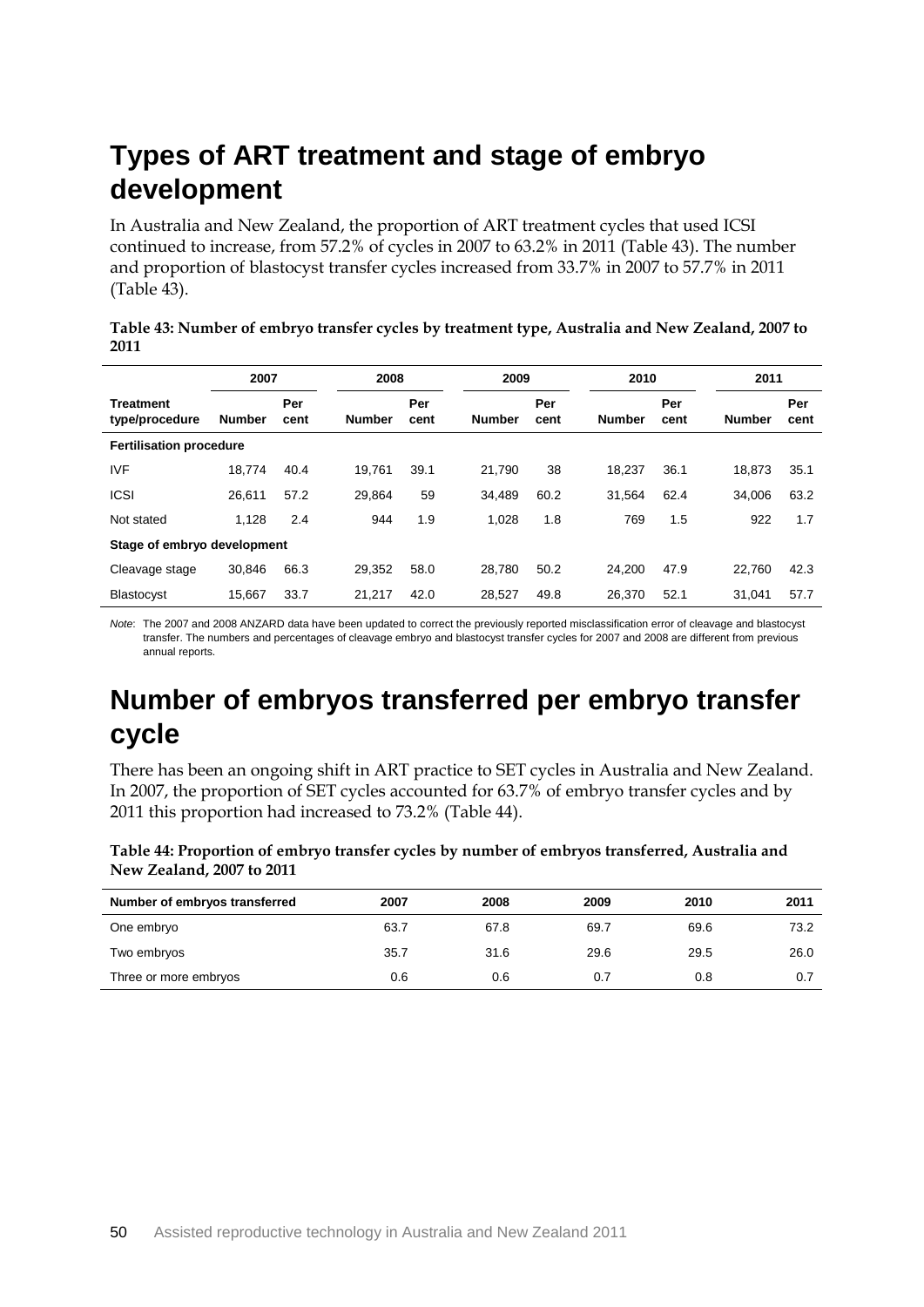## Types of ART treatment and stage of embryo development

In Australia and New Zealand, the proportion of ART treatment cycles that used ICSI continued to increase, from 57.2% of cycles in 2007 to 63.2% in 2011 (Table 43). The number and proportion of blastocyst transfer cycles increased from 33.7% in 2007 to 57.7% in 2011 (Table 43).

**Table 43: Number of embryo transfer cycles by treatment type, Australia and New Zealand, 2007 to 2011**

| | 2007 | | 2008 | | 2009 | | 2010 | | 2011 | |
|---|---|---|---|---|---|---|---|---|---|---|
| **Treatment type/procedure** | **Number** | **Per cent** | **Number** | **Per cent** | **Number** | **Per cent** | **Number** | **Per cent** | **Number** | **Per cent** |
| **Fertilisation procedure** | | | | | | | | | | |
| IVF | 18,774 | 40.4 | 19,761 | 39.1 | 21,790 | 38 | 18,237 | 36.1 | 18,873 | 35.1 |
| ICSI | 26,611 | 57.2 | 29,864 | 59 | 34,489 | 60.2 | 31,564 | 62.4 | 34,006 | 63.2 |
| Not stated | 1,128 | 2.4 | 944 | 1.9 | 1,028 | 1.8 | 769 | 1.5 | 922 | 1.7 |
| **Stage of embryo development** | | | | | | | | | | |
| Cleavage stage | 30,846 | 66.3 | 29,352 | 58.0 | 28,780 | 50.2 | 24,200 | 47.9 | 22,760 | 42.3 |
| Blastocyst | 15,667 | 33.7 | 21,217 | 42.0 | 28,527 | 49.8 | 26,370 | 52.1 | 31,041 | 57.7 |

*Note*: The 2007 and 2008 ANZARD data have been updated to correct the previously reported misclassification error of cleavage and blastocyst transfer. The numbers and percentages of cleavage embryo and blastocyst transfer cycles for 2007 and 2008 are different from previous annual reports.

## Number of embryos transferred per embryo transfer cycle

There has been an ongoing shift in ART practice to SET cycles in Australia and New Zealand. In 2007, the proportion of SET cycles accounted for 63.7% of embryo transfer cycles and by 2011 this proportion had increased to 73.2% (Table 44).

**Table 44: Proportion of embryo transfer cycles by number of embryos transferred, Australia and New Zealand, 2007 to 2011**

| Number of embryos transferred | 2007 | 2008 | 2009 | 2010 | 2011 |
|---|---|---|---|---|---|
| One embryo | 63.7 | 67.8 | 69.7 | 69.6 | 73.2 |
| Two embryos | 35.7 | 31.6 | 29.6 | 29.5 | 26.0 |
| Three or more embryos | 0.6 | 0.6 | 0.7 | 0.8 | 0.7 |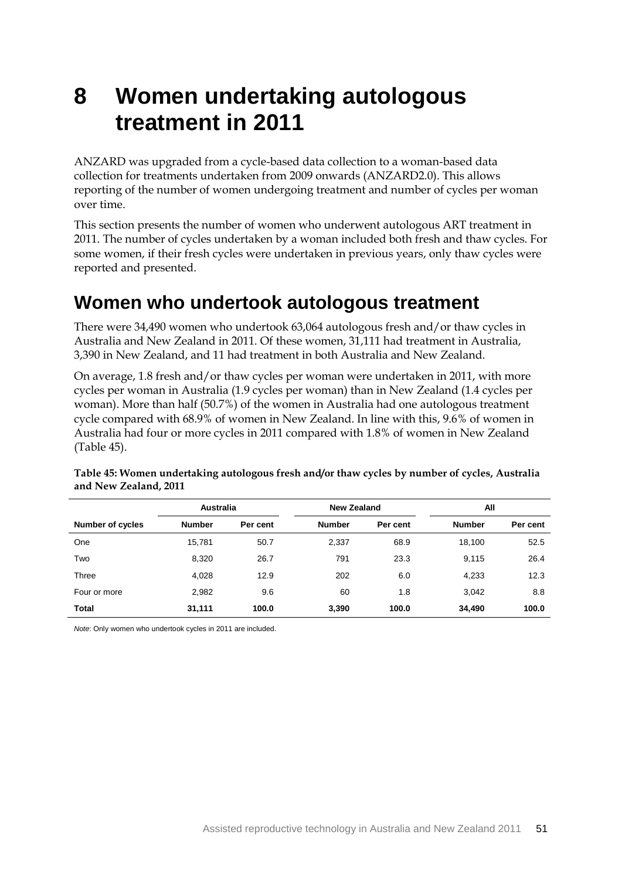# 8 Women undertaking autologous treatment in 2011

ANZARD was upgraded from a cycle-based data collection to a woman-based data collection for treatments undertaken from 2009 onwards (ANZARD2.0). This allows reporting of the number of women undergoing treatment and number of cycles per woman over time.

This section presents the number of women who underwent autologous ART treatment in 2011. The number of cycles undertaken by a woman included both fresh and thaw cycles. For some women, if their fresh cycles were undertaken in previous years, only thaw cycles were reported and presented.

## Women who undertook autologous treatment

There were 34,490 women who undertook 63,064 autologous fresh and/or thaw cycles in Australia and New Zealand in 2011. Of these women, 31,111 had treatment in Australia, 3,390 in New Zealand, and 11 had treatment in both Australia and New Zealand.

On average, 1.8 fresh and/or thaw cycles per woman were undertaken in 2011, with more cycles per woman in Australia (1.9 cycles per woman) than in New Zealand (1.4 cycles per woman). More than half (50.7%) of the women in Australia had one autologous treatment cycle compared with 68.9% of women in New Zealand. In line with this, 9.6% of women in Australia had four or more cycles in 2011 compared with 1.8% of women in New Zealand (Table 45).

**Table 45: Women undertaking autologous fresh and/or thaw cycles by number of cycles, Australia and New Zealand, 2011**

| | Australia | | New Zealand | | All | |
|---|---|---|---|---|---|---|
| **Number of cycles** | **Number** | **Per cent** | **Number** | **Per cent** | **Number** | **Per cent** |
| One | 15,781 | 50.7 | 2,337 | 68.9 | 18,100 | 52.5 |
| Two | 8,320 | 26.7 | 791 | 23.3 | 9,115 | 26.4 |
| Three | 4,028 | 12.9 | 202 | 6.0 | 4,233 | 12.3 |
| Four or more | 2,982 | 9.6 | 60 | 1.8 | 3,042 | 8.8 |
| **Total** | **31,111** | **100.0** | **3,390** | **100.0** | **34,490** | **100.0** |

*Note*: Only women who undertook cycles in 2011 are included.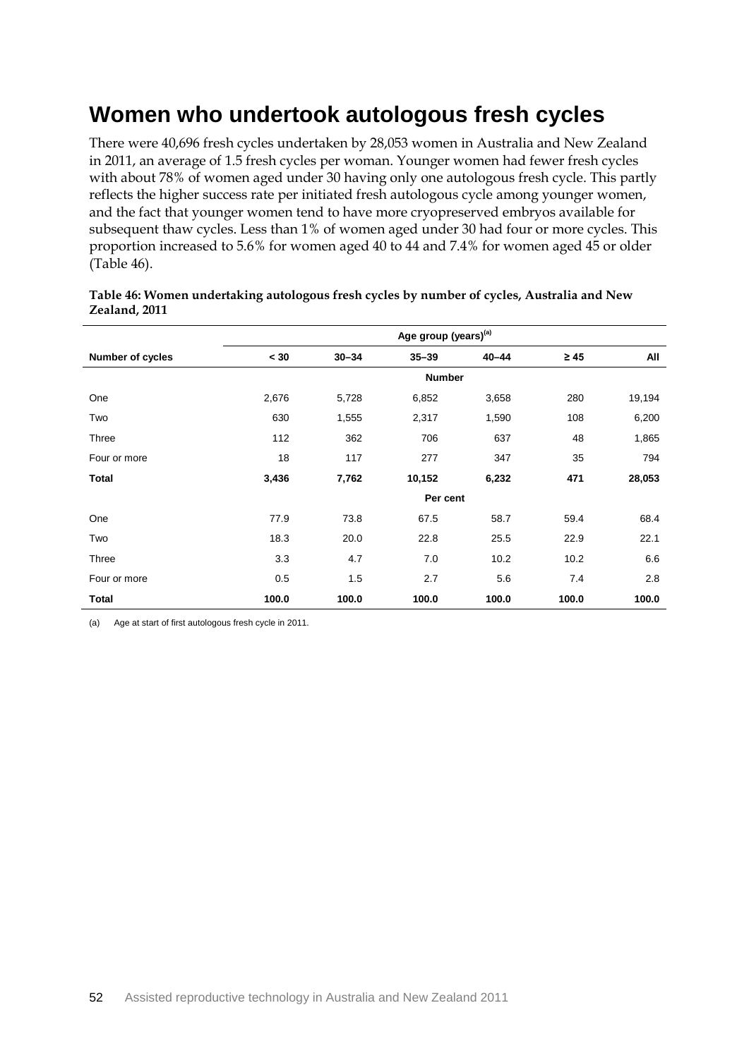# Women who undertook autologous fresh cycles

There were 40,696 fresh cycles undertaken by 28,053 women in Australia and New Zealand in 2011, an average of 1.5 fresh cycles per woman. Younger women had fewer fresh cycles with about 78% of women aged under 30 having only one autologous fresh cycle. This partly reflects the higher success rate per initiated fresh autologous cycle among younger women, and the fact that younger women tend to have more cryopreserved embryos available for subsequent thaw cycles. Less than 1% of women aged under 30 had four or more cycles. This proportion increased to 5.6% for women aged 40 to 44 and 7.4% for women aged 45 or older (Table 46).

**Table 46: Women undertaking autologous fresh cycles by number of cycles, Australia and New Zealand, 2011**

| | Age group (years)[(a)] | | | | | |
|---|---|---|---|---|---|---|
| **Number of cycles** | **< 30** | **30–34** | **35–39** | **40–44** | **≥ 45** | **All** |
| | | | **Number** | | | |
| One | 2,676 | 5,728 | 6,852 | 3,658 | 280 | 19,194 |
| Two | 630 | 1,555 | 2,317 | 1,590 | 108 | 6,200 |
| Three | 112 | 362 | 706 | 637 | 48 | 1,865 |
| Four or more | 18 | 117 | 277 | 347 | 35 | 794 |
| **Total** | **3,436** | **7,762** | **10,152** | **6,232** | **471** | **28,053** |
| | | | **Per cent** | | | |
| One | 77.9 | 73.8 | 67.5 | 58.7 | 59.4 | 68.4 |
| Two | 18.3 | 20.0 | 22.8 | 25.5 | 22.9 | 22.1 |
| Three | 3.3 | 4.7 | 7.0 | 10.2 | 10.2 | 6.6 |
| Four or more | 0.5 | 1.5 | 2.7 | 5.6 | 7.4 | 2.8 |
| **Total** | **100.0** | **100.0** | **100.0** | **100.0** | **100.0** | **100.0** |

(a) Age at start of first autologous fresh cycle in 2011.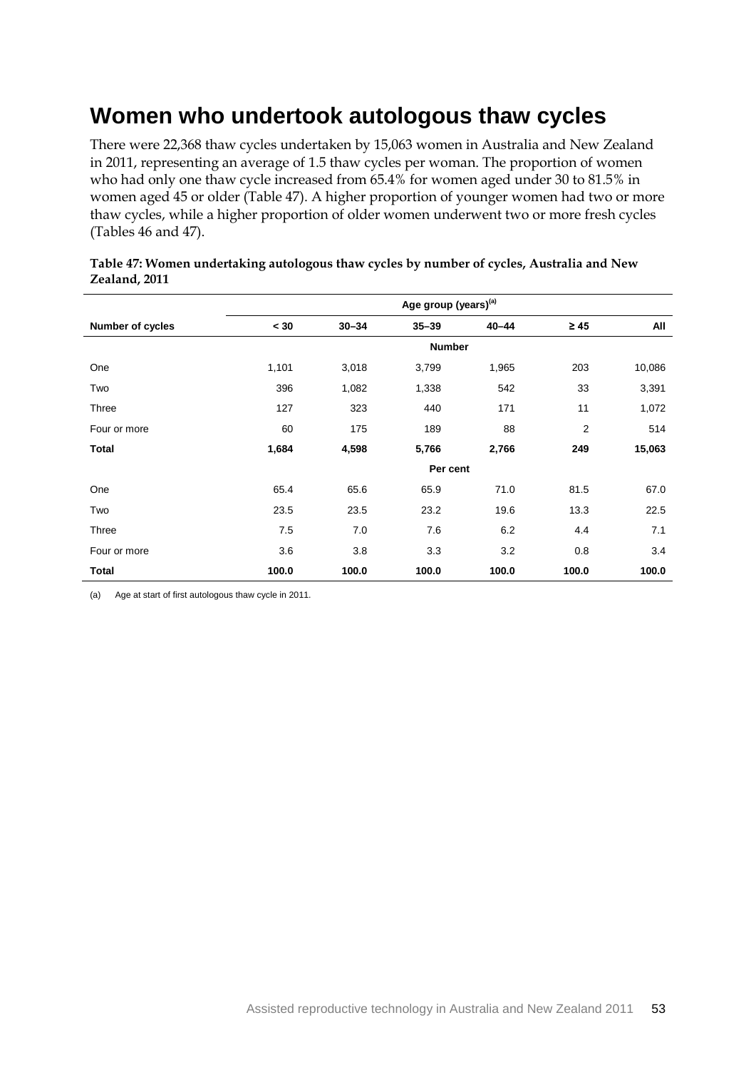# Women who undertook autologous thaw cycles

There were 22,368 thaw cycles undertaken by 15,063 women in Australia and New Zealand in 2011, representing an average of 1.5 thaw cycles per woman. The proportion of women who had only one thaw cycle increased from 65.4% for women aged under 30 to 81.5% in women aged 45 or older (Table 47). A higher proportion of younger women had two or more thaw cycles, while a higher proportion of older women underwent two or more fresh cycles (Tables 46 and 47).

**Table 47: Women undertaking autologous thaw cycles by number of cycles, Australia and New Zealand, 2011**

| | Age group (years)[(a)] | | | | | |
|---|---|---|---|---|---|---|
| **Number of cycles** | **< 30** | **30–34** | **35–39** | **40–44** | **≥ 45** | **All** |
| | | | **Number** | | | |
| One | 1,101 | 3,018 | 3,799 | 1,965 | 203 | 10,086 |
| Two | 396 | 1,082 | 1,338 | 542 | 33 | 3,391 |
| Three | 127 | 323 | 440 | 171 | 11 | 1,072 |
| Four or more | 60 | 175 | 189 | 88 | 2 | 514 |
| **Total** | **1,684** | **4,598** | **5,766** | **2,766** | **249** | **15,063** |
| | | | **Per cent** | | | |
| One | 65.4 | 65.6 | 65.9 | 71.0 | 81.5 | 67.0 |
| Two | 23.5 | 23.5 | 23.2 | 19.6 | 13.3 | 22.5 |
| Three | 7.5 | 7.0 | 7.6 | 6.2 | 4.4 | 7.1 |
| Four or more | 3.6 | 3.8 | 3.3 | 3.2 | 0.8 | 3.4 |
| **Total** | **100.0** | **100.0** | **100.0** | **100.0** | **100.0** | **100.0** |

(a) Age at start of first autologous thaw cycle in 2011.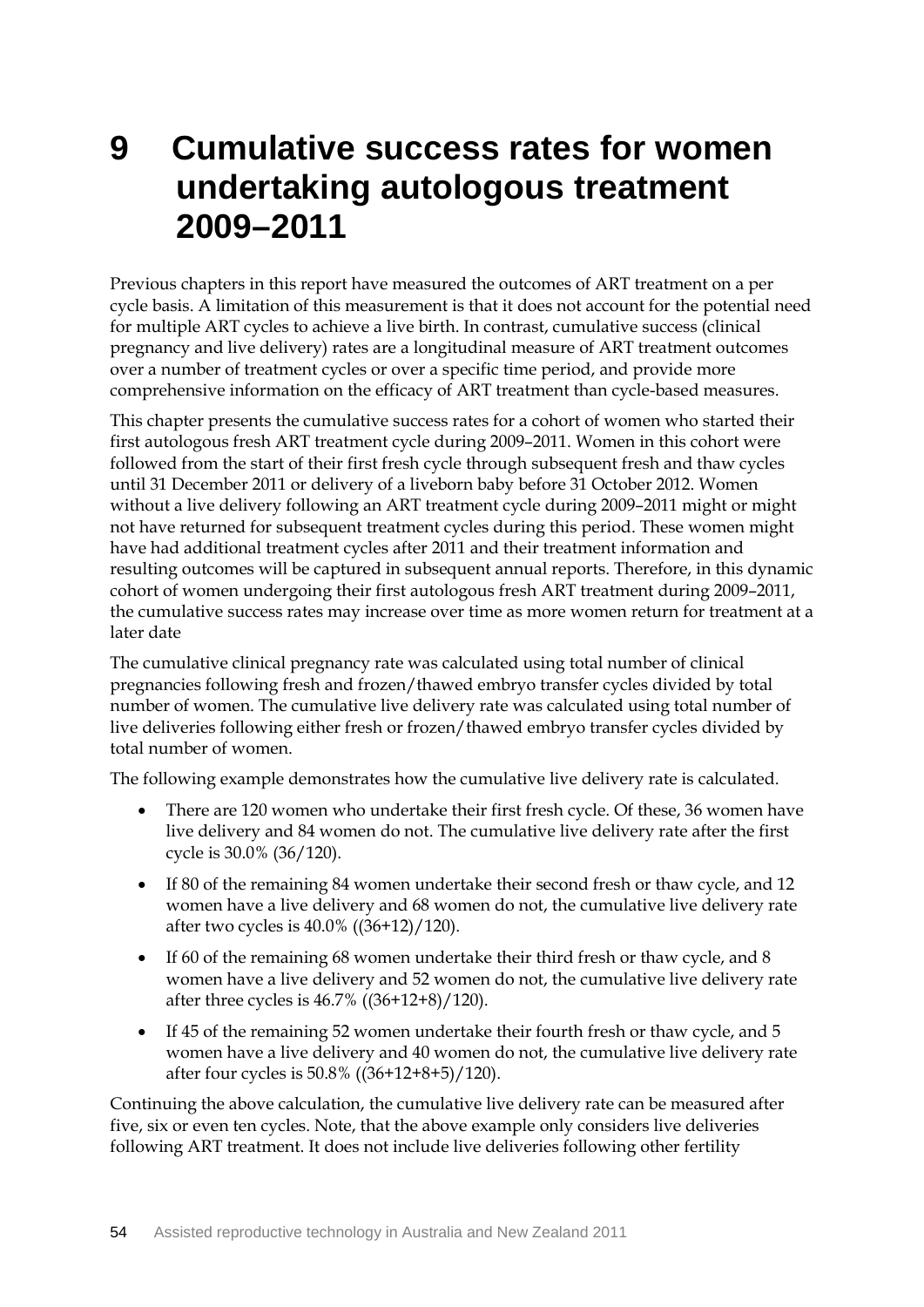# 9 Cumulative success rates for women undertaking autologous treatment 2009–2011

Previous chapters in this report have measured the outcomes of ART treatment on a per cycle basis. A limitation of this measurement is that it does not account for the potential need for multiple ART cycles to achieve a live birth. In contrast, cumulative success (clinical pregnancy and live delivery) rates are a longitudinal measure of ART treatment outcomes over a number of treatment cycles or over a specific time period, and provide more comprehensive information on the efficacy of ART treatment than cycle-based measures.

This chapter presents the cumulative success rates for a cohort of women who started their first autologous fresh ART treatment cycle during 2009–2011. Women in this cohort were followed from the start of their first fresh cycle through subsequent fresh and thaw cycles until 31 December 2011 or delivery of a liveborn baby before 31 October 2012. Women without a live delivery following an ART treatment cycle during 2009–2011 might or might not have returned for subsequent treatment cycles during this period. These women might have had additional treatment cycles after 2011 and their treatment information and resulting outcomes will be captured in subsequent annual reports. Therefore, in this dynamic cohort of women undergoing their first autologous fresh ART treatment during 2009–2011, the cumulative success rates may increase over time as more women return for treatment at a later date

The cumulative clinical pregnancy rate was calculated using total number of clinical pregnancies following fresh and frozen/thawed embryo transfer cycles divided by total number of women. The cumulative live delivery rate was calculated using total number of live deliveries following either fresh or frozen/thawed embryo transfer cycles divided by total number of women.

The following example demonstrates how the cumulative live delivery rate is calculated.

- There are 120 women who undertake their first fresh cycle. Of these, 36 women have live delivery and 84 women do not. The cumulative live delivery rate after the first cycle is 30.0% (36/120).
- If 80 of the remaining 84 women undertake their second fresh or thaw cycle, and 12 women have a live delivery and 68 women do not, the cumulative live delivery rate after two cycles is 40.0% ((36+12)/120).
- If 60 of the remaining 68 women undertake their third fresh or thaw cycle, and 8 women have a live delivery and 52 women do not, the cumulative live delivery rate after three cycles is 46.7% ((36+12+8)/120).
- If 45 of the remaining 52 women undertake their fourth fresh or thaw cycle, and 5 women have a live delivery and 40 women do not, the cumulative live delivery rate after four cycles is 50.8% ((36+12+8+5)/120).

Continuing the above calculation, the cumulative live delivery rate can be measured after five, six or even ten cycles. Note, that the above example only considers live deliveries following ART treatment. It does not include live deliveries following other fertility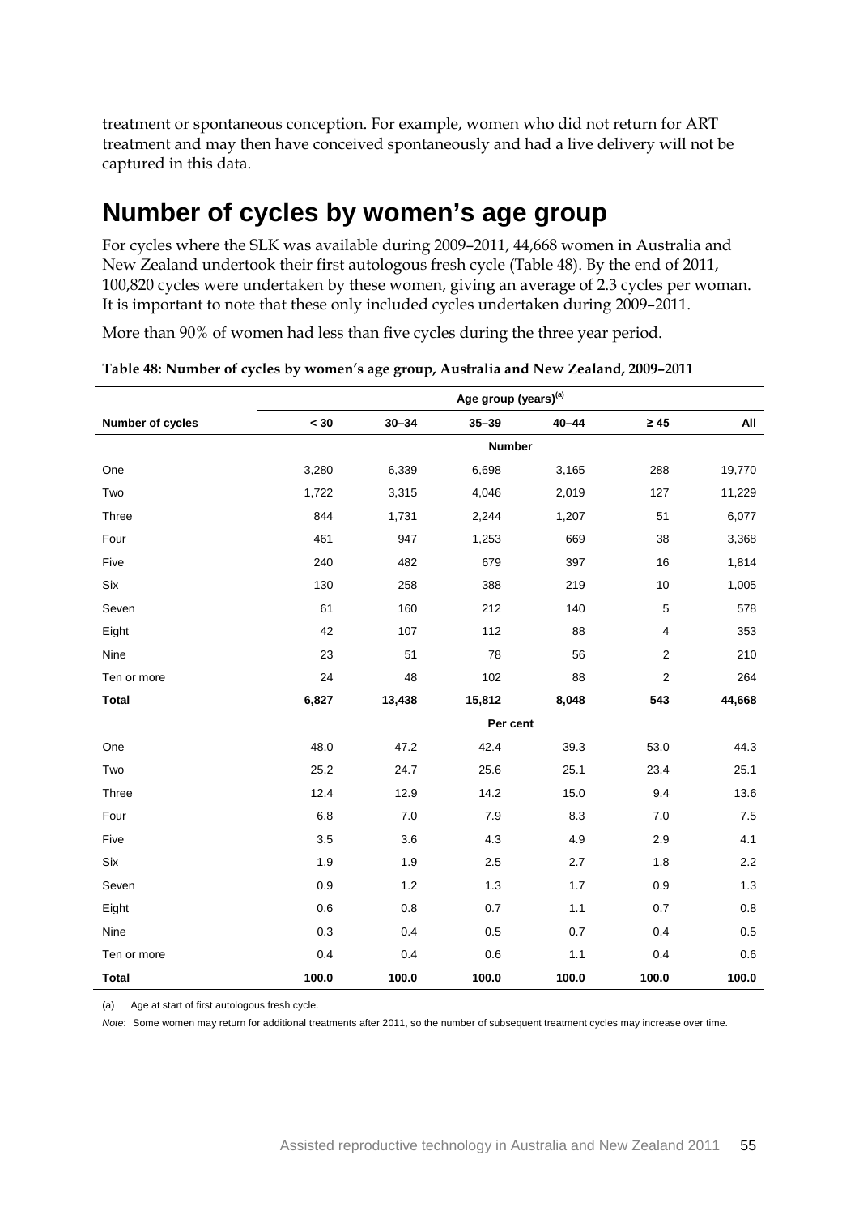treatment or spontaneous conception. For example, women who did not return for ART treatment and may then have conceived spontaneously and had a live delivery will not be captured in this data.

## Number of cycles by women's age group

For cycles where the SLK was available during 2009–2011, 44,668 women in Australia and New Zealand undertook their first autologous fresh cycle (Table 48). By the end of 2011, 100,820 cycles were undertaken by these women, giving an average of 2.3 cycles per woman. It is important to note that these only included cycles undertaken during 2009–2011.

More than 90% of women had less than five cycles during the three year period.

**Table 48: Number of cycles by women's age group, Australia and New Zealand, 2009–2011**

| | Age group (years)[(a)] | | | | | |
|---|---|---|---|---|---|---|
| **Number of cycles** | **< 30** | **30–34** | **35–39** | **40–44** | **≥ 45** | **All** |
| | | | **Number** | | | |
| One | 3,280 | 6,339 | 6,698 | 3,165 | 288 | 19,770 |
| Two | 1,722 | 3,315 | 4,046 | 2,019 | 127 | 11,229 |
| Three | 844 | 1,731 | 2,244 | 1,207 | 51 | 6,077 |
| Four | 461 | 947 | 1,253 | 669 | 38 | 3,368 |
| Five | 240 | 482 | 679 | 397 | 16 | 1,814 |
| Six | 130 | 258 | 388 | 219 | 10 | 1,005 |
| Seven | 61 | 160 | 212 | 140 | 5 | 578 |
| Eight | 42 | 107 | 112 | 88 | 4 | 353 |
| Nine | 23 | 51 | 78 | 56 | 2 | 210 |
| Ten or more | 24 | 48 | 102 | 88 | 2 | 264 |
| **Total** | **6,827** | **13,438** | **15,812** | **8,048** | **543** | **44,668** |
| | | | **Per cent** | | | |
| One | 48.0 | 47.2 | 42.4 | 39.3 | 53.0 | 44.3 |
| Two | 25.2 | 24.7 | 25.6 | 25.1 | 23.4 | 25.1 |
| Three | 12.4 | 12.9 | 14.2 | 15.0 | 9.4 | 13.6 |
| Four | 6.8 | 7.0 | 7.9 | 8.3 | 7.0 | 7.5 |
| Five | 3.5 | 3.6 | 4.3 | 4.9 | 2.9 | 4.1 |
| Six | 1.9 | 1.9 | 2.5 | 2.7 | 1.8 | 2.2 |
| Seven | 0.9 | 1.2 | 1.3 | 1.7 | 0.9 | 1.3 |
| Eight | 0.6 | 0.8 | 0.7 | 1.1 | 0.7 | 0.8 |
| Nine | 0.3 | 0.4 | 0.5 | 0.7 | 0.4 | 0.5 |
| Ten or more | 0.4 | 0.4 | 0.6 | 1.1 | 0.4 | 0.6 |
| **Total** | **100.0** | **100.0** | **100.0** | **100.0** | **100.0** | **100.0** |

(a) Age at start of first autologous fresh cycle.

*Note*: Some women may return for additional treatments after 2011, so the number of subsequent treatment cycles may increase over time.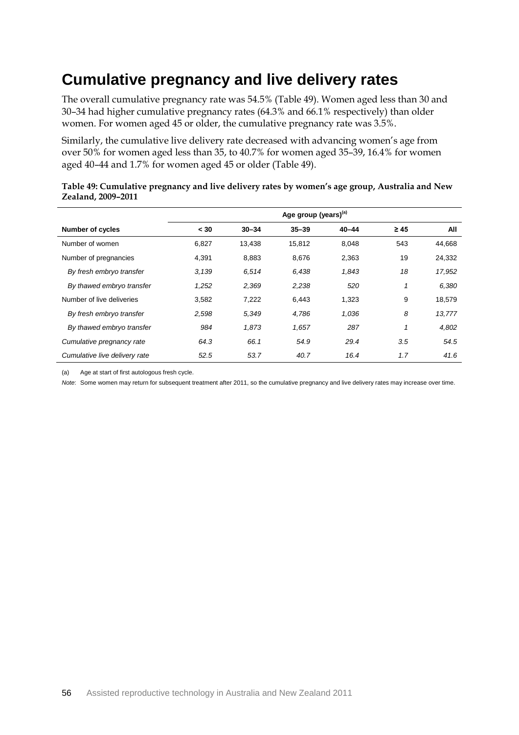# Cumulative pregnancy and live delivery rates

The overall cumulative pregnancy rate was 54.5% (Table 49). Women aged less than 30 and 30–34 had higher cumulative pregnancy rates (64.3% and 66.1% respectively) than older women. For women aged 45 or older, the cumulative pregnancy rate was 3.5%.

Similarly, the cumulative live delivery rate decreased with advancing women's age from over 50% for women aged less than 35, to 40.7% for women aged 35–39, 16.4% for women aged 40–44 and 1.7% for women aged 45 or older (Table 49).

**Table 49: Cumulative pregnancy and live delivery rates by women's age group, Australia and New Zealand, 2009–2011**

| | Age group (years)[(a)] | | | | | |
|---|---|---|---|---|---|---|
| **Number of cycles** | **< 30** | **30–34** | **35–39** | **40–44** | **≥ 45** | **All** |
| Number of women | 6,827 | 13,438 | 15,812 | 8,048 | 543 | 44,668 |
| Number of pregnancies | 4,391 | 8,883 | 8,676 | 2,363 | 19 | 24,332 |
| *By fresh embryo transfer* | *3,139* | *6,514* | *6,438* | *1,843* | *18* | *17,952* |
| *By thawed embryo transfer* | *1,252* | *2,369* | *2,238* | *520* | *1* | *6,380* |
| Number of live deliveries | 3,582 | 7,222 | 6,443 | 1,323 | 9 | 18,579 |
| *By fresh embryo transfer* | *2,598* | *5,349* | *4,786* | *1,036* | *8* | *13,777* |
| *By thawed embryo transfer* | *984* | *1,873* | *1,657* | *287* | *1* | *4,802* |
| *Cumulative pregnancy rate* | *64.3* | *66.1* | *54.9* | *29.4* | *3.5* | *54.5* |
| *Cumulative live delivery rate* | *52.5* | *53.7* | *40.7* | *16.4* | *1.7* | *41.6* |

(a) Age at start of first autologous fresh cycle.

*Note*: Some women may return for subsequent treatment after 2011, so the cumulative pregnancy and live delivery rates may increase over time.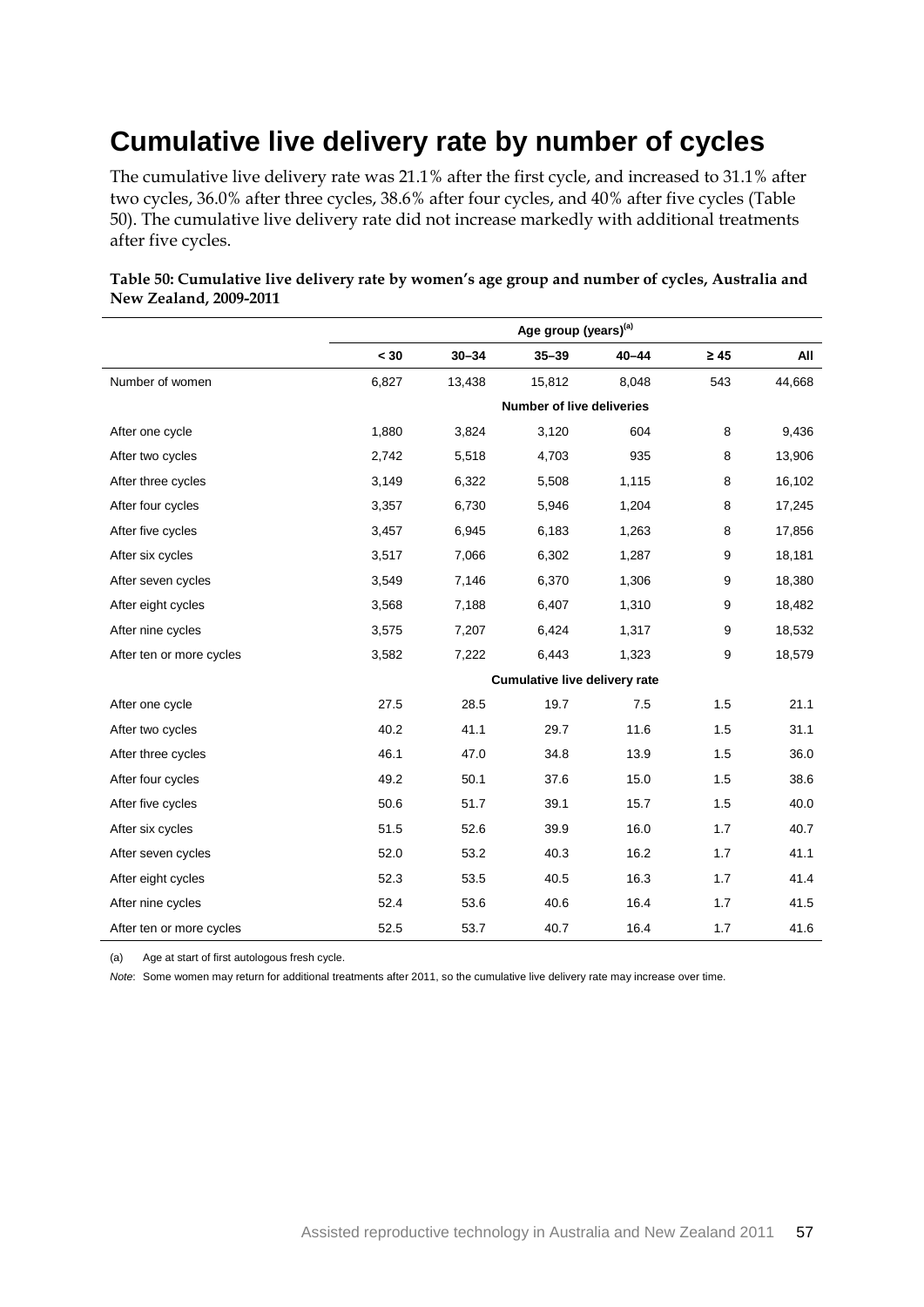# Cumulative live delivery rate by number of cycles

The cumulative live delivery rate was 21.1% after the first cycle, and increased to 31.1% after two cycles, 36.0% after three cycles, 38.6% after four cycles, and 40% after five cycles (Table 50). The cumulative live delivery rate did not increase markedly with additional treatments after five cycles.

**Table 50: Cumulative live delivery rate by women's age group and number of cycles, Australia and New Zealand, 2009-2011**

| | Age group (years)[(a)] | | | | | |
|---|---|---|---|---|---|---|
| | < 30 | 30–34 | 35–39 | 40–44 | ≥ 45 | All |
| Number of women | 6,827 | 13,438 | 15,812 | 8,048 | 543 | 44,668 |
| | | | **Number of live deliveries** | | | |
| After one cycle | 1,880 | 3,824 | 3,120 | 604 | 8 | 9,436 |
| After two cycles | 2,742 | 5,518 | 4,703 | 935 | 8 | 13,906 |
| After three cycles | 3,149 | 6,322 | 5,508 | 1,115 | 8 | 16,102 |
| After four cycles | 3,357 | 6,730 | 5,946 | 1,204 | 8 | 17,245 |
| After five cycles | 3,457 | 6,945 | 6,183 | 1,263 | 8 | 17,856 |
| After six cycles | 3,517 | 7,066 | 6,302 | 1,287 | 9 | 18,181 |
| After seven cycles | 3,549 | 7,146 | 6,370 | 1,306 | 9 | 18,380 |
| After eight cycles | 3,568 | 7,188 | 6,407 | 1,310 | 9 | 18,482 |
| After nine cycles | 3,575 | 7,207 | 6,424 | 1,317 | 9 | 18,532 |
| After ten or more cycles | 3,582 | 7,222 | 6,443 | 1,323 | 9 | 18,579 |
| | | | **Cumulative live delivery rate** | | | |
| After one cycle | 27.5 | 28.5 | 19.7 | 7.5 | 1.5 | 21.1 |
| After two cycles | 40.2 | 41.1 | 29.7 | 11.6 | 1.5 | 31.1 |
| After three cycles | 46.1 | 47.0 | 34.8 | 13.9 | 1.5 | 36.0 |
| After four cycles | 49.2 | 50.1 | 37.6 | 15.0 | 1.5 | 38.6 |
| After five cycles | 50.6 | 51.7 | 39.1 | 15.7 | 1.5 | 40.0 |
| After six cycles | 51.5 | 52.6 | 39.9 | 16.0 | 1.7 | 40.7 |
| After seven cycles | 52.0 | 53.2 | 40.3 | 16.2 | 1.7 | 41.1 |
| After eight cycles | 52.3 | 53.5 | 40.5 | 16.3 | 1.7 | 41.4 |
| After nine cycles | 52.4 | 53.6 | 40.6 | 16.4 | 1.7 | 41.5 |
| After ten or more cycles | 52.5 | 53.7 | 40.7 | 16.4 | 1.7 | 41.6 |

(a) Age at start of first autologous fresh cycle.

*Note*: Some women may return for additional treatments after 2011, so the cumulative live delivery rate may increase over time.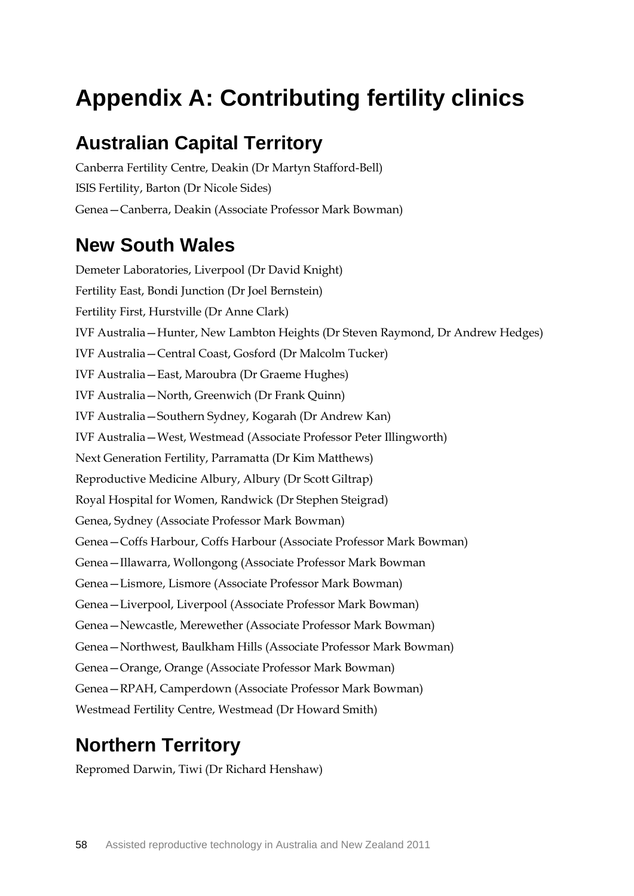# Appendix A: Contributing fertility clinics

## Australian Capital Territory

Canberra Fertility Centre, Deakin (Dr Martyn Stafford-Bell)

ISIS Fertility, Barton (Dr Nicole Sides)

Genea—Canberra, Deakin (Associate Professor Mark Bowman)

## New South Wales

Demeter Laboratories, Liverpool (Dr David Knight)

Fertility East, Bondi Junction (Dr Joel Bernstein)

Fertility First, Hurstville (Dr Anne Clark)

IVF Australia—Hunter, New Lambton Heights (Dr Steven Raymond, Dr Andrew Hedges)

IVF Australia—Central Coast, Gosford (Dr Malcolm Tucker)

IVF Australia—East, Maroubra (Dr Graeme Hughes)

IVF Australia—North, Greenwich (Dr Frank Quinn)

IVF Australia—Southern Sydney, Kogarah (Dr Andrew Kan)

IVF Australia—West, Westmead (Associate Professor Peter Illingworth)

Next Generation Fertility, Parramatta (Dr Kim Matthews)

Reproductive Medicine Albury, Albury (Dr Scott Giltrap)

Royal Hospital for Women, Randwick (Dr Stephen Steigrad)

Genea, Sydney (Associate Professor Mark Bowman)

Genea—Coffs Harbour, Coffs Harbour (Associate Professor Mark Bowman)

Genea—Illawarra, Wollongong (Associate Professor Mark Bowman

Genea—Lismore, Lismore (Associate Professor Mark Bowman)

Genea—Liverpool, Liverpool (Associate Professor Mark Bowman)

Genea—Newcastle, Merewether (Associate Professor Mark Bowman)

Genea—Northwest, Baulkham Hills (Associate Professor Mark Bowman)

Genea—Orange, Orange (Associate Professor Mark Bowman)

Genea—RPAH, Camperdown (Associate Professor Mark Bowman)

Westmead Fertility Centre, Westmead (Dr Howard Smith)

## Northern Territory

Repromed Darwin, Tiwi (Dr Richard Henshaw)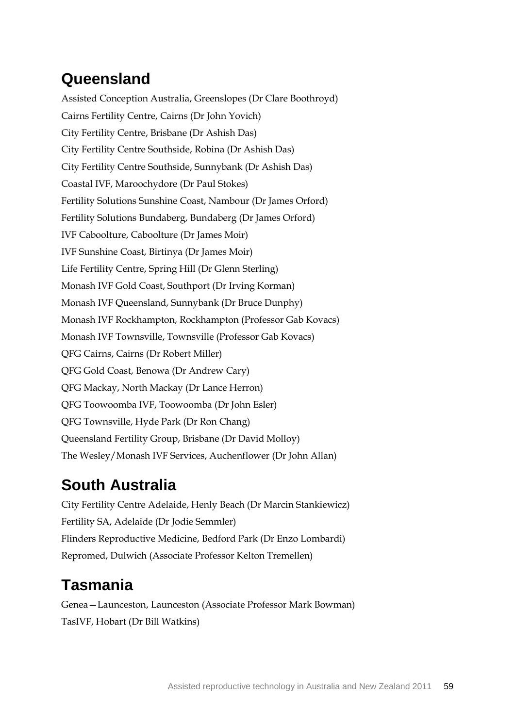## Queensland

Assisted Conception Australia, Greenslopes (Dr Clare Boothroyd)
Cairns Fertility Centre, Cairns (Dr John Yovich)
City Fertility Centre, Brisbane (Dr Ashish Das)
City Fertility Centre Southside, Robina (Dr Ashish Das)
City Fertility Centre Southside, Sunnybank (Dr Ashish Das)
Coastal IVF, Maroochydore (Dr Paul Stokes)
Fertility Solutions Sunshine Coast, Nambour (Dr James Orford)
Fertility Solutions Bundaberg, Bundaberg (Dr James Orford)
IVF Caboolture, Caboolture (Dr James Moir)
IVF Sunshine Coast, Birtinya (Dr James Moir)
Life Fertility Centre, Spring Hill (Dr Glenn Sterling)
Monash IVF Gold Coast, Southport (Dr Irving Korman)
Monash IVF Queensland, Sunnybank (Dr Bruce Dunphy)
Monash IVF Rockhampton, Rockhampton (Professor Gab Kovacs)
Monash IVF Townsville, Townsville (Professor Gab Kovacs)
QFG Cairns, Cairns (Dr Robert Miller)
QFG Gold Coast, Benowa (Dr Andrew Cary)
QFG Mackay, North Mackay (Dr Lance Herron)
QFG Toowoomba IVF, Toowoomba (Dr John Esler)
QFG Townsville, Hyde Park (Dr Ron Chang)
Queensland Fertility Group, Brisbane (Dr David Molloy)
The Wesley/Monash IVF Services, Auchenflower (Dr John Allan)

## South Australia

City Fertility Centre Adelaide, Henly Beach (Dr Marcin Stankiewicz)
Fertility SA, Adelaide (Dr Jodie Semmler)
Flinders Reproductive Medicine, Bedford Park (Dr Enzo Lombardi)
Repromed, Dulwich (Associate Professor Kelton Tremellen)

## Tasmania

Genea—Launceston, Launceston (Associate Professor Mark Bowman)
TasIVF, Hobart (Dr Bill Watkins)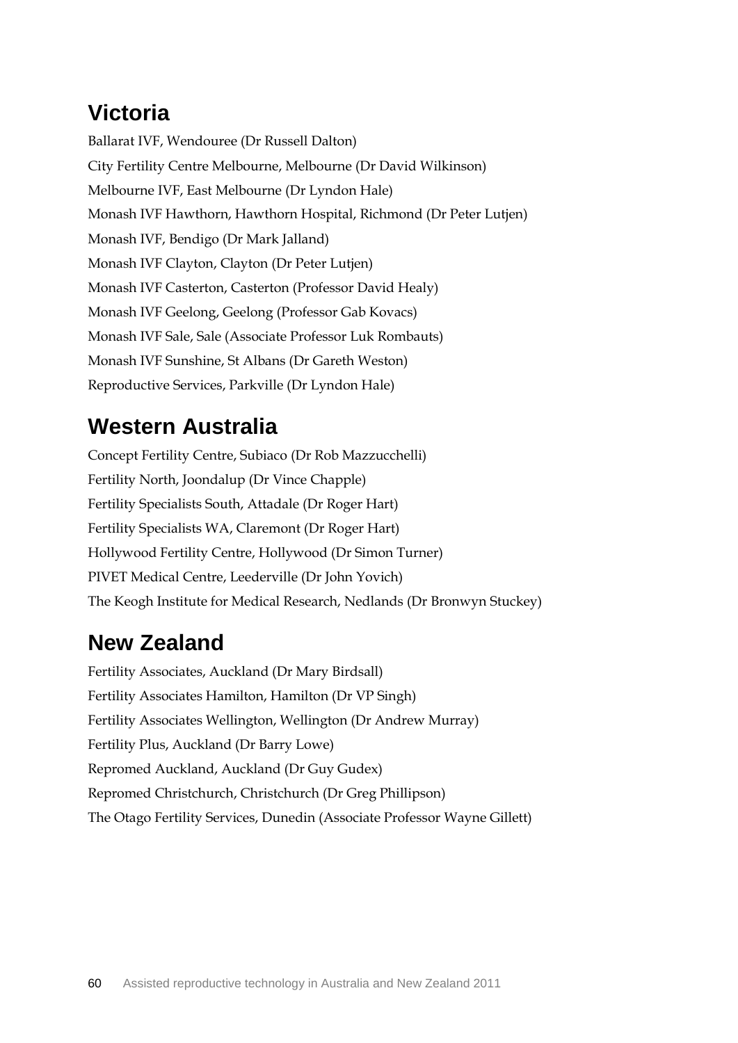## Victoria

Ballarat IVF, Wendouree (Dr Russell Dalton)

City Fertility Centre Melbourne, Melbourne (Dr David Wilkinson)

Melbourne IVF, East Melbourne (Dr Lyndon Hale)

Monash IVF Hawthorn, Hawthorn Hospital, Richmond (Dr Peter Lutjen)

Monash IVF, Bendigo (Dr Mark Jalland)

Monash IVF Clayton, Clayton (Dr Peter Lutjen)

Monash IVF Casterton, Casterton (Professor David Healy)

Monash IVF Geelong, Geelong (Professor Gab Kovacs)

Monash IVF Sale, Sale (Associate Professor Luk Rombauts)

Monash IVF Sunshine, St Albans (Dr Gareth Weston)

Reproductive Services, Parkville (Dr Lyndon Hale)

## Western Australia

Concept Fertility Centre, Subiaco (Dr Rob Mazzucchelli)

Fertility North, Joondalup (Dr Vince Chapple)

Fertility Specialists South, Attadale (Dr Roger Hart)

Fertility Specialists WA, Claremont (Dr Roger Hart)

Hollywood Fertility Centre, Hollywood (Dr Simon Turner)

PIVET Medical Centre, Leederville (Dr John Yovich)

The Keogh Institute for Medical Research, Nedlands (Dr Bronwyn Stuckey)

## New Zealand

Fertility Associates, Auckland (Dr Mary Birdsall)

Fertility Associates Hamilton, Hamilton (Dr VP Singh)

Fertility Associates Wellington, Wellington (Dr Andrew Murray)

Fertility Plus, Auckland (Dr Barry Lowe)

Repromed Auckland, Auckland (Dr Guy Gudex)

Repromed Christchurch, Christchurch (Dr Greg Phillipson)

The Otago Fertility Services, Dunedin (Associate Professor Wayne Gillett)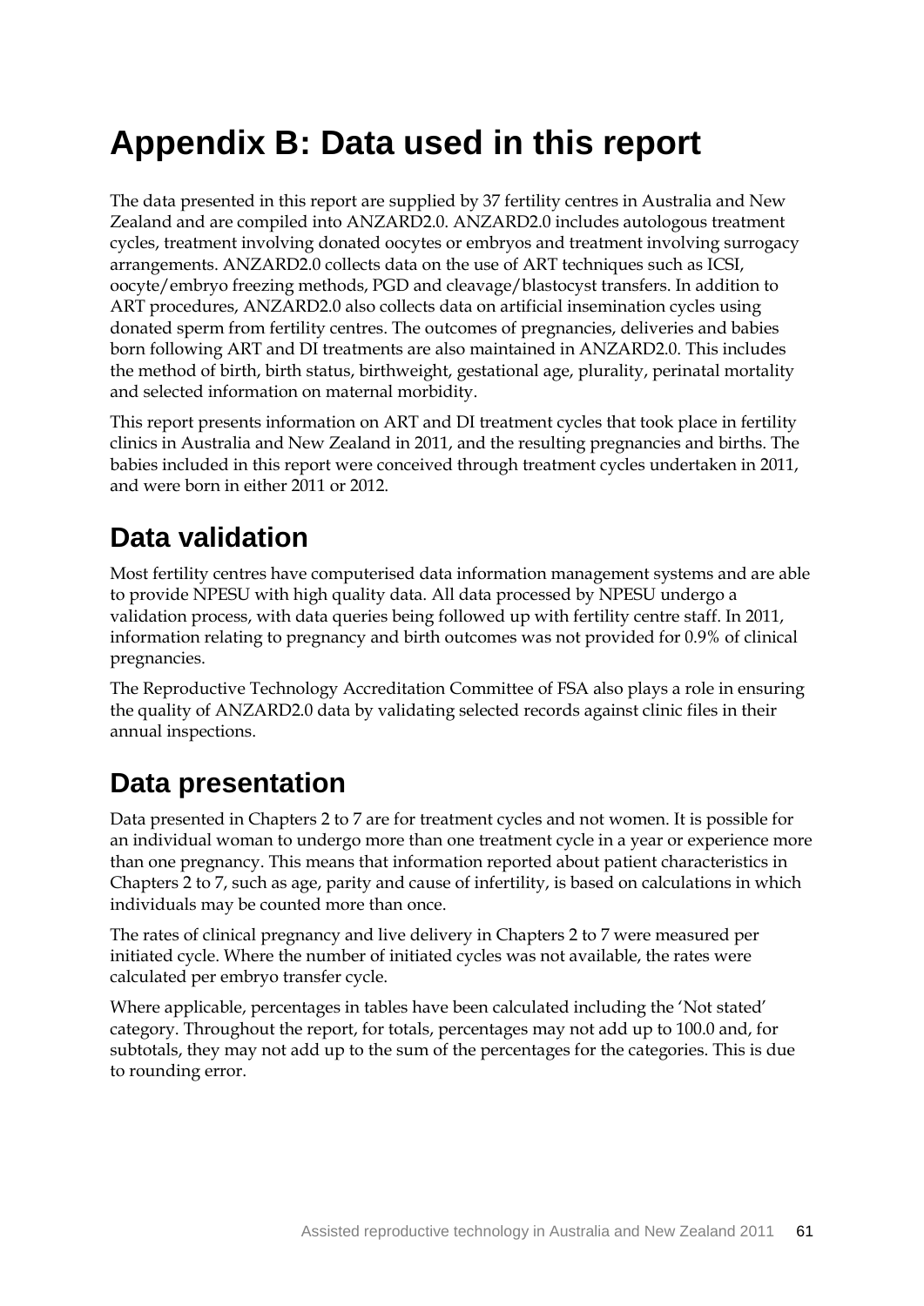# Appendix B: Data used in this report

The data presented in this report are supplied by 37 fertility centres in Australia and New Zealand and are compiled into ANZARD2.0. ANZARD2.0 includes autologous treatment cycles, treatment involving donated oocytes or embryos and treatment involving surrogacy arrangements. ANZARD2.0 collects data on the use of ART techniques such as ICSI, oocyte/embryo freezing methods, PGD and cleavage/blastocyst transfers. In addition to ART procedures, ANZARD2.0 also collects data on artificial insemination cycles using donated sperm from fertility centres. The outcomes of pregnancies, deliveries and babies born following ART and DI treatments are also maintained in ANZARD2.0. This includes the method of birth, birth status, birthweight, gestational age, plurality, perinatal mortality and selected information on maternal morbidity.

This report presents information on ART and DI treatment cycles that took place in fertility clinics in Australia and New Zealand in 2011, and the resulting pregnancies and births. The babies included in this report were conceived through treatment cycles undertaken in 2011, and were born in either 2011 or 2012.

## Data validation

Most fertility centres have computerised data information management systems and are able to provide NPESU with high quality data. All data processed by NPESU undergo a validation process, with data queries being followed up with fertility centre staff. In 2011, information relating to pregnancy and birth outcomes was not provided for 0.9% of clinical pregnancies.

The Reproductive Technology Accreditation Committee of FSA also plays a role in ensuring the quality of ANZARD2.0 data by validating selected records against clinic files in their annual inspections.

## Data presentation

Data presented in Chapters 2 to 7 are for treatment cycles and not women. It is possible for an individual woman to undergo more than one treatment cycle in a year or experience more than one pregnancy. This means that information reported about patient characteristics in Chapters 2 to 7, such as age, parity and cause of infertility, is based on calculations in which individuals may be counted more than once.

The rates of clinical pregnancy and live delivery in Chapters 2 to 7 were measured per initiated cycle. Where the number of initiated cycles was not available, the rates were calculated per embryo transfer cycle.

Where applicable, percentages in tables have been calculated including the 'Not stated' category. Throughout the report, for totals, percentages may not add up to 100.0 and, for subtotals, they may not add up to the sum of the percentages for the categories. This is due to rounding error.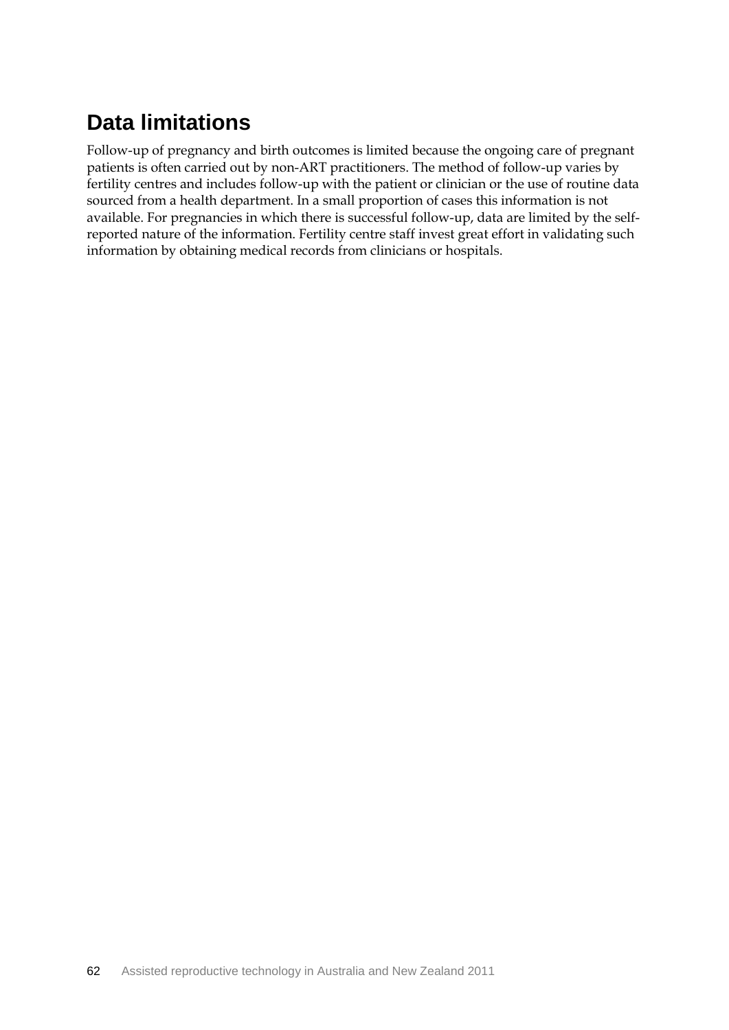## Data limitations

Follow-up of pregnancy and birth outcomes is limited because the ongoing care of pregnant patients is often carried out by non-ART practitioners. The method of follow-up varies by fertility centres and includes follow-up with the patient or clinician or the use of routine data sourced from a health department. In a small proportion of cases this information is not available. For pregnancies in which there is successful follow-up, data are limited by the self-reported nature of the information. Fertility centre staff invest great effort in validating such information by obtaining medical records from clinicians or hospitals.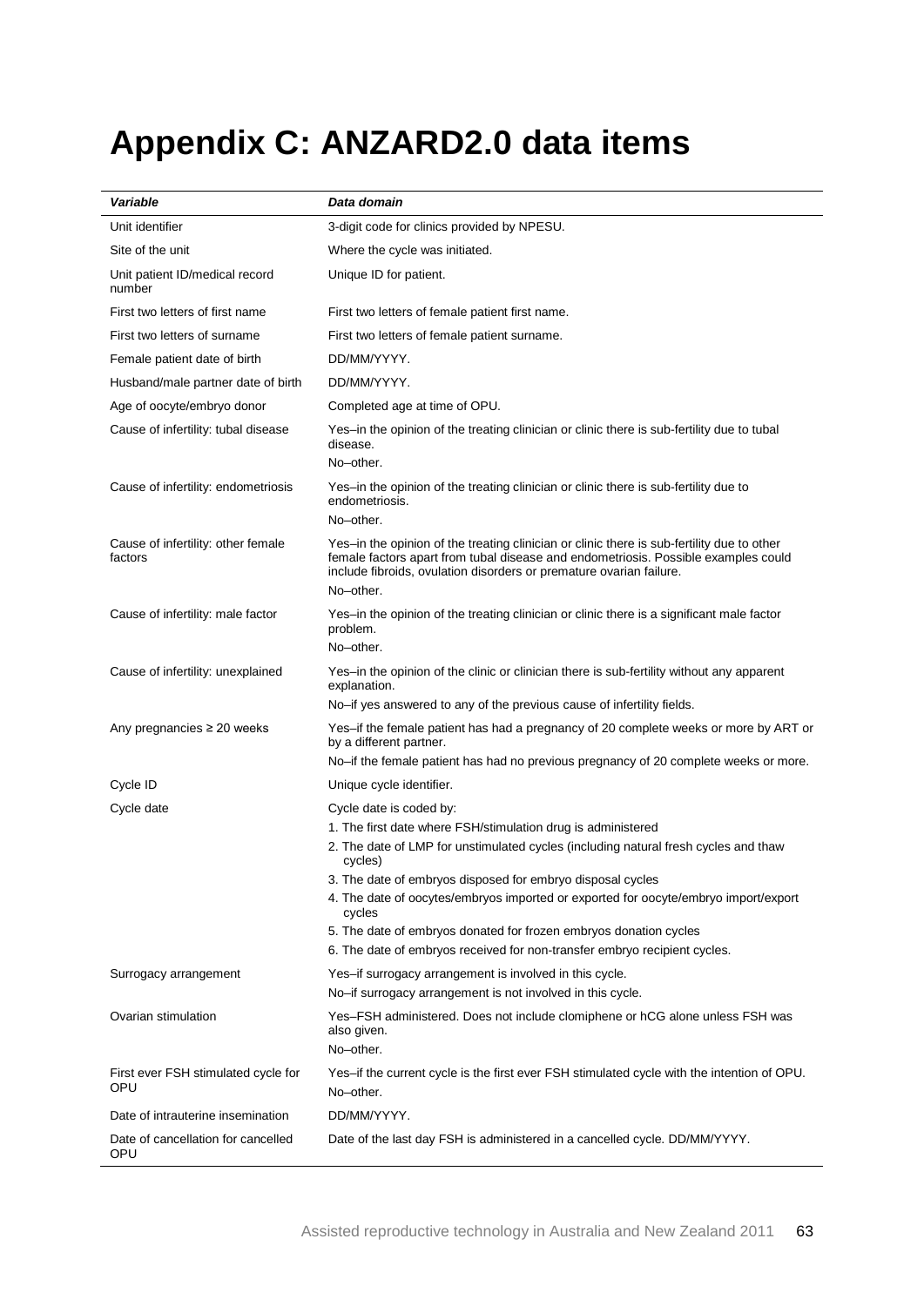# Appendix C: ANZARD2.0 data items

| *Variable* | *Data domain* |
|---|---|
| Unit identifier | 3-digit code for clinics provided by NPESU. |
| Site of the unit | Where the cycle was initiated. |
| Unit patient ID/medical record number | Unique ID for patient. |
| First two letters of first name | First two letters of female patient first name. |
| First two letters of surname | First two letters of female patient surname. |
| Female patient date of birth | DD/MM/YYYY. |
| Husband/male partner date of birth | DD/MM/YYYY. |
| Age of oocyte/embryo donor | Completed age at time of OPU. |
| Cause of infertility: tubal disease | Yes–in the opinion of the treating clinician or clinic there is sub-fertility due to tubal disease.<br>No–other. |
| Cause of infertility: endometriosis | Yes–in the opinion of the treating clinician or clinic there is sub-fertility due to endometriosis.<br>No–other. |
| Cause of infertility: other female factors | Yes–in the opinion of the treating clinician or clinic there is sub-fertility due to other female factors apart from tubal disease and endometriosis. Possible examples could include fibroids, ovulation disorders or premature ovarian failure.<br>No–other. |
| Cause of infertility: male factor | Yes–in the opinion of the treating clinician or clinic there is a significant male factor problem.<br>No–other. |
| Cause of infertility: unexplained | Yes–in the opinion of the clinic or clinician there is sub-fertility without any apparent explanation.<br>No–if yes answered to any of the previous cause of infertility fields. |
| Any pregnancies ≥ 20 weeks | Yes–if the female patient has had a pregnancy of 20 complete weeks or more by ART or by a different partner.<br>No–if the female patient has had no previous pregnancy of 20 complete weeks or more. |
| Cycle ID | Unique cycle identifier. |
| Cycle date | Cycle date is coded by:<br>1. The first date where FSH/stimulation drug is administered<br>2. The date of LMP for unstimulated cycles (including natural fresh cycles and thaw cycles)<br>3. The date of embryos disposed for embryo disposal cycles<br>4. The date of oocytes/embryos imported or exported for oocyte/embryo import/export cycles<br>5. The date of embryos donated for frozen embryos donation cycles<br>6. The date of embryos received for non-transfer embryo recipient cycles. |
| Surrogacy arrangement | Yes–if surrogacy arrangement is involved in this cycle.<br>No–if surrogacy arrangement is not involved in this cycle. |
| Ovarian stimulation | Yes–FSH administered. Does not include clomiphene or hCG alone unless FSH was also given.<br>No–other. |
| First ever FSH stimulated cycle for OPU | Yes–if the current cycle is the first ever FSH stimulated cycle with the intention of OPU.<br>No–other. |
| Date of intrauterine insemination | DD/MM/YYYY. |
| Date of cancellation for cancelled OPU | Date of the last day FSH is administered in a cancelled cycle. DD/MM/YYYY. |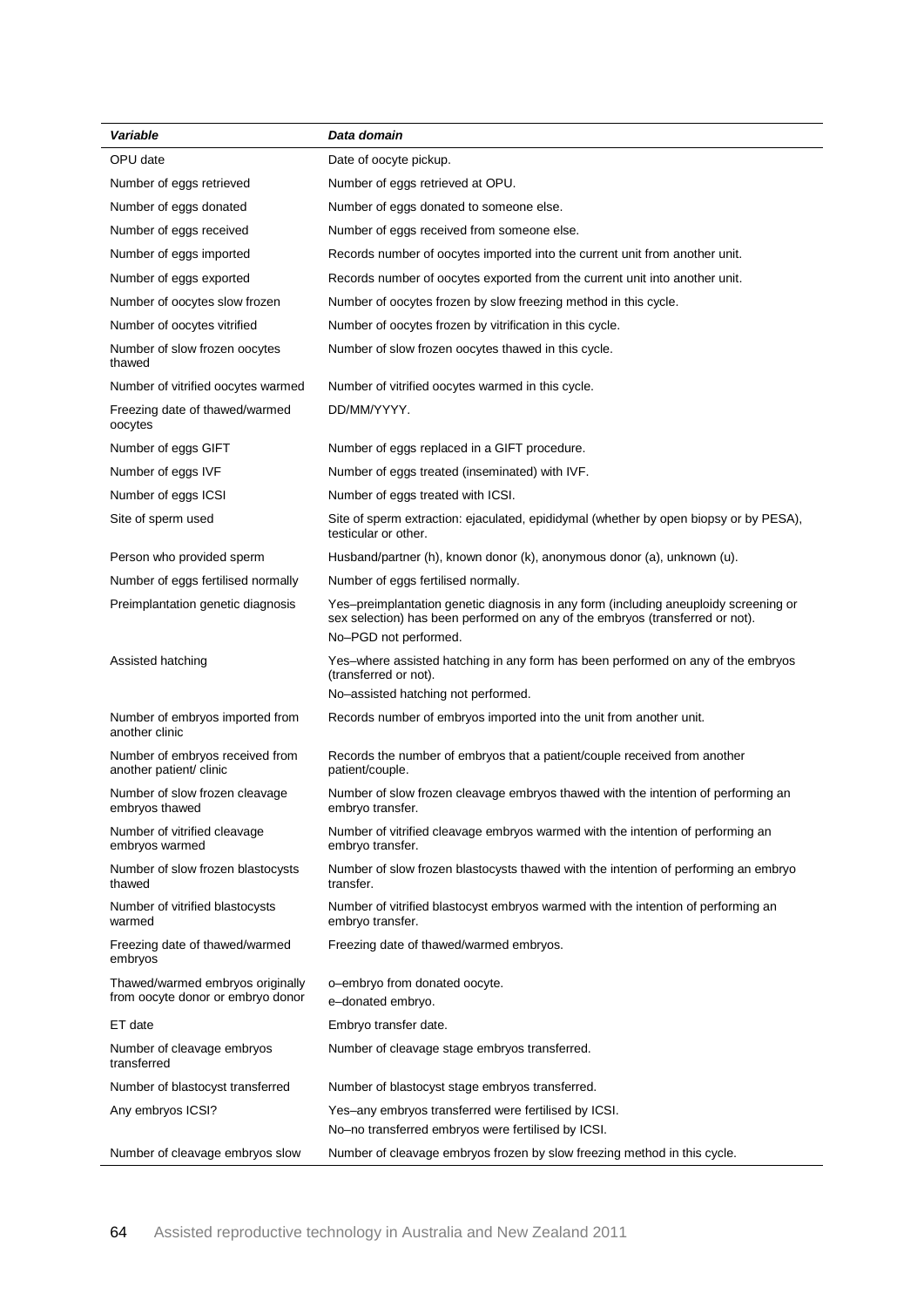| *Variable* | *Data domain* |
| --- | --- |
| OPU date | Date of oocyte pickup. |
| Number of eggs retrieved | Number of eggs retrieved at OPU. |
| Number of eggs donated | Number of eggs donated to someone else. |
| Number of eggs received | Number of eggs received from someone else. |
| Number of eggs imported | Records number of oocytes imported into the current unit from another unit. |
| Number of eggs exported | Records number of oocytes exported from the current unit into another unit. |
| Number of oocytes slow frozen | Number of oocytes frozen by slow freezing method in this cycle. |
| Number of oocytes vitrified | Number of oocytes frozen by vitrification in this cycle. |
| Number of slow frozen oocytes thawed | Number of slow frozen oocytes thawed in this cycle. |
| Number of vitrified oocytes warmed | Number of vitrified oocytes warmed in this cycle. |
| Freezing date of thawed/warmed oocytes | DD/MM/YYYY. |
| Number of eggs GIFT | Number of eggs replaced in a GIFT procedure. |
| Number of eggs IVF | Number of eggs treated (inseminated) with IVF. |
| Number of eggs ICSI | Number of eggs treated with ICSI. |
| Site of sperm used | Site of sperm extraction: ejaculated, epididymal (whether by open biopsy or by PESA), testicular or other. |
| Person who provided sperm | Husband/partner (h), known donor (k), anonymous donor (a), unknown (u). |
| Number of eggs fertilised normally | Number of eggs fertilised normally. |
| Preimplantation genetic diagnosis | Yes–preimplantation genetic diagnosis in any form (including aneuploidy screening or sex selection) has been performed on any of the embryos (transferred or not).<br>No–PGD not performed. |
| Assisted hatching | Yes–where assisted hatching in any form has been performed on any of the embryos (transferred or not).<br>No–assisted hatching not performed. |
| Number of embryos imported from another clinic | Records number of embryos imported into the unit from another unit. |
| Number of embryos received from another patient/ clinic | Records the number of embryos that a patient/couple received from another patient/couple. |
| Number of slow frozen cleavage embryos thawed | Number of slow frozen cleavage embryos thawed with the intention of performing an embryo transfer. |
| Number of vitrified cleavage embryos warmed | Number of vitrified cleavage embryos warmed with the intention of performing an embryo transfer. |
| Number of slow frozen blastocysts thawed | Number of slow frozen blastocysts thawed with the intention of performing an embryo transfer. |
| Number of vitrified blastocysts warmed | Number of vitrified blastocyst embryos warmed with the intention of performing an embryo transfer. |
| Freezing date of thawed/warmed embryos | Freezing date of thawed/warmed embryos. |
| Thawed/warmed embryos originally from oocyte donor or embryo donor | o–embryo from donated oocyte.<br>e–donated embryo. |
| ET date | Embryo transfer date. |
| Number of cleavage embryos transferred | Number of cleavage stage embryos transferred. |
| Number of blastocyst transferred | Number of blastocyst stage embryos transferred. |
| Any embryos ICSI? | Yes–any embryos transferred were fertilised by ICSI.<br>No–no transferred embryos were fertilised by ICSI. |
| Number of cleavage embryos slow | Number of cleavage embryos frozen by slow freezing method in this cycle. |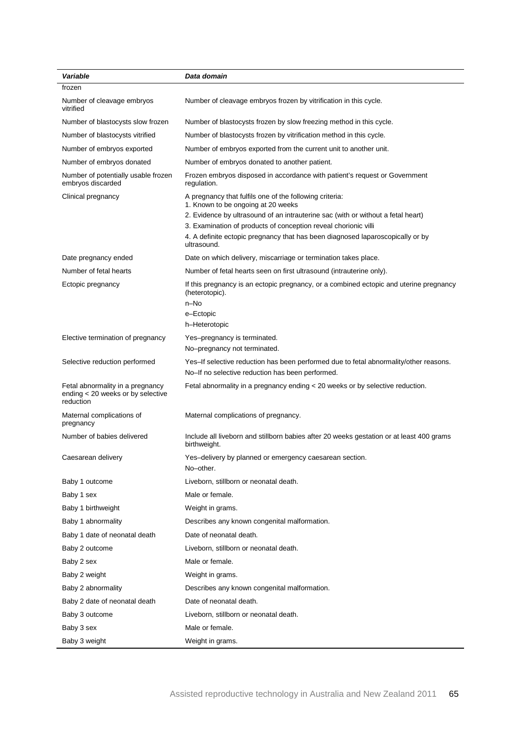| *Variable* | *Data domain* |
|---|---|
| frozen | |
| Number of cleavage embryos vitrified | Number of cleavage embryos frozen by vitrification in this cycle. |
| Number of blastocysts slow frozen | Number of blastocysts frozen by slow freezing method in this cycle. |
| Number of blastocysts vitrified | Number of blastocysts frozen by vitrification method in this cycle. |
| Number of embryos exported | Number of embryos exported from the current unit to another unit. |
| Number of embryos donated | Number of embryos donated to another patient. |
| Number of potentially usable frozen embryos discarded | Frozen embryos disposed in accordance with patient's request or Government regulation. |
| Clinical pregnancy | A pregnancy that fulfils one of the following criteria:<br>1. Known to be ongoing at 20 weeks<br>2. Evidence by ultrasound of an intrauterine sac (with or without a fetal heart)<br>3. Examination of products of conception reveal chorionic villi<br>4. A definite ectopic pregnancy that has been diagnosed laparoscopically or by ultrasound. |
| Date pregnancy ended | Date on which delivery, miscarriage or termination takes place. |
| Number of fetal hearts | Number of fetal hearts seen on first ultrasound (intrauterine only). |
| Ectopic pregnancy | If this pregnancy is an ectopic pregnancy, or a combined ectopic and uterine pregnancy (heterotopic).<br>n–No<br>e–Ectopic<br>h–Heterotopic |
| Elective termination of pregnancy | Yes–pregnancy is terminated.<br>No–pregnancy not terminated. |
| Selective reduction performed | Yes–If selective reduction has been performed due to fetal abnormality/other reasons.<br>No–If no selective reduction has been performed. |
| Fetal abnormality in a pregnancy ending < 20 weeks or by selective reduction | Fetal abnormality in a pregnancy ending < 20 weeks or by selective reduction. |
| Maternal complications of pregnancy | Maternal complications of pregnancy. |
| Number of babies delivered | Include all liveborn and stillborn babies after 20 weeks gestation or at least 400 grams birthweight. |
| Caesarean delivery | Yes–delivery by planned or emergency caesarean section.<br>No–other. |
| Baby 1 outcome | Liveborn, stillborn or neonatal death. |
| Baby 1 sex | Male or female. |
| Baby 1 birthweight | Weight in grams. |
| Baby 1 abnormality | Describes any known congenital malformation. |
| Baby 1 date of neonatal death | Date of neonatal death. |
| Baby 2 outcome | Liveborn, stillborn or neonatal death. |
| Baby 2 sex | Male or female. |
| Baby 2 weight | Weight in grams. |
| Baby 2 abnormality | Describes any known congenital malformation. |
| Baby 2 date of neonatal death | Date of neonatal death. |
| Baby 3 outcome | Liveborn, stillborn or neonatal death. |
| Baby 3 sex | Male or female. |
| Baby 3 weight | Weight in grams. |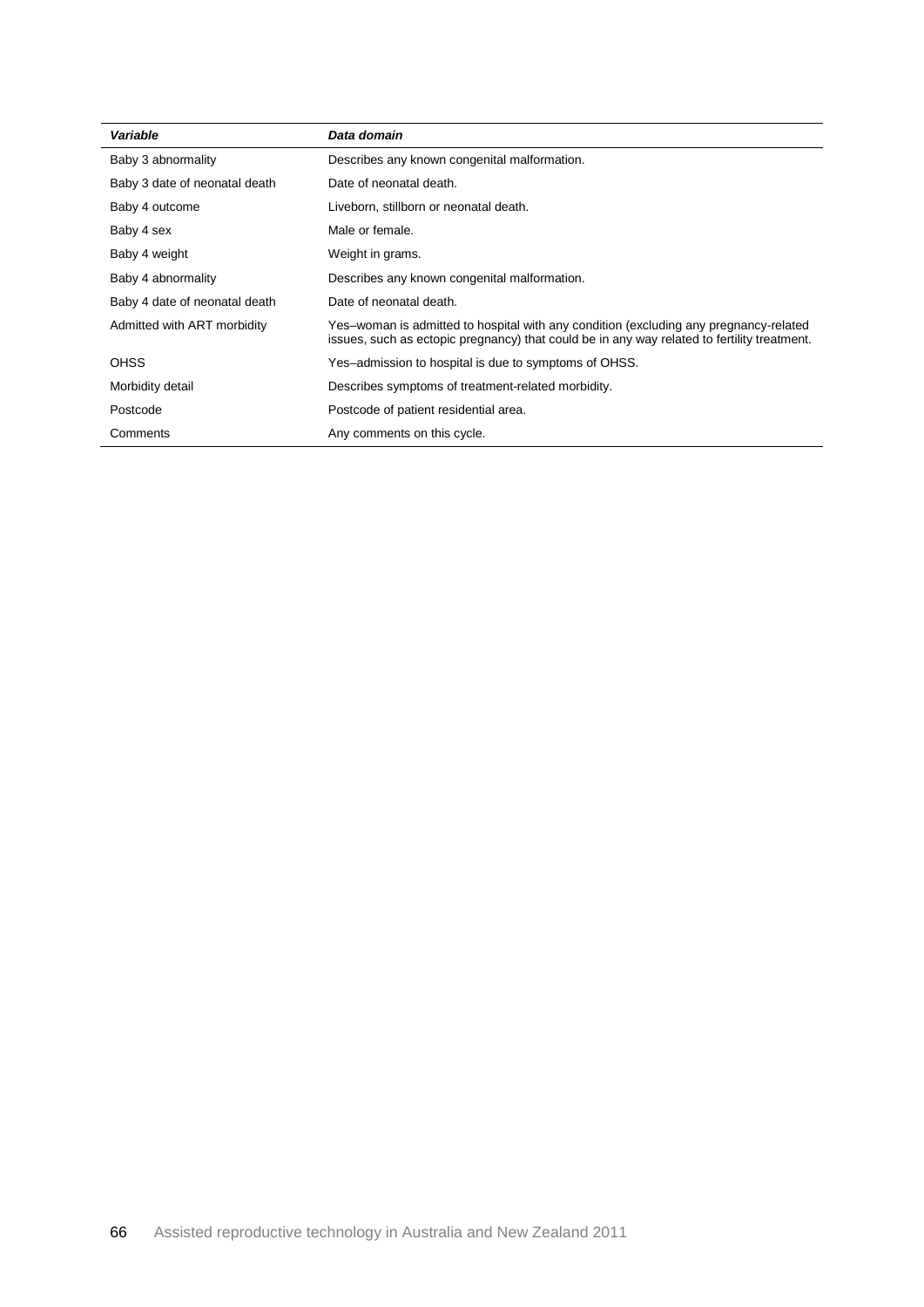| *Variable* | *Data domain* |
|---|---|
| Baby 3 abnormality | Describes any known congenital malformation. |
| Baby 3 date of neonatal death | Date of neonatal death. |
| Baby 4 outcome | Liveborn, stillborn or neonatal death. |
| Baby 4 sex | Male or female. |
| Baby 4 weight | Weight in grams. |
| Baby 4 abnormality | Describes any known congenital malformation. |
| Baby 4 date of neonatal death | Date of neonatal death. |
| Admitted with ART morbidity | Yes–woman is admitted to hospital with any condition (excluding any pregnancy-related issues, such as ectopic pregnancy) that could be in any way related to fertility treatment. |
| OHSS | Yes–admission to hospital is due to symptoms of OHSS. |
| Morbidity detail | Describes symptoms of treatment-related morbidity. |
| Postcode | Postcode of patient residential area. |
| Comments | Any comments on this cycle. |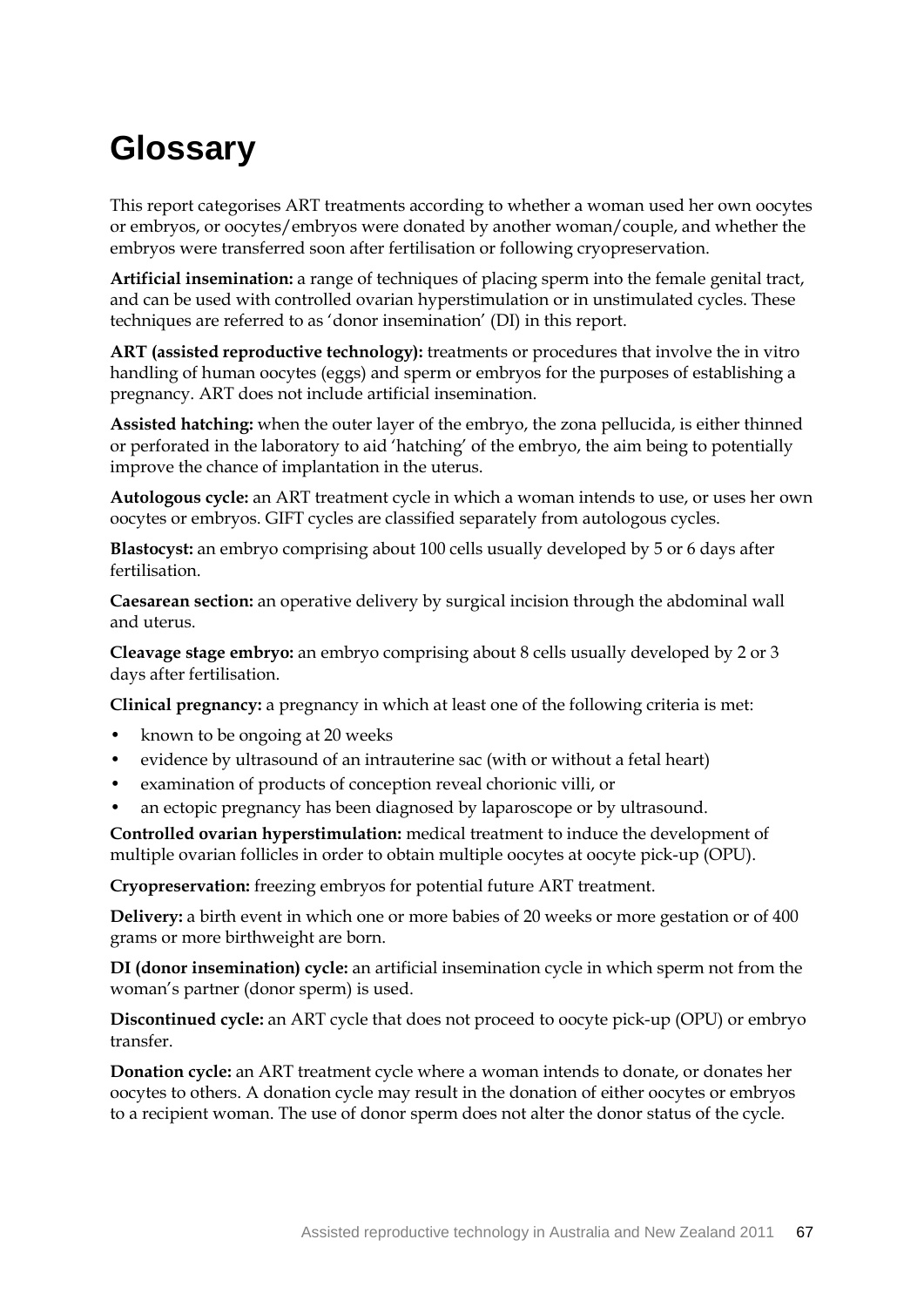# Glossary

This report categorises ART treatments according to whether a woman used her own oocytes or embryos, or oocytes/embryos were donated by another woman/couple, and whether the embryos were transferred soon after fertilisation or following cryopreservation.

**Artificial insemination:** a range of techniques of placing sperm into the female genital tract, and can be used with controlled ovarian hyperstimulation or in unstimulated cycles. These techniques are referred to as 'donor insemination' (DI) in this report.

**ART (assisted reproductive technology):** treatments or procedures that involve the in vitro handling of human oocytes (eggs) and sperm or embryos for the purposes of establishing a pregnancy. ART does not include artificial insemination.

**Assisted hatching:** when the outer layer of the embryo, the zona pellucida, is either thinned or perforated in the laboratory to aid 'hatching' of the embryo, the aim being to potentially improve the chance of implantation in the uterus.

**Autologous cycle:** an ART treatment cycle in which a woman intends to use, or uses her own oocytes or embryos. GIFT cycles are classified separately from autologous cycles.

**Blastocyst:** an embryo comprising about 100 cells usually developed by 5 or 6 days after fertilisation.

**Caesarean section:** an operative delivery by surgical incision through the abdominal wall and uterus.

**Cleavage stage embryo:** an embryo comprising about 8 cells usually developed by 2 or 3 days after fertilisation.

**Clinical pregnancy:** a pregnancy in which at least one of the following criteria is met:

- known to be ongoing at 20 weeks
- evidence by ultrasound of an intrauterine sac (with or without a fetal heart)
- examination of products of conception reveal chorionic villi, or
- an ectopic pregnancy has been diagnosed by laparoscope or by ultrasound.

**Controlled ovarian hyperstimulation:** medical treatment to induce the development of multiple ovarian follicles in order to obtain multiple oocytes at oocyte pick-up (OPU).

**Cryopreservation:** freezing embryos for potential future ART treatment.

**Delivery:** a birth event in which one or more babies of 20 weeks or more gestation or of 400 grams or more birthweight are born.

**DI (donor insemination) cycle:** an artificial insemination cycle in which sperm not from the woman's partner (donor sperm) is used.

**Discontinued cycle:** an ART cycle that does not proceed to oocyte pick-up (OPU) or embryo transfer.

**Donation cycle:** an ART treatment cycle where a woman intends to donate, or donates her oocytes to others. A donation cycle may result in the donation of either oocytes or embryos to a recipient woman. The use of donor sperm does not alter the donor status of the cycle.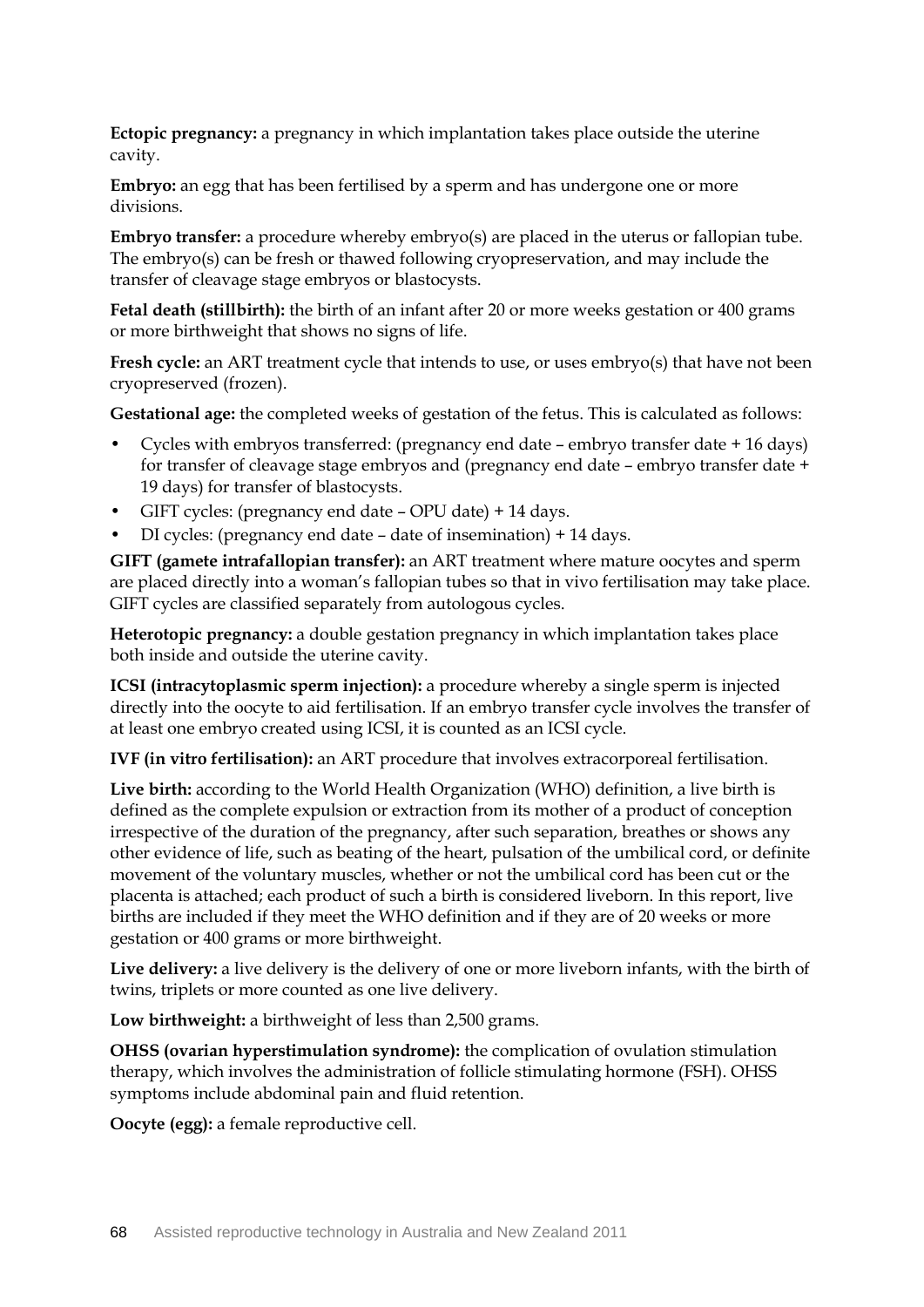**Ectopic pregnancy:** a pregnancy in which implantation takes place outside the uterine cavity.

**Embryo:** an egg that has been fertilised by a sperm and has undergone one or more divisions.

**Embryo transfer:** a procedure whereby embryo(s) are placed in the uterus or fallopian tube. The embryo(s) can be fresh or thawed following cryopreservation, and may include the transfer of cleavage stage embryos or blastocysts.

**Fetal death (stillbirth):** the birth of an infant after 20 or more weeks gestation or 400 grams or more birthweight that shows no signs of life.

**Fresh cycle:** an ART treatment cycle that intends to use, or uses embryo(s) that have not been cryopreserved (frozen).

**Gestational age:** the completed weeks of gestation of the fetus. This is calculated as follows:

- Cycles with embryos transferred: (pregnancy end date – embryo transfer date + 16 days) for transfer of cleavage stage embryos and (pregnancy end date – embryo transfer date + 19 days) for transfer of blastocysts.
- GIFT cycles: (pregnancy end date – OPU date) + 14 days.
- DI cycles: (pregnancy end date – date of insemination) + 14 days.

**GIFT (gamete intrafallopian transfer):** an ART treatment where mature oocytes and sperm are placed directly into a woman's fallopian tubes so that in vivo fertilisation may take place. GIFT cycles are classified separately from autologous cycles.

**Heterotopic pregnancy:** a double gestation pregnancy in which implantation takes place both inside and outside the uterine cavity.

**ICSI (intracytoplasmic sperm injection):** a procedure whereby a single sperm is injected directly into the oocyte to aid fertilisation. If an embryo transfer cycle involves the transfer of at least one embryo created using ICSI, it is counted as an ICSI cycle.

**IVF (in vitro fertilisation):** an ART procedure that involves extracorporeal fertilisation.

**Live birth:** according to the World Health Organization (WHO) definition, a live birth is defined as the complete expulsion or extraction from its mother of a product of conception irrespective of the duration of the pregnancy, after such separation, breathes or shows any other evidence of life, such as beating of the heart, pulsation of the umbilical cord, or definite movement of the voluntary muscles, whether or not the umbilical cord has been cut or the placenta is attached; each product of such a birth is considered liveborn. In this report, live births are included if they meet the WHO definition and if they are of 20 weeks or more gestation or 400 grams or more birthweight.

**Live delivery:** a live delivery is the delivery of one or more liveborn infants, with the birth of twins, triplets or more counted as one live delivery.

**Low birthweight:** a birthweight of less than 2,500 grams.

**OHSS (ovarian hyperstimulation syndrome):** the complication of ovulation stimulation therapy, which involves the administration of follicle stimulating hormone (FSH). OHSS symptoms include abdominal pain and fluid retention.

**Oocyte (egg):** a female reproductive cell.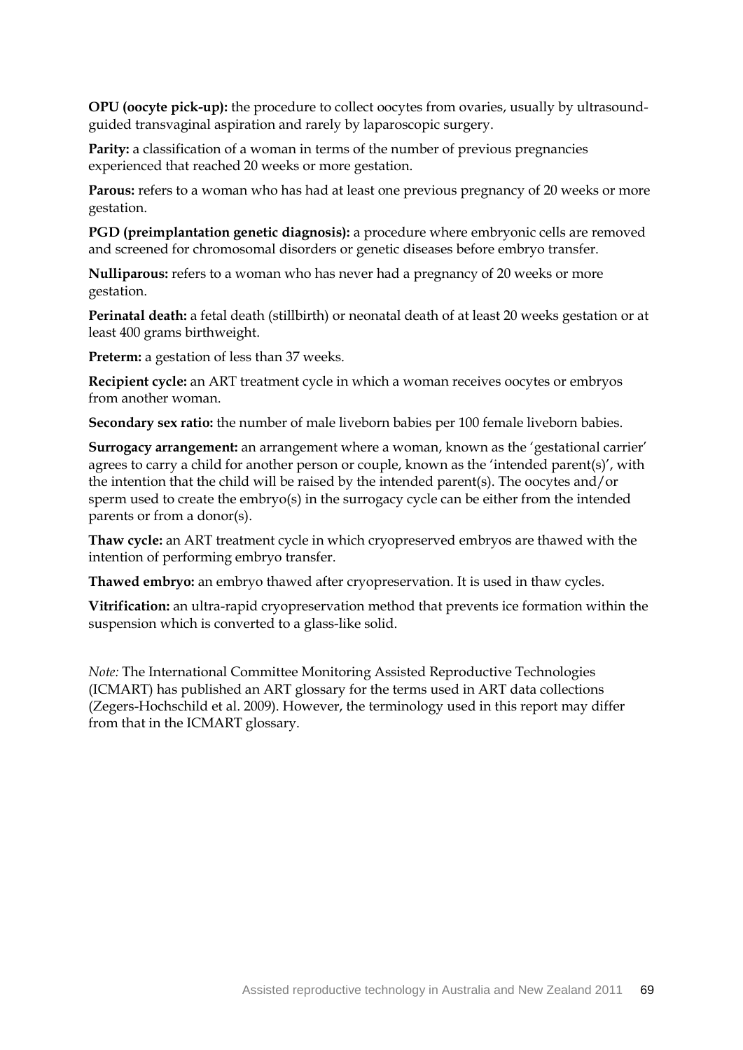**OPU (oocyte pick-up):** the procedure to collect oocytes from ovaries, usually by ultrasound-guided transvaginal aspiration and rarely by laparoscopic surgery.

**Parity:** a classification of a woman in terms of the number of previous pregnancies experienced that reached 20 weeks or more gestation.

**Parous:** refers to a woman who has had at least one previous pregnancy of 20 weeks or more gestation.

**PGD (preimplantation genetic diagnosis):** a procedure where embryonic cells are removed and screened for chromosomal disorders or genetic diseases before embryo transfer.

**Nulliparous:** refers to a woman who has never had a pregnancy of 20 weeks or more gestation.

**Perinatal death:** a fetal death (stillbirth) or neonatal death of at least 20 weeks gestation or at least 400 grams birthweight.

**Preterm:** a gestation of less than 37 weeks.

**Recipient cycle:** an ART treatment cycle in which a woman receives oocytes or embryos from another woman.

**Secondary sex ratio:** the number of male liveborn babies per 100 female liveborn babies.

**Surrogacy arrangement:** an arrangement where a woman, known as the 'gestational carrier' agrees to carry a child for another person or couple, known as the 'intended parent(s)', with the intention that the child will be raised by the intended parent(s). The oocytes and/or sperm used to create the embryo(s) in the surrogacy cycle can be either from the intended parents or from a donor(s).

**Thaw cycle:** an ART treatment cycle in which cryopreserved embryos are thawed with the intention of performing embryo transfer.

**Thawed embryo:** an embryo thawed after cryopreservation. It is used in thaw cycles.

**Vitrification:** an ultra-rapid cryopreservation method that prevents ice formation within the suspension which is converted to a glass-like solid.

*Note:* The International Committee Monitoring Assisted Reproductive Technologies (ICMART) has published an ART glossary for the terms used in ART data collections (Zegers-Hochschild et al. 2009). However, the terminology used in this report may differ from that in the ICMART glossary.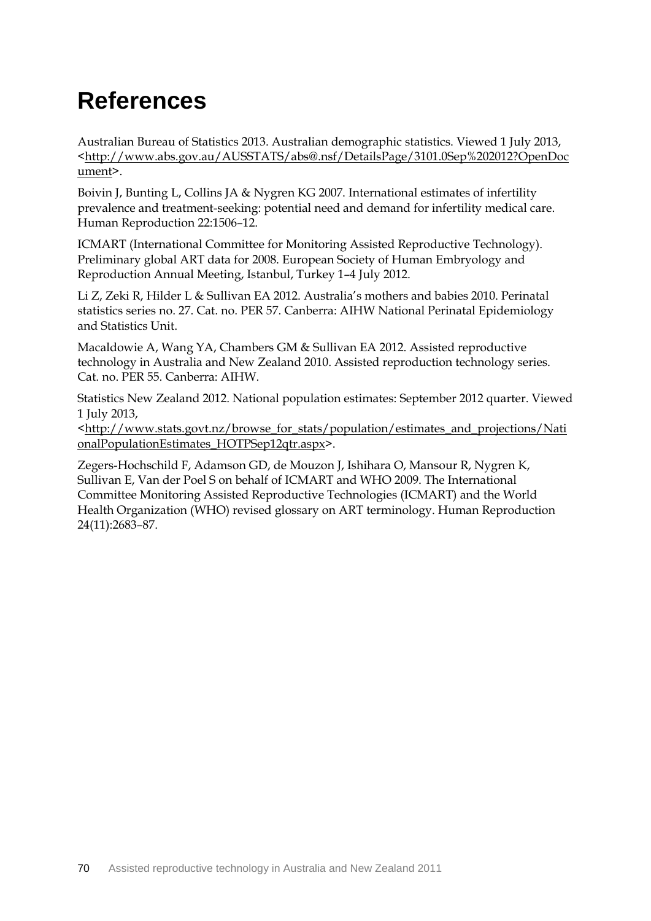# References

Australian Bureau of Statistics 2013. Australian demographic statistics. Viewed 1 July 2013, <http://www.abs.gov.au/AUSSTATS/abs@.nsf/DetailsPage/3101.0Sep%202012?OpenDocument>.

Boivin J, Bunting L, Collins JA & Nygren KG 2007. International estimates of infertility prevalence and treatment-seeking: potential need and demand for infertility medical care. Human Reproduction 22:1506–12.

ICMART (International Committee for Monitoring Assisted Reproductive Technology). Preliminary global ART data for 2008. European Society of Human Embryology and Reproduction Annual Meeting, Istanbul, Turkey 1–4 July 2012.

Li Z, Zeki R, Hilder L & Sullivan EA 2012. Australia's mothers and babies 2010. Perinatal statistics series no. 27. Cat. no. PER 57. Canberra: AIHW National Perinatal Epidemiology and Statistics Unit.

Macaldowie A, Wang YA, Chambers GM & Sullivan EA 2012. Assisted reproductive technology in Australia and New Zealand 2010. Assisted reproduction technology series. Cat. no. PER 55. Canberra: AIHW.

Statistics New Zealand 2012. National population estimates: September 2012 quarter. Viewed 1 July 2013, <http://www.stats.govt.nz/browse_for_stats/population/estimates_and_projections/NationalPopulationEstimates_HOTPSep12qtr.aspx>.

Zegers-Hochschild F, Adamson GD, de Mouzon J, Ishihara O, Mansour R, Nygren K, Sullivan E, Van der Poel S on behalf of ICMART and WHO 2009. The International Committee Monitoring Assisted Reproductive Technologies (ICMART) and the World Health Organization (WHO) revised glossary on ART terminology. Human Reproduction 24(11):2683–87.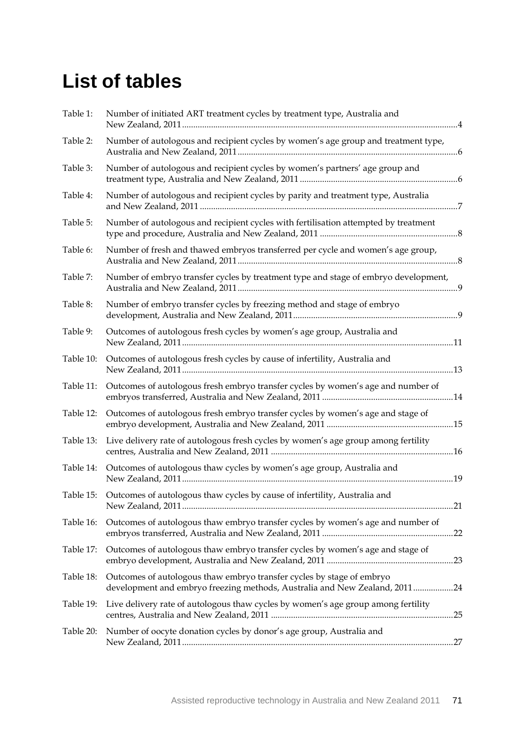# List of tables

Table 1: Number of initiated ART treatment cycles by treatment type, Australia and New Zealand, 2011 ....4

Table 2: Number of autologous and recipient cycles by women's age group and treatment type, Australia and New Zealand, 2011 ....6

Table 3: Number of autologous and recipient cycles by women's partners' age group and treatment type, Australia and New Zealand, 2011 ....6

Table 4: Number of autologous and recipient cycles by parity and treatment type, Australia and New Zealand, 2011 ....7

Table 5: Number of autologous and recipient cycles with fertilisation attempted by treatment type and procedure, Australia and New Zealand, 2011 ....8

Table 6: Number of fresh and thawed embryos transferred per cycle and women's age group, Australia and New Zealand, 2011 ....8

Table 7: Number of embryo transfer cycles by treatment type and stage of embryo development, Australia and New Zealand, 2011 ....9

Table 8: Number of embryo transfer cycles by freezing method and stage of embryo development, Australia and New Zealand, 2011 ....9

Table 9: Outcomes of autologous fresh cycles by women's age group, Australia and New Zealand, 2011 ....11

Table 10: Outcomes of autologous fresh cycles by cause of infertility, Australia and New Zealand, 2011 ....13

Table 11: Outcomes of autologous fresh embryo transfer cycles by women's age and number of embryos transferred, Australia and New Zealand, 2011 ....14

Table 12: Outcomes of autologous fresh embryo transfer cycles by women's age and stage of embryo development, Australia and New Zealand, 2011 ....15

Table 13: Live delivery rate of autologous fresh cycles by women's age group among fertility centres, Australia and New Zealand, 2011 ....16

Table 14: Outcomes of autologous thaw cycles by women's age group, Australia and New Zealand, 2011 ....19

Table 15: Outcomes of autologous thaw cycles by cause of infertility, Australia and New Zealand, 2011 ....21

Table 16: Outcomes of autologous thaw embryo transfer cycles by women's age and number of embryos transferred, Australia and New Zealand, 2011 ....22

Table 17: Outcomes of autologous thaw embryo transfer cycles by women's age and stage of embryo development, Australia and New Zealand, 2011 ....23

Table 18: Outcomes of autologous thaw embryo transfer cycles by stage of embryo development and embryo freezing methods, Australia and New Zealand, 2011 ....24

Table 19: Live delivery rate of autologous thaw cycles by women's age group among fertility centres, Australia and New Zealand, 2011 ....25

Table 20: Number of oocyte donation cycles by donor's age group, Australia and New Zealand, 2011 ....27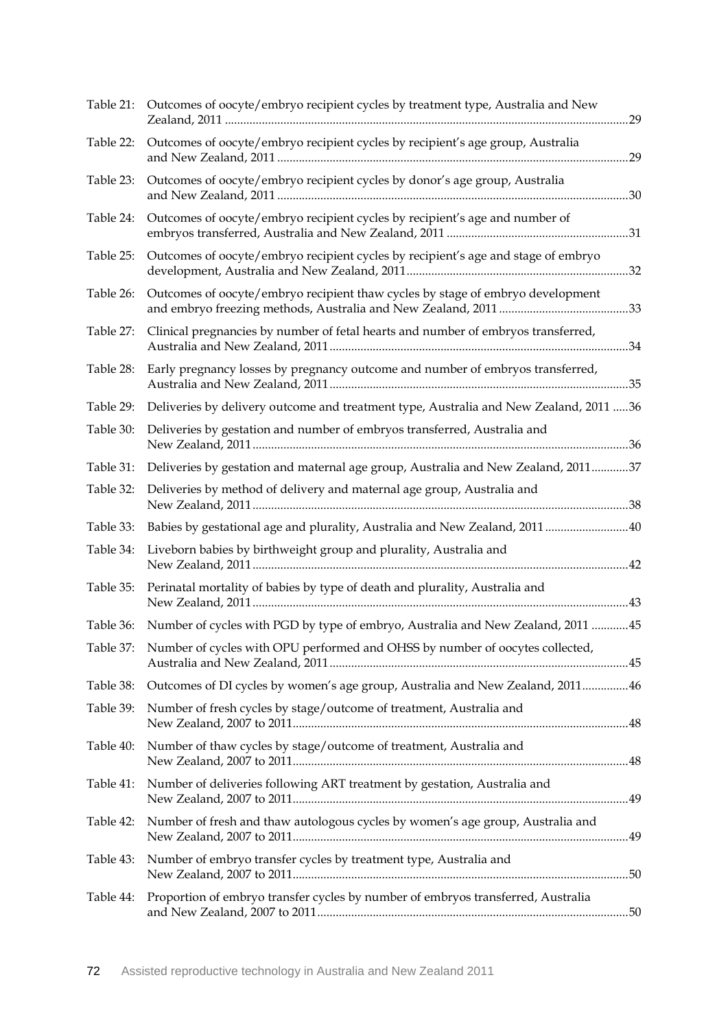Table 21: Outcomes of oocyte/embryo recipient cycles by treatment type, Australia and New Zealand, 2011 ....29

Table 22: Outcomes of oocyte/embryo recipient cycles by recipient's age group, Australia and New Zealand, 2011 ....29

Table 23: Outcomes of oocyte/embryo recipient cycles by donor's age group, Australia and New Zealand, 2011 ....30

Table 24: Outcomes of oocyte/embryo recipient cycles by recipient's age and number of embryos transferred, Australia and New Zealand, 2011 ....31

Table 25: Outcomes of oocyte/embryo recipient cycles by recipient's age and stage of embryo development, Australia and New Zealand, 2011....32

Table 26: Outcomes of oocyte/embryo recipient thaw cycles by stage of embryo development and embryo freezing methods, Australia and New Zealand, 2011 ....33

Table 27: Clinical pregnancies by number of fetal hearts and number of embryos transferred, Australia and New Zealand, 2011....34

Table 28: Early pregnancy losses by pregnancy outcome and number of embryos transferred, Australia and New Zealand, 2011....35

Table 29: Deliveries by delivery outcome and treatment type, Australia and New Zealand, 2011 ....36

Table 30: Deliveries by gestation and number of embryos transferred, Australia and New Zealand, 2011....36

Table 31: Deliveries by gestation and maternal age group, Australia and New Zealand, 2011....37

Table 32: Deliveries by method of delivery and maternal age group, Australia and New Zealand, 2011....38

Table 33: Babies by gestational age and plurality, Australia and New Zealand, 2011 ....40

Table 34: Liveborn babies by birthweight group and plurality, Australia and New Zealand, 2011....42

Table 35: Perinatal mortality of babies by type of death and plurality, Australia and New Zealand, 2011....43

Table 36: Number of cycles with PGD by type of embryo, Australia and New Zealand, 2011 ....45

Table 37: Number of cycles with OPU performed and OHSS by number of oocytes collected, Australia and New Zealand, 2011....45

Table 38: Outcomes of DI cycles by women's age group, Australia and New Zealand, 2011....46

Table 39: Number of fresh cycles by stage/outcome of treatment, Australia and New Zealand, 2007 to 2011....48

Table 40: Number of thaw cycles by stage/outcome of treatment, Australia and New Zealand, 2007 to 2011....48

Table 41: Number of deliveries following ART treatment by gestation, Australia and New Zealand, 2007 to 2011....49

Table 42: Number of fresh and thaw autologous cycles by women's age group, Australia and New Zealand, 2007 to 2011....49

Table 43: Number of embryo transfer cycles by treatment type, Australia and New Zealand, 2007 to 2011....50

Table 44: Proportion of embryo transfer cycles by number of embryos transferred, Australia and New Zealand, 2007 to 2011....50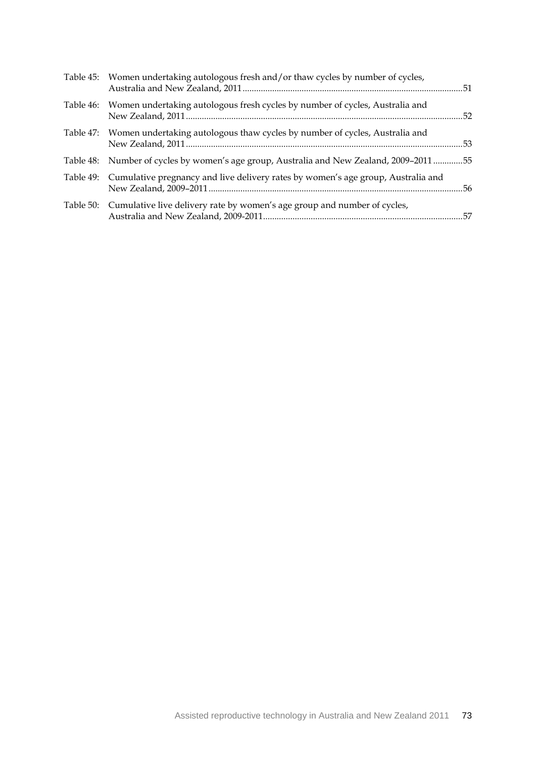Table 45: Women undertaking autologous fresh and/or thaw cycles by number of cycles, Australia and New Zealand, 2011 ................................................................................................51

Table 46: Women undertaking autologous fresh cycles by number of cycles, Australia and New Zealand, 2011 ..........................................................................................................................52

Table 47: Women undertaking autologous thaw cycles by number of cycles, Australia and New Zealand, 2011 ..........................................................................................................................53

Table 48: Number of cycles by women's age group, Australia and New Zealand, 2009–2011 .............55

Table 49: Cumulative pregnancy and live delivery rates by women's age group, Australia and New Zealand, 2009–2011 ...............................................................................................................56

Table 50: Cumulative live delivery rate by women's age group and number of cycles, Australia and New Zealand, 2009-2011........................................................................................57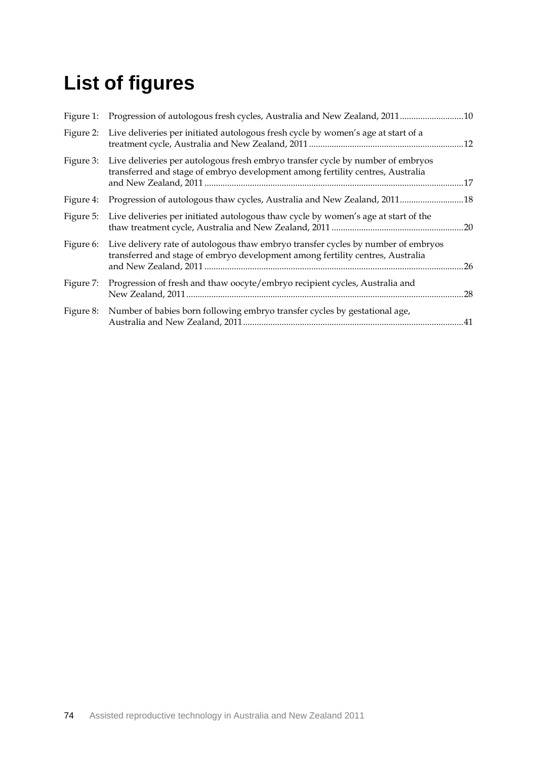# List of figures

Figure 1: Progression of autologous fresh cycles, Australia and New Zealand, 2011............................10

Figure 2: Live deliveries per initiated autologous fresh cycle by women's age at start of a treatment cycle, Australia and New Zealand, 2011 ...................................................................12

Figure 3: Live deliveries per autologous fresh embryo transfer cycle by number of embryos transferred and stage of embryo development among fertility centres, Australia and New Zealand, 2011 ................................................................................................................17

Figure 4: Progression of autologous thaw cycles, Australia and New Zealand, 2011............................18

Figure 5: Live deliveries per initiated autologous thaw cycle by women's age at start of the thaw treatment cycle, Australia and New Zealand, 2011 .........................................................20

Figure 6: Live delivery rate of autologous thaw embryo transfer cycles by number of embryos transferred and stage of embryo development among fertility centres, Australia and New Zealand, 2011 ................................................................................................................26

Figure 7: Progression of fresh and thaw oocyte/embryo recipient cycles, Australia and New Zealand, 2011.........................................................................................................................28

Figure 8: Number of babies born following embryo transfer cycles by gestational age, Australia and New Zealand, 2011................................................................................................41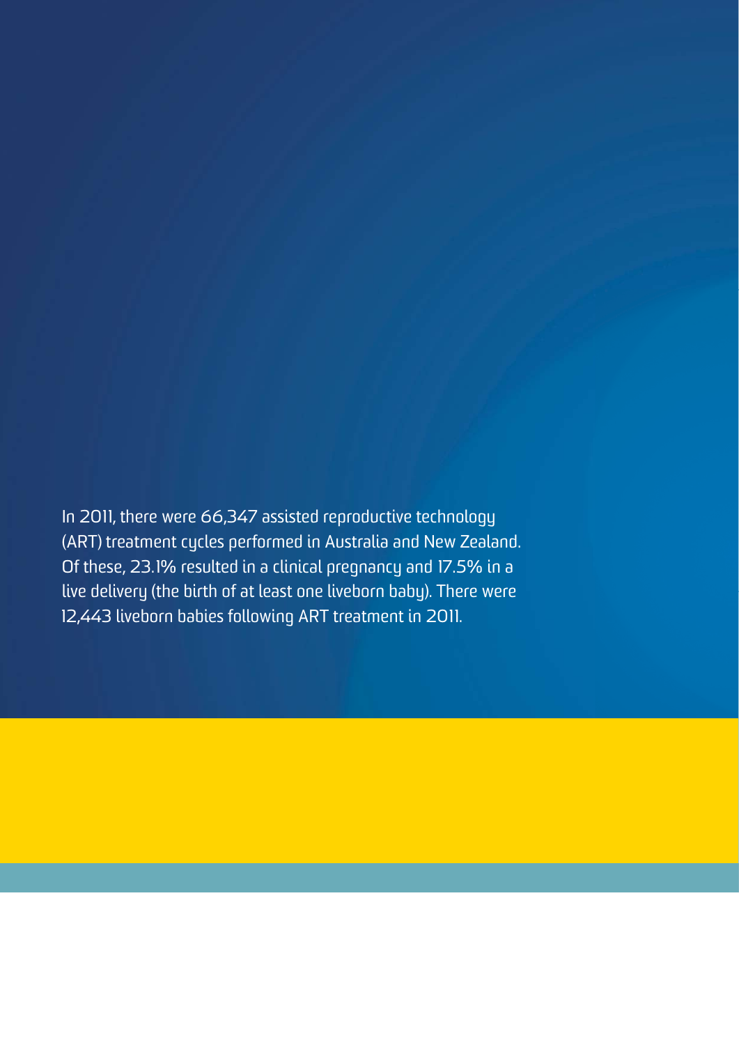In 2011, there were 66,347 assisted reproductive technology (ART) treatment cycles performed in Australia and New Zealand. Of these, 23.1% resulted in a clinical pregnancy and 17.5% in a live delivery (the birth of at least one liveborn baby). There were 12,443 liveborn babies following ART treatment in 2011.